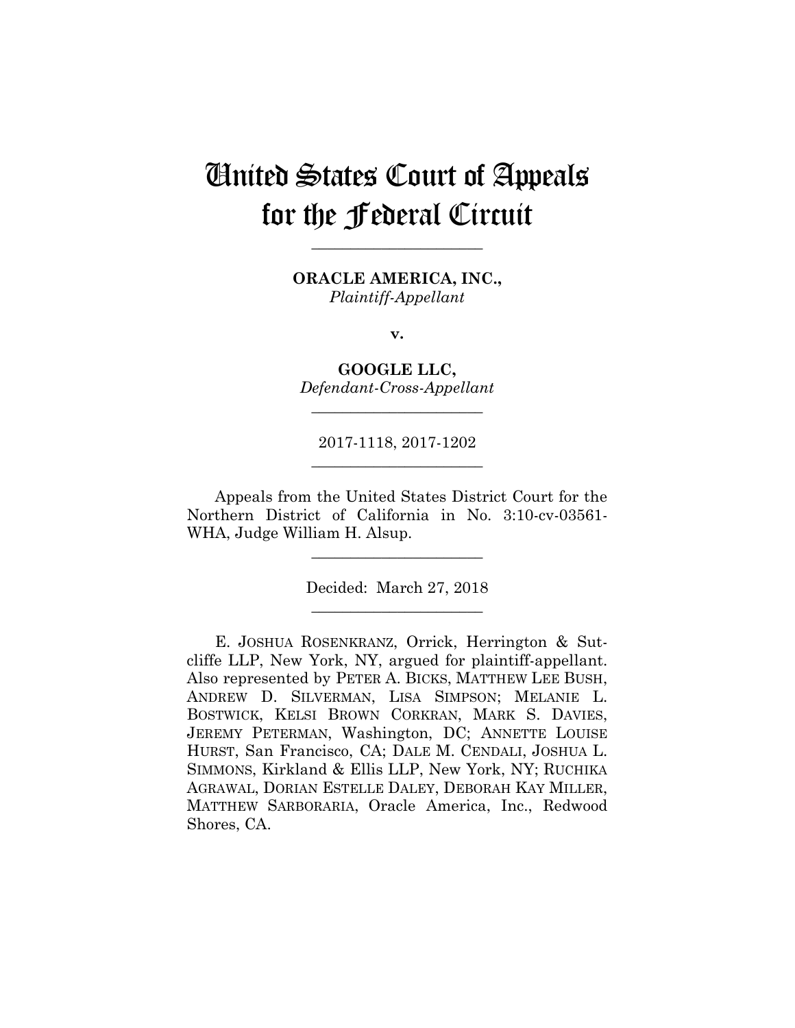# United States Court of Appeals for the Federal Circuit

______________________

**ORACLE AMERICA, INC.,**
*Plaintiff-Appellant*

**v.**

**GOOGLE LLC,**
*Defendant-Cross-Appellant*

______________________

2017-1118, 2017-1202

______________________

Appeals from the United States District Court for the Northern District of California in No. 3:10-cv-03561-WHA, Judge William H. Alsup.

______________________

Decided: March 27, 2018

______________________

E. JOSHUA ROSENKRANZ, Orrick, Herrington & Sutcliffe LLP, New York, NY, argued for plaintiff-appellant. Also represented by PETER A. BICKS, MATTHEW LEE BUSH, ANDREW D. SILVERMAN, LISA SIMPSON; MELANIE L. BOSTWICK, KELSI BROWN CORKRAN, MARK S. DAVIES, JEREMY PETERMAN, Washington, DC; ANNETTE LOUISE HURST, San Francisco, CA; DALE M. CENDALI, JOSHUA L. SIMMONS, Kirkland & Ellis LLP, New York, NY; RUCHIKA AGRAWAL, DORIAN ESTELLE DALEY, DEBORAH KAY MILLER, MATTHEW SARBORARIA, Oracle America, Inc., Redwood Shores, CA.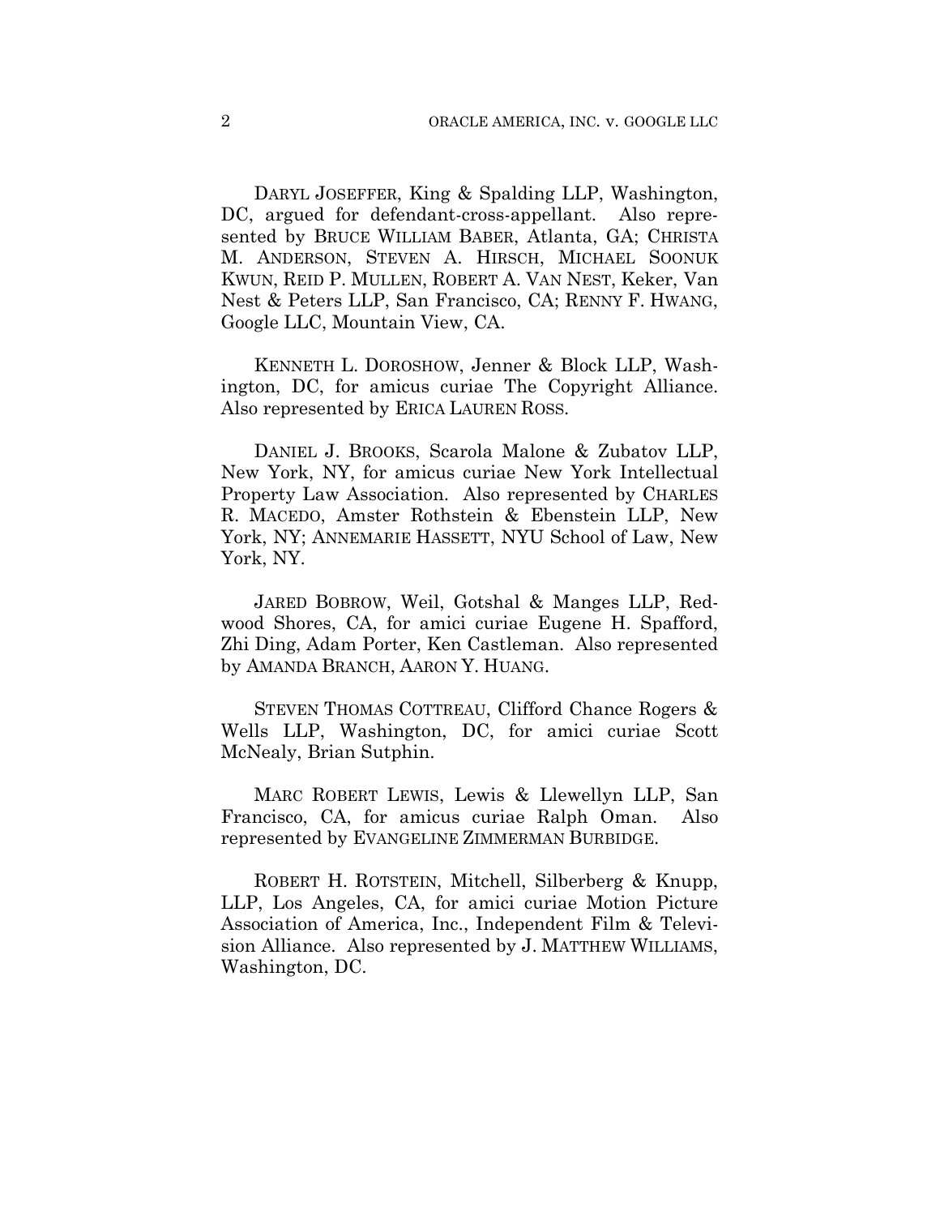DARYL JOSEFFER, King & Spalding LLP, Washington, DC, argued for defendant-cross-appellant. Also represented by BRUCE WILLIAM BABER, Atlanta, GA; CHRISTA M. ANDERSON, STEVEN A. HIRSCH, MICHAEL SOONUK KWUN, REID P. MULLEN, ROBERT A. VAN NEST, Keker, Van Nest & Peters LLP, San Francisco, CA; RENNY F. HWANG, Google LLC, Mountain View, CA.

KENNETH L. DOROSHOW, Jenner & Block LLP, Washington, DC, for amicus curiae The Copyright Alliance. Also represented by ERICA LAUREN ROSS.

DANIEL J. BROOKS, Scarola Malone & Zubatov LLP, New York, NY, for amicus curiae New York Intellectual Property Law Association. Also represented by CHARLES R. MACEDO, Amster Rothstein & Ebenstein LLP, New York, NY; ANNEMARIE HASSETT, NYU School of Law, New York, NY.

JARED BOBROW, Weil, Gotshal & Manges LLP, Redwood Shores, CA, for amici curiae Eugene H. Spafford, Zhi Ding, Adam Porter, Ken Castleman. Also represented by AMANDA BRANCH, AARON Y. HUANG.

STEVEN THOMAS COTTREAU, Clifford Chance Rogers & Wells LLP, Washington, DC, for amici curiae Scott McNealy, Brian Sutphin.

MARC ROBERT LEWIS, Lewis & Llewellyn LLP, San Francisco, CA, for amicus curiae Ralph Oman. Also represented by EVANGELINE ZIMMERMAN BURBIDGE.

ROBERT H. ROTSTEIN, Mitchell, Silberberg & Knupp, LLP, Los Angeles, CA, for amici curiae Motion Picture Association of America, Inc., Independent Film & Television Alliance. Also represented by J. MATTHEW WILLIAMS, Washington, DC.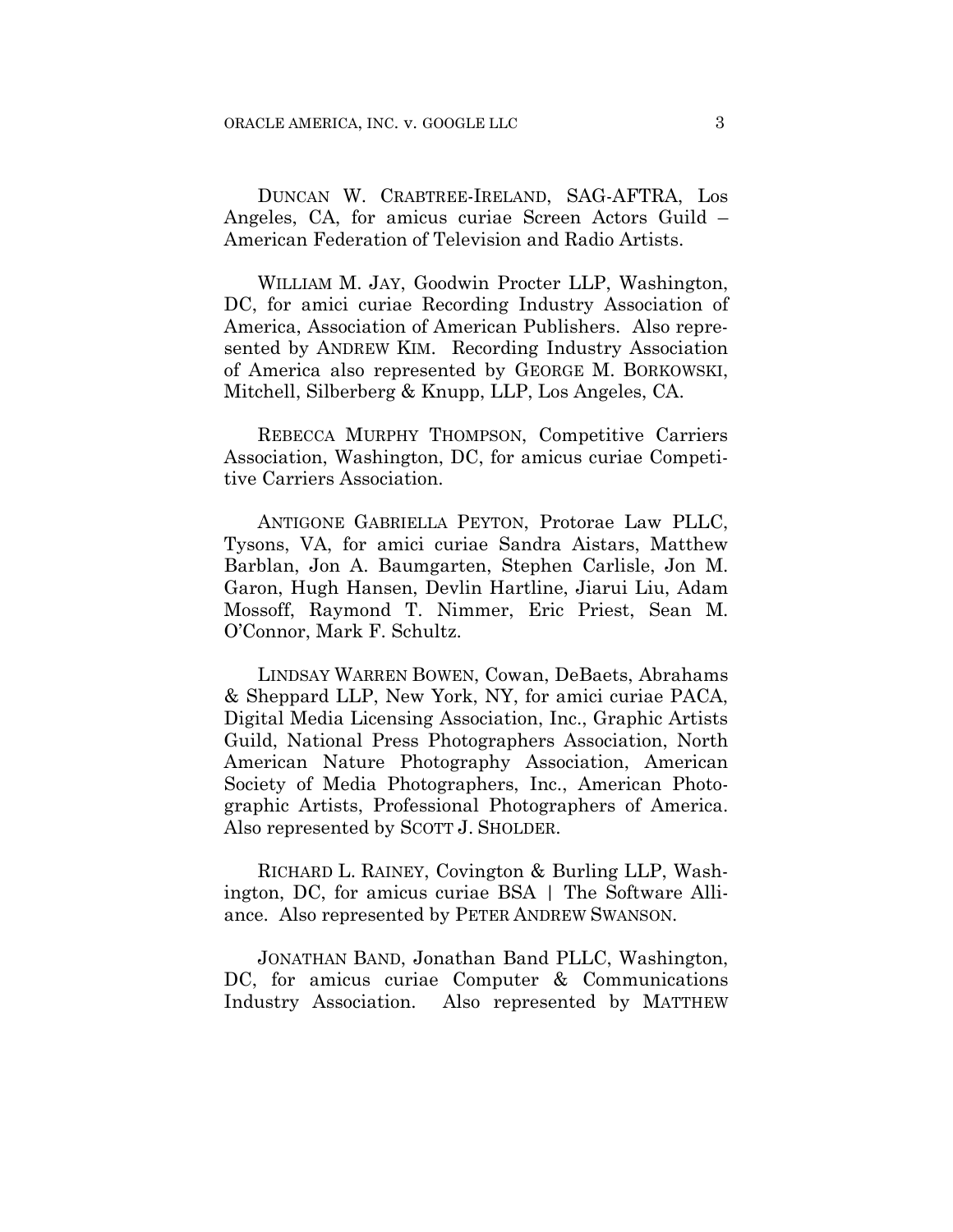DUNCAN W. CRABTREE-IRELAND, SAG-AFTRA, Los Angeles, CA, for amicus curiae Screen Actors Guild – American Federation of Television and Radio Artists.

WILLIAM M. JAY, Goodwin Procter LLP, Washington, DC, for amici curiae Recording Industry Association of America, Association of American Publishers. Also represented by ANDREW KIM. Recording Industry Association of America also represented by GEORGE M. BORKOWSKI, Mitchell, Silberberg & Knupp, LLP, Los Angeles, CA.

REBECCA MURPHY THOMPSON, Competitive Carriers Association, Washington, DC, for amicus curiae Competitive Carriers Association.

ANTIGONE GABRIELLA PEYTON, Protorae Law PLLC, Tysons, VA, for amici curiae Sandra Aistars, Matthew Barblan, Jon A. Baumgarten, Stephen Carlisle, Jon M. Garon, Hugh Hansen, Devlin Hartline, Jiarui Liu, Adam Mossoff, Raymond T. Nimmer, Eric Priest, Sean M. O'Connor, Mark F. Schultz.

LINDSAY WARREN BOWEN, Cowan, DeBaets, Abrahams & Sheppard LLP, New York, NY, for amici curiae PACA, Digital Media Licensing Association, Inc., Graphic Artists Guild, National Press Photographers Association, North American Nature Photography Association, American Society of Media Photographers, Inc., American Photographic Artists, Professional Photographers of America. Also represented by SCOTT J. SHOLDER.

RICHARD L. RAINEY, Covington & Burling LLP, Washington, DC, for amicus curiae BSA | The Software Alliance. Also represented by PETER ANDREW SWANSON.

JONATHAN BAND, Jonathan Band PLLC, Washington, DC, for amicus curiae Computer & Communications Industry Association. Also represented by MATTHEW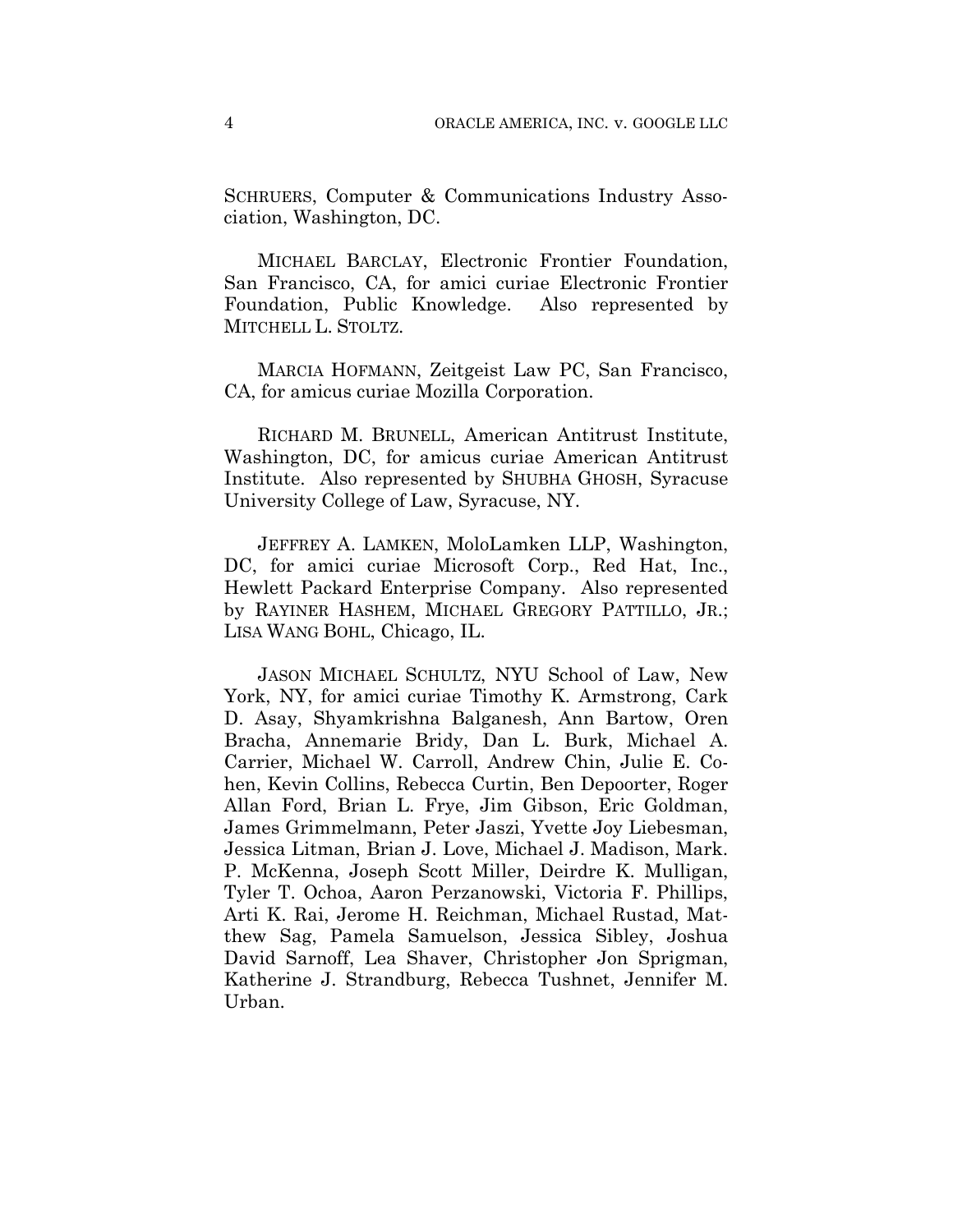SCHRUERS, Computer & Communications Industry Association, Washington, DC.

MICHAEL BARCLAY, Electronic Frontier Foundation, San Francisco, CA, for amici curiae Electronic Frontier Foundation, Public Knowledge. Also represented by MITCHELL L. STOLTZ.

MARCIA HOFMANN, Zeitgeist Law PC, San Francisco, CA, for amicus curiae Mozilla Corporation.

RICHARD M. BRUNELL, American Antitrust Institute, Washington, DC, for amicus curiae American Antitrust Institute. Also represented by SHUBHA GHOSH, Syracuse University College of Law, Syracuse, NY.

JEFFREY A. LAMKEN, MoloLamken LLP, Washington, DC, for amici curiae Microsoft Corp., Red Hat, Inc., Hewlett Packard Enterprise Company. Also represented by RAYINER HASHEM, MICHAEL GREGORY PATTILLO, JR.; LISA WANG BOHL, Chicago, IL.

JASON MICHAEL SCHULTZ, NYU School of Law, New York, NY, for amici curiae Timothy K. Armstrong, Cark D. Asay, Shyamkrishna Balganesh, Ann Bartow, Oren Bracha, Annemarie Bridy, Dan L. Burk, Michael A. Carrier, Michael W. Carroll, Andrew Chin, Julie E. Cohen, Kevin Collins, Rebecca Curtin, Ben Depoorter, Roger Allan Ford, Brian L. Frye, Jim Gibson, Eric Goldman, James Grimmelmann, Peter Jaszi, Yvette Joy Liebesman, Jessica Litman, Brian J. Love, Michael J. Madison, Mark. P. McKenna, Joseph Scott Miller, Deirdre K. Mulligan, Tyler T. Ochoa, Aaron Perzanowski, Victoria F. Phillips, Arti K. Rai, Jerome H. Reichman, Michael Rustad, Matthew Sag, Pamela Samuelson, Jessica Sibley, Joshua David Sarnoff, Lea Shaver, Christopher Jon Sprigman, Katherine J. Strandburg, Rebecca Tushnet, Jennifer M. Urban.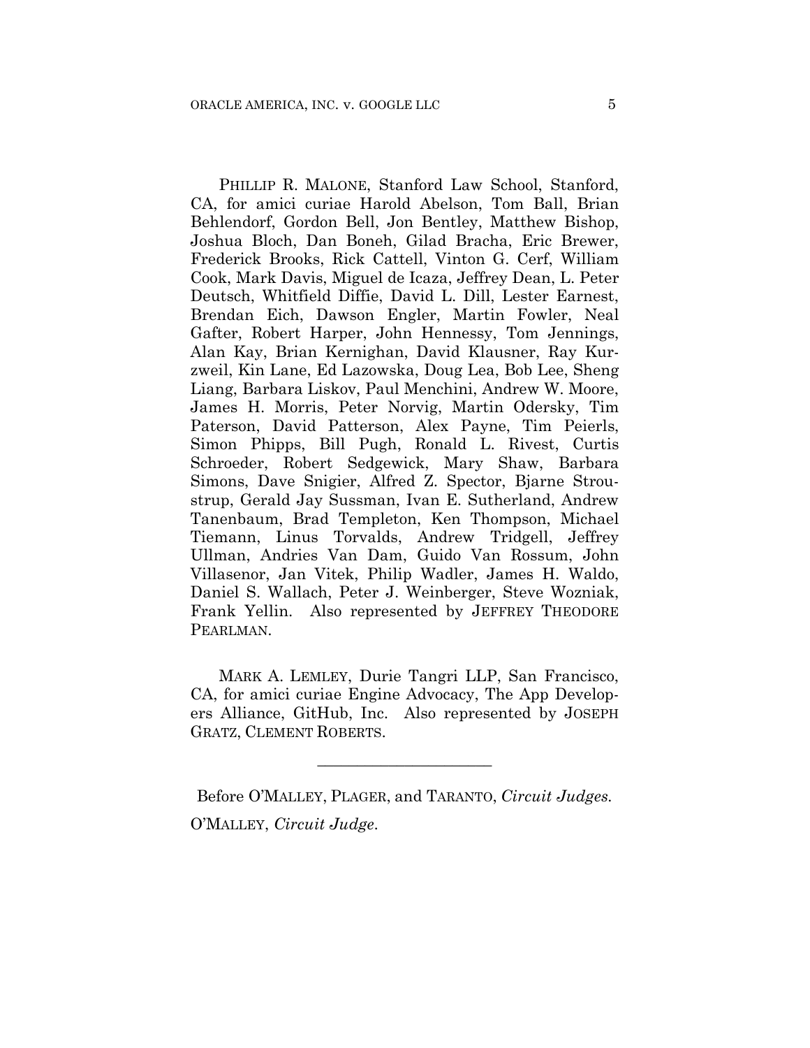PHILLIP R. MALONE, Stanford Law School, Stanford, CA, for amici curiae Harold Abelson, Tom Ball, Brian Behlendorf, Gordon Bell, Jon Bentley, Matthew Bishop, Joshua Bloch, Dan Boneh, Gilad Bracha, Eric Brewer, Frederick Brooks, Rick Cattell, Vinton G. Cerf, William Cook, Mark Davis, Miguel de Icaza, Jeffrey Dean, L. Peter Deutsch, Whitfield Diffie, David L. Dill, Lester Earnest, Brendan Eich, Dawson Engler, Martin Fowler, Neal Gafter, Robert Harper, John Hennessy, Tom Jennings, Alan Kay, Brian Kernighan, David Klausner, Ray Kurzweil, Kin Lane, Ed Lazowska, Doug Lea, Bob Lee, Sheng Liang, Barbara Liskov, Paul Menchini, Andrew W. Moore, James H. Morris, Peter Norvig, Martin Odersky, Tim Paterson, David Patterson, Alex Payne, Tim Peierls, Simon Phipps, Bill Pugh, Ronald L. Rivest, Curtis Schroeder, Robert Sedgewick, Mary Shaw, Barbara Simons, Dave Snigier, Alfred Z. Spector, Bjarne Stroustrup, Gerald Jay Sussman, Ivan E. Sutherland, Andrew Tanenbaum, Brad Templeton, Ken Thompson, Michael Tiemann, Linus Torvalds, Andrew Tridgell, Jeffrey Ullman, Andries Van Dam, Guido Van Rossum, John Villasenor, Jan Vitek, Philip Wadler, James H. Waldo, Daniel S. Wallach, Peter J. Weinberger, Steve Wozniak, Frank Yellin. Also represented by JEFFREY THEODORE PEARLMAN.

MARK A. LEMLEY, Durie Tangri LLP, San Francisco, CA, for amici curiae Engine Advocacy, The App Developers Alliance, GitHub, Inc. Also represented by JOSEPH GRATZ, CLEMENT ROBERTS.

---

Before O'MALLEY, PLAGER, and TARANTO, *Circuit Judges.*

O'MALLEY, *Circuit Judge.*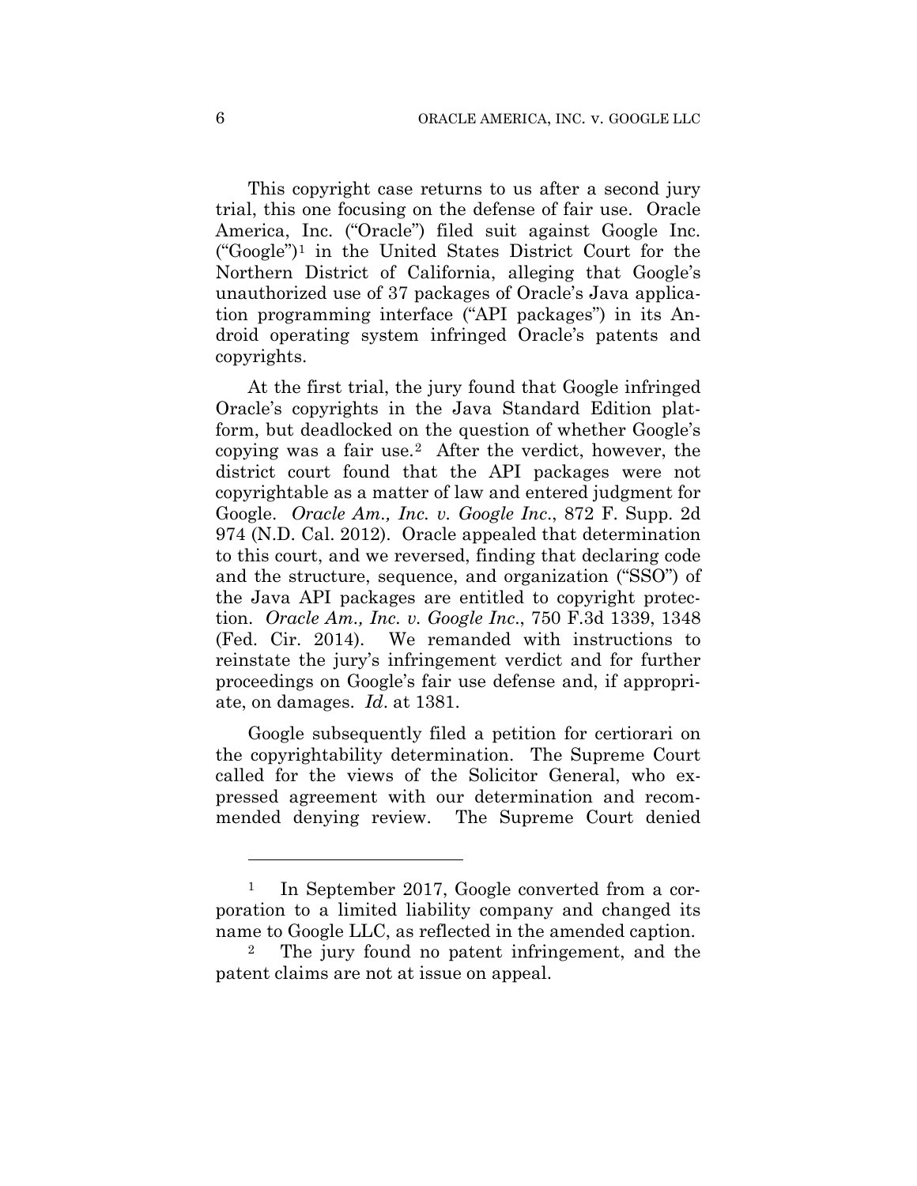This copyright case returns to us after a second jury trial, this one focusing on the defense of fair use. Oracle America, Inc. ("Oracle") filed suit against Google Inc. ("Google")[1] in the United States District Court for the Northern District of California, alleging that Google's unauthorized use of 37 packages of Oracle's Java application programming interface ("API packages") in its Android operating system infringed Oracle's patents and copyrights.

At the first trial, the jury found that Google infringed Oracle's copyrights in the Java Standard Edition platform, but deadlocked on the question of whether Google's copying was a fair use.[2] After the verdict, however, the district court found that the API packages were not copyrightable as a matter of law and entered judgment for Google. *Oracle Am., Inc. v. Google Inc.*, 872 F. Supp. 2d 974 (N.D. Cal. 2012). Oracle appealed that determination to this court, and we reversed, finding that declaring code and the structure, sequence, and organization ("SSO") of the Java API packages are entitled to copyright protection. *Oracle Am., Inc. v. Google Inc.*, 750 F.3d 1339, 1348 (Fed. Cir. 2014). We remanded with instructions to reinstate the jury's infringement verdict and for further proceedings on Google's fair use defense and, if appropriate, on damages. *Id*. at 1381.

Google subsequently filed a petition for certiorari on the copyrightability determination. The Supreme Court called for the views of the Solicitor General, who expressed agreement with our determination and recommended denying review. The Supreme Court denied

---

[1] In September 2017, Google converted from a corporation to a limited liability company and changed its name to Google LLC, as reflected in the amended caption.

[2] The jury found no patent infringement, and the patent claims are not at issue on appeal.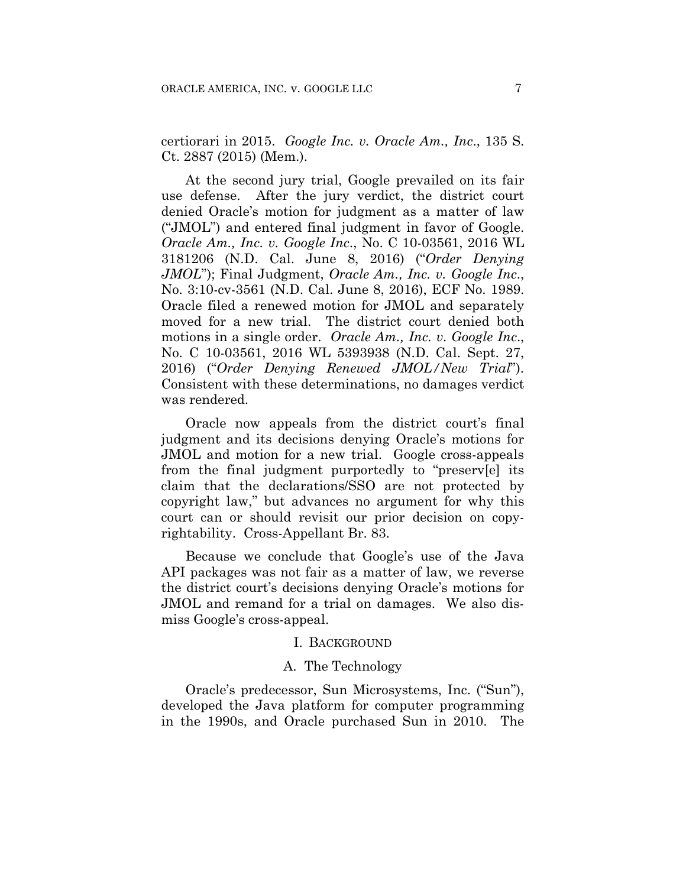certiorari in 2015. *Google Inc. v. Oracle Am., Inc.*, 135 S. Ct. 2887 (2015) (Mem.).

At the second jury trial, Google prevailed on its fair use defense. After the jury verdict, the district court denied Oracle's motion for judgment as a matter of law ("JMOL") and entered final judgment in favor of Google. *Oracle Am., Inc. v. Google Inc.*, No. C 10-03561, 2016 WL 3181206 (N.D. Cal. June 8, 2016) ("*Order Denying JMOL*"); Final Judgment, *Oracle Am., Inc. v. Google Inc.*, No. 3:10-cv-3561 (N.D. Cal. June 8, 2016), ECF No. 1989. Oracle filed a renewed motion for JMOL and separately moved for a new trial. The district court denied both motions in a single order. *Oracle Am., Inc. v. Google Inc.*, No. C 10-03561, 2016 WL 5393938 (N.D. Cal. Sept. 27, 2016) ("*Order Denying Renewed JMOL/New Trial*"). Consistent with these determinations, no damages verdict was rendered.

Oracle now appeals from the district court's final judgment and its decisions denying Oracle's motions for JMOL and motion for a new trial. Google cross-appeals from the final judgment purportedly to "preserv[e] its claim that the declarations/SSO are not protected by copyright law," but advances no argument for why this court can or should revisit our prior decision on copyrightability. Cross-Appellant Br. 83.

Because we conclude that Google's use of the Java API packages was not fair as a matter of law, we reverse the district court's decisions denying Oracle's motions for JMOL and remand for a trial on damages. We also dismiss Google's cross-appeal.

## I. BACKGROUND

### A. The Technology

Oracle's predecessor, Sun Microsystems, Inc. ("Sun"), developed the Java platform for computer programming in the 1990s, and Oracle purchased Sun in 2010. The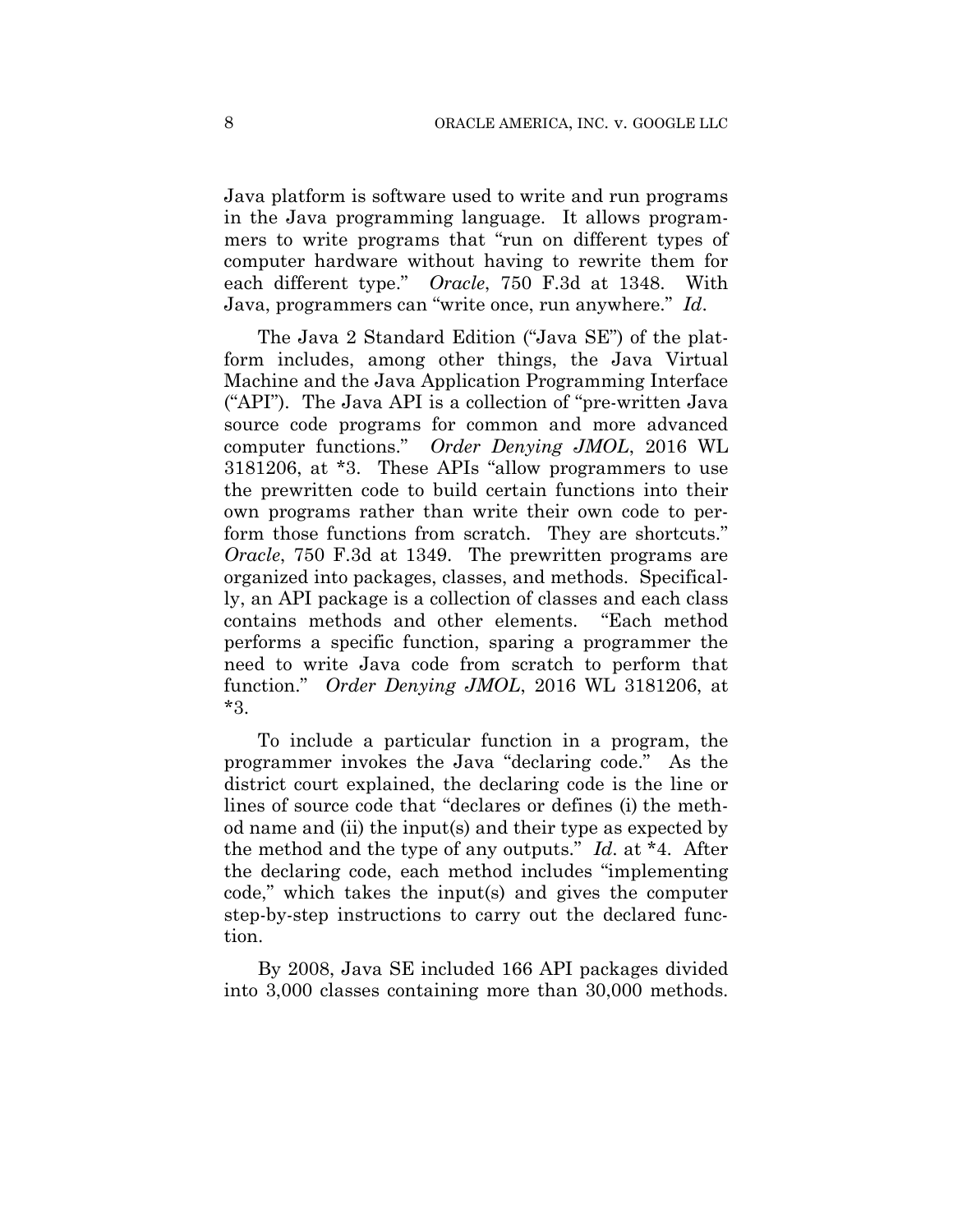Java platform is software used to write and run programs in the Java programming language. It allows programmers to write programs that "run on different types of computer hardware without having to rewrite them for each different type." *Oracle*, 750 F.3d at 1348. With Java, programmers can "write once, run anywhere." *Id*.

The Java 2 Standard Edition ("Java SE") of the platform includes, among other things, the Java Virtual Machine and the Java Application Programming Interface ("API"). The Java API is a collection of "pre-written Java source code programs for common and more advanced computer functions." *Order Denying JMOL*, 2016 WL 3181206, at *3. These APIs "allow programmers to use the prewritten code to build certain functions into their own programs rather than write their own code to perform those functions from scratch. They are shortcuts." *Oracle*, 750 F.3d at 1349. The prewritten programs are organized into packages, classes, and methods. Specifically, an API package is a collection of classes and each class contains methods and other elements. "Each method performs a specific function, sparing a programmer the need to write Java code from scratch to perform that function." *Order Denying JMOL*, 2016 WL 3181206, at *3.

To include a particular function in a program, the programmer invokes the Java "declaring code." As the district court explained, the declaring code is the line or lines of source code that "declares or defines (i) the method name and (ii) the input(s) and their type as expected by the method and the type of any outputs." *Id*. at *4. After the declaring code, each method includes "implementing code," which takes the input(s) and gives the computer step-by-step instructions to carry out the declared function.

By 2008, Java SE included 166 API packages divided into 3,000 classes containing more than 30,000 methods.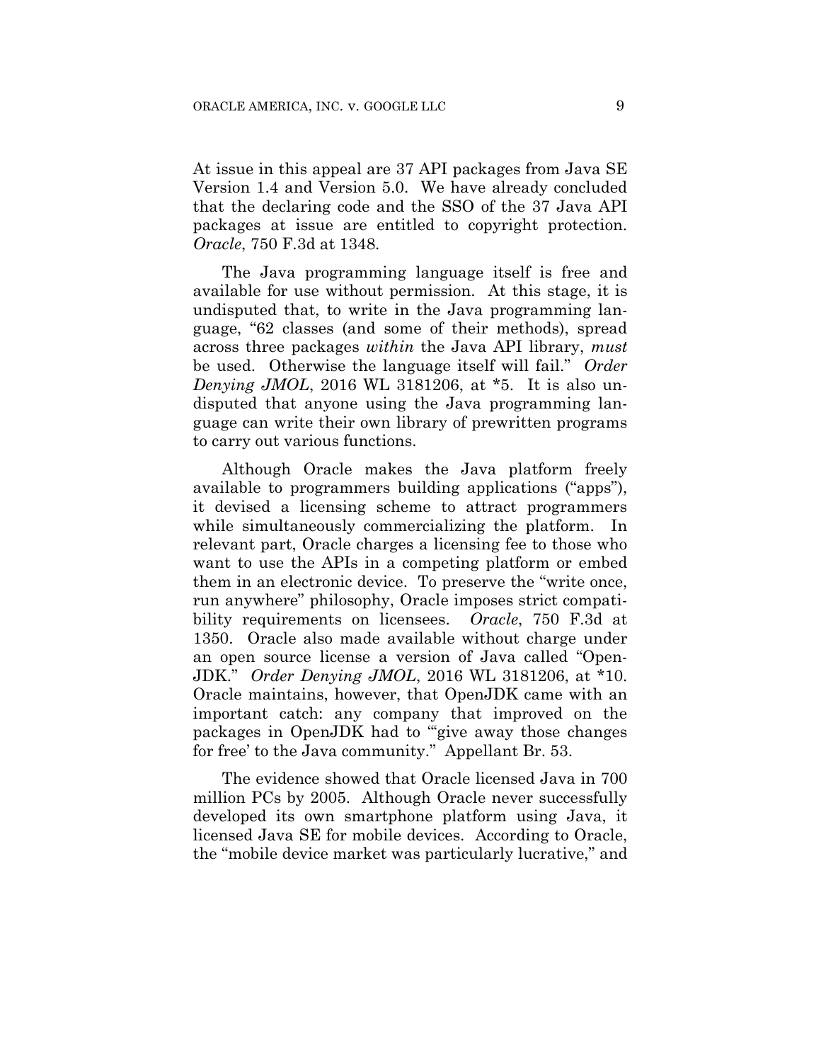At issue in this appeal are 37 API packages from Java SE Version 1.4 and Version 5.0. We have already concluded that the declaring code and the SSO of the 37 Java API packages at issue are entitled to copyright protection. *Oracle*, 750 F.3d at 1348.

The Java programming language itself is free and available for use without permission. At this stage, it is undisputed that, to write in the Java programming language, "62 classes (and some of their methods), spread across three packages *within* the Java API library, *must* be used. Otherwise the language itself will fail." *Order Denying JMOL*, 2016 WL 3181206, at *5. It is also undisputed that anyone using the Java programming language can write their own library of prewritten programs to carry out various functions.

Although Oracle makes the Java platform freely available to programmers building applications ("apps"), it devised a licensing scheme to attract programmers while simultaneously commercializing the platform. In relevant part, Oracle charges a licensing fee to those who want to use the APIs in a competing platform or embed them in an electronic device. To preserve the "write once, run anywhere" philosophy, Oracle imposes strict compatibility requirements on licensees. *Oracle*, 750 F.3d at 1350. Oracle also made available without charge under an open source license a version of Java called "OpenJDK." *Order Denying JMOL*, 2016 WL 3181206, at *10. Oracle maintains, however, that OpenJDK came with an important catch: any company that improved on the packages in OpenJDK had to "'give away those changes for free' to the Java community." Appellant Br. 53.

The evidence showed that Oracle licensed Java in 700 million PCs by 2005. Although Oracle never successfully developed its own smartphone platform using Java, it licensed Java SE for mobile devices. According to Oracle, the "mobile device market was particularly lucrative," and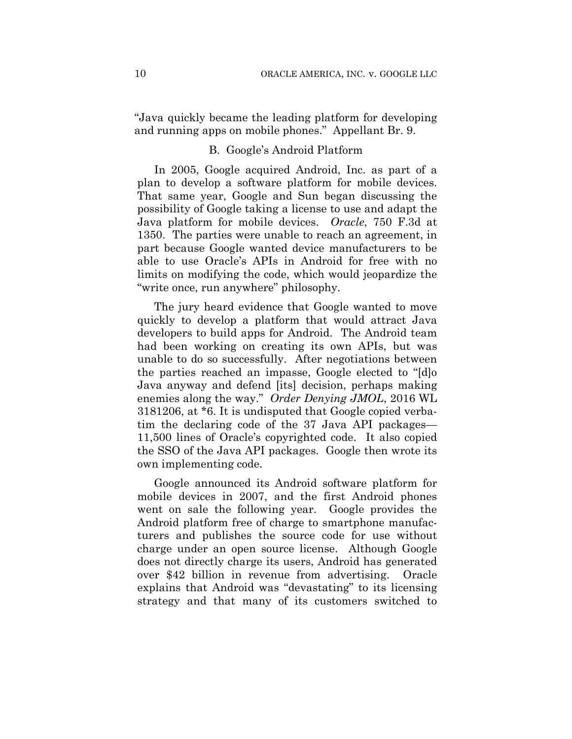"Java quickly became the leading platform for developing and running apps on mobile phones." Appellant Br. 9.

### B. Google's Android Platform

In 2005, Google acquired Android, Inc. as part of a plan to develop a software platform for mobile devices. That same year, Google and Sun began discussing the possibility of Google taking a license to use and adapt the Java platform for mobile devices. *Oracle*, 750 F.3d at 1350. The parties were unable to reach an agreement, in part because Google wanted device manufacturers to be able to use Oracle's APIs in Android for free with no limits on modifying the code, which would jeopardize the "write once, run anywhere" philosophy.

The jury heard evidence that Google wanted to move quickly to develop a platform that would attract Java developers to build apps for Android. The Android team had been working on creating its own APIs, but was unable to do so successfully. After negotiations between the parties reached an impasse, Google elected to "[d]o Java anyway and defend [its] decision, perhaps making enemies along the way." *Order Denying JMOL*, 2016 WL 3181206, at *6. It is undisputed that Google copied verbatim the declaring code of the 37 Java API packages—11,500 lines of Oracle's copyrighted code. It also copied the SSO of the Java API packages. Google then wrote its own implementing code.

Google announced its Android software platform for mobile devices in 2007, and the first Android phones went on sale the following year. Google provides the Android platform free of charge to smartphone manufacturers and publishes the source code for use without charge under an open source license. Although Google does not directly charge its users, Android has generated over $42 billion in revenue from advertising. Oracle explains that Android was "devastating" to its licensing strategy and that many of its customers switched to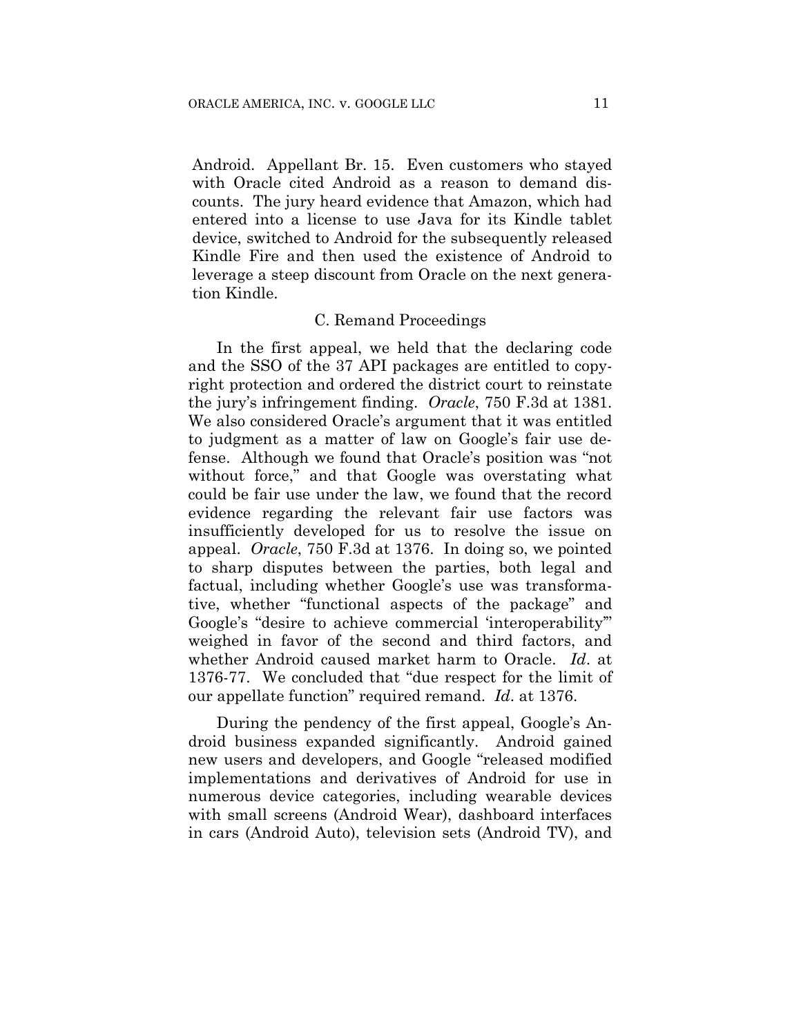Android. Appellant Br. 15. Even customers who stayed with Oracle cited Android as a reason to demand discounts. The jury heard evidence that Amazon, which had entered into a license to use Java for its Kindle tablet device, switched to Android for the subsequently released Kindle Fire and then used the existence of Android to leverage a steep discount from Oracle on the next generation Kindle.

### C. Remand Proceedings

In the first appeal, we held that the declaring code and the SSO of the 37 API packages are entitled to copyright protection and ordered the district court to reinstate the jury's infringement finding. *Oracle*, 750 F.3d at 1381. We also considered Oracle's argument that it was entitled to judgment as a matter of law on Google's fair use defense. Although we found that Oracle's position was "not without force," and that Google was overstating what could be fair use under the law, we found that the record evidence regarding the relevant fair use factors was insufficiently developed for us to resolve the issue on appeal. *Oracle*, 750 F.3d at 1376. In doing so, we pointed to sharp disputes between the parties, both legal and factual, including whether Google's use was transformative, whether "functional aspects of the package" and Google's "desire to achieve commercial 'interoperability'" weighed in favor of the second and third factors, and whether Android caused market harm to Oracle. *Id*. at 1376-77. We concluded that "due respect for the limit of our appellate function" required remand. *Id*. at 1376.

During the pendency of the first appeal, Google's Android business expanded significantly. Android gained new users and developers, and Google "released modified implementations and derivatives of Android for use in numerous device categories, including wearable devices with small screens (Android Wear), dashboard interfaces in cars (Android Auto), television sets (Android TV), and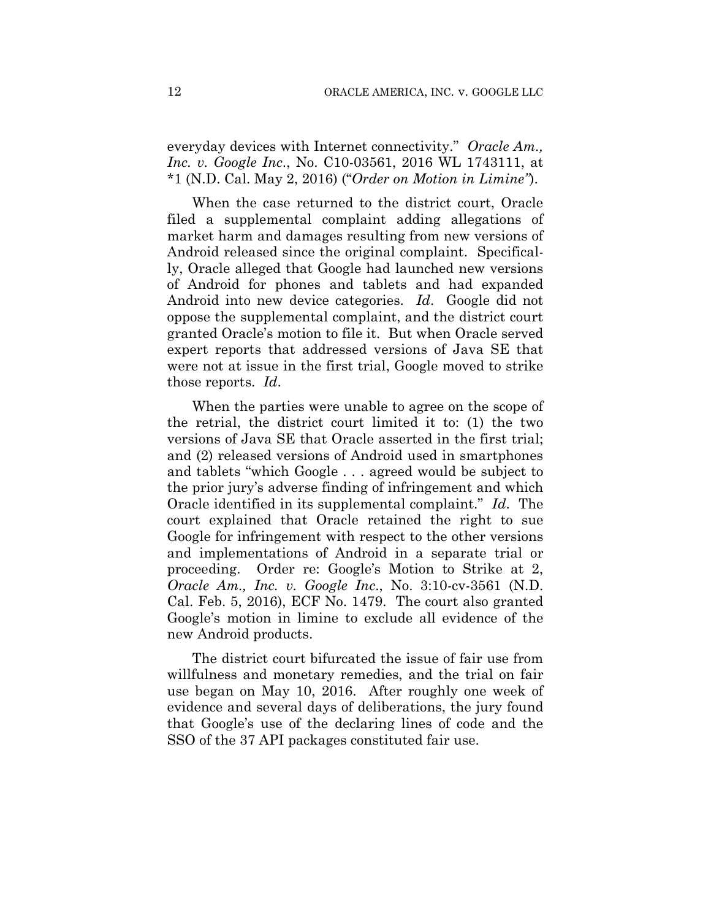everyday devices with Internet connectivity." *Oracle Am., Inc. v. Google Inc.*, No. C10-03561, 2016 WL 1743111, at *1 (N.D. Cal. May 2, 2016) ("*Order on Motion in Limine*").

When the case returned to the district court, Oracle filed a supplemental complaint adding allegations of market harm and damages resulting from new versions of Android released since the original complaint. Specifically, Oracle alleged that Google had launched new versions of Android for phones and tablets and had expanded Android into new device categories. *Id*. Google did not oppose the supplemental complaint, and the district court granted Oracle's motion to file it. But when Oracle served expert reports that addressed versions of Java SE that were not at issue in the first trial, Google moved to strike those reports. *Id*.

When the parties were unable to agree on the scope of the retrial, the district court limited it to: (1) the two versions of Java SE that Oracle asserted in the first trial; and (2) released versions of Android used in smartphones and tablets "which Google . . . agreed would be subject to the prior jury's adverse finding of infringement and which Oracle identified in its supplemental complaint." *Id*. The court explained that Oracle retained the right to sue Google for infringement with respect to the other versions and implementations of Android in a separate trial or proceeding. Order re: Google's Motion to Strike at 2, *Oracle Am., Inc. v. Google Inc.*, No. 3:10-cv-3561 (N.D. Cal. Feb. 5, 2016), ECF No. 1479. The court also granted Google's motion in limine to exclude all evidence of the new Android products.

The district court bifurcated the issue of fair use from willfulness and monetary remedies, and the trial on fair use began on May 10, 2016. After roughly one week of evidence and several days of deliberations, the jury found that Google's use of the declaring lines of code and the SSO of the 37 API packages constituted fair use.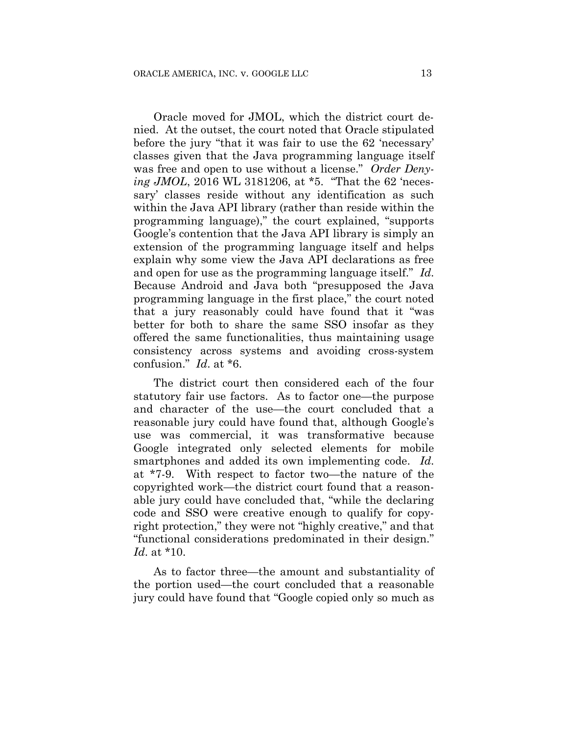Oracle moved for JMOL, which the district court denied. At the outset, the court noted that Oracle stipulated before the jury "that it was fair to use the 62 'necessary' classes given that the Java programming language itself was free and open to use without a license." *Order Denying JMOL*, 2016 WL 3181206, at *5. "That the 62 'necessary' classes reside without any identification as such within the Java API library (rather than reside within the programming language)," the court explained, "supports Google's contention that the Java API library is simply an extension of the programming language itself and helps explain why some view the Java API declarations as free and open for use as the programming language itself." *Id.* Because Android and Java both "presupposed the Java programming language in the first place," the court noted that a jury reasonably could have found that it "was better for both to share the same SSO insofar as they offered the same functionalities, thus maintaining usage consistency across systems and avoiding cross-system confusion." *Id.* at *6.

The district court then considered each of the four statutory fair use factors. As to factor one—the purpose and character of the use—the court concluded that a reasonable jury could have found that, although Google's use was commercial, it was transformative because Google integrated only selected elements for mobile smartphones and added its own implementing code. *Id.* at *7-9. With respect to factor two—the nature of the copyrighted work—the district court found that a reasonable jury could have concluded that, "while the declaring code and SSO were creative enough to qualify for copyright protection," they were not "highly creative," and that "functional considerations predominated in their design." *Id.* at *10.

As to factor three—the amount and substantiality of the portion used—the court concluded that a reasonable jury could have found that "Google copied only so much as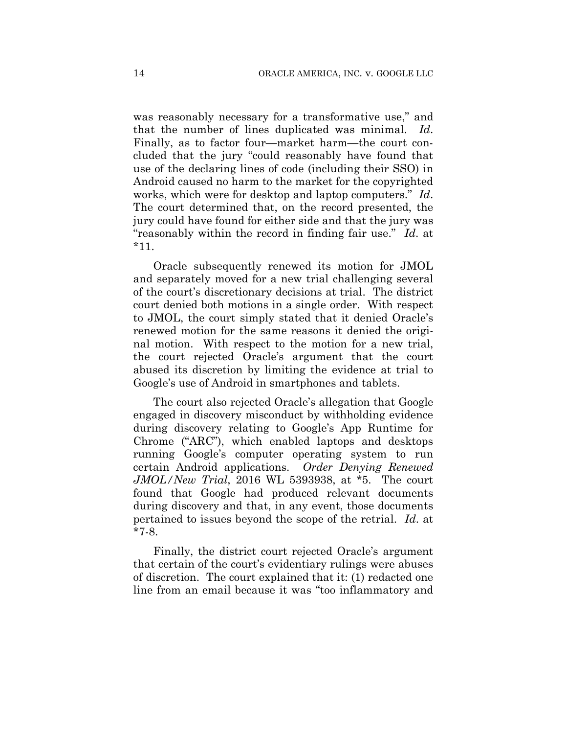was reasonably necessary for a transformative use," and that the number of lines duplicated was minimal. *Id*. Finally, as to factor four—market harm—the court concluded that the jury "could reasonably have found that use of the declaring lines of code (including their SSO) in Android caused no harm to the market for the copyrighted works, which were for desktop and laptop computers." *Id*. The court determined that, on the record presented, the jury could have found for either side and that the jury was "reasonably within the record in finding fair use." *Id*. at *11.

Oracle subsequently renewed its motion for JMOL and separately moved for a new trial challenging several of the court's discretionary decisions at trial. The district court denied both motions in a single order. With respect to JMOL, the court simply stated that it denied Oracle's renewed motion for the same reasons it denied the original motion. With respect to the motion for a new trial, the court rejected Oracle's argument that the court abused its discretion by limiting the evidence at trial to Google's use of Android in smartphones and tablets.

The court also rejected Oracle's allegation that Google engaged in discovery misconduct by withholding evidence during discovery relating to Google's App Runtime for Chrome ("ARC"), which enabled laptops and desktops running Google's computer operating system to run certain Android applications. *Order Denying Renewed JMOL/New Trial*, 2016 WL 5393938, at *5. The court found that Google had produced relevant documents during discovery and that, in any event, those documents pertained to issues beyond the scope of the retrial. *Id*. at *7-8.

Finally, the district court rejected Oracle's argument that certain of the court's evidentiary rulings were abuses of discretion. The court explained that it: (1) redacted one line from an email because it was "too inflammatory and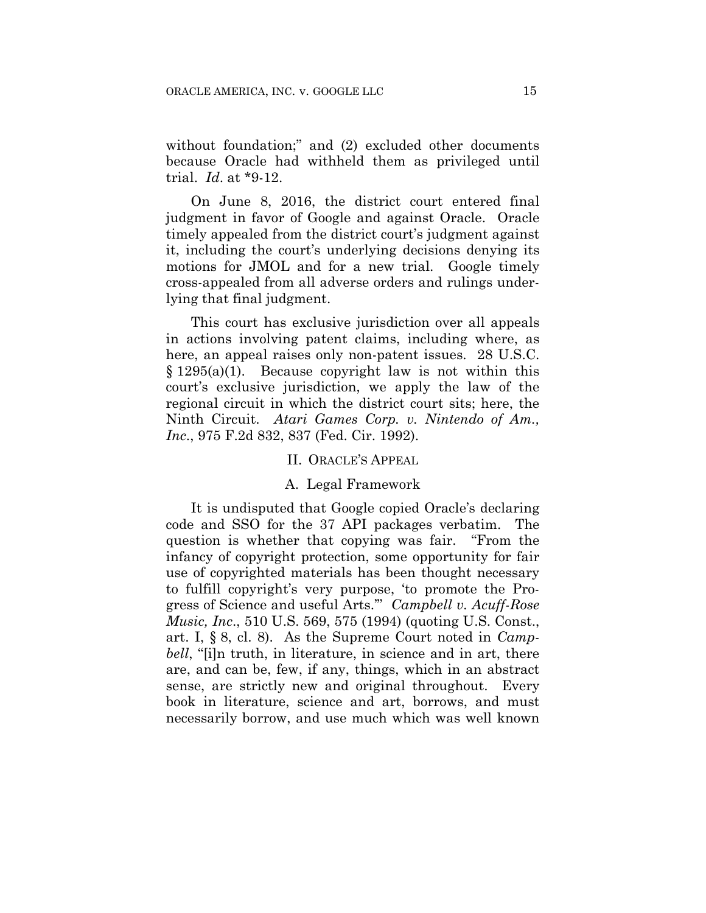without foundation;" and (2) excluded other documents because Oracle had withheld them as privileged until trial. *Id*. at *9-12.

On June 8, 2016, the district court entered final judgment in favor of Google and against Oracle. Oracle timely appealed from the district court's judgment against it, including the court's underlying decisions denying its motions for JMOL and for a new trial. Google timely cross-appealed from all adverse orders and rulings underlying that final judgment.

This court has exclusive jurisdiction over all appeals in actions involving patent claims, including where, as here, an appeal raises only non-patent issues. 28 U.S.C. § 1295(a)(1). Because copyright law is not within this court's exclusive jurisdiction, we apply the law of the regional circuit in which the district court sits; here, the Ninth Circuit. *Atari Games Corp. v. Nintendo of Am., Inc*., 975 F.2d 832, 837 (Fed. Cir. 1992).

## II. ORACLE'S APPEAL

### A. Legal Framework

It is undisputed that Google copied Oracle's declaring code and SSO for the 37 API packages verbatim. The question is whether that copying was fair. "From the infancy of copyright protection, some opportunity for fair use of copyrighted materials has been thought necessary to fulfill copyright's very purpose, 'to promote the Progress of Science and useful Arts.'" *Campbell v. Acuff-Rose Music, Inc*., 510 U.S. 569, 575 (1994) (quoting U.S. Const., art. I, § 8, cl. 8). As the Supreme Court noted in *Campbell*, "[i]n truth, in literature, in science and in art, there are, and can be, few, if any, things, which in an abstract sense, are strictly new and original throughout. Every book in literature, science and art, borrows, and must necessarily borrow, and use much which was well known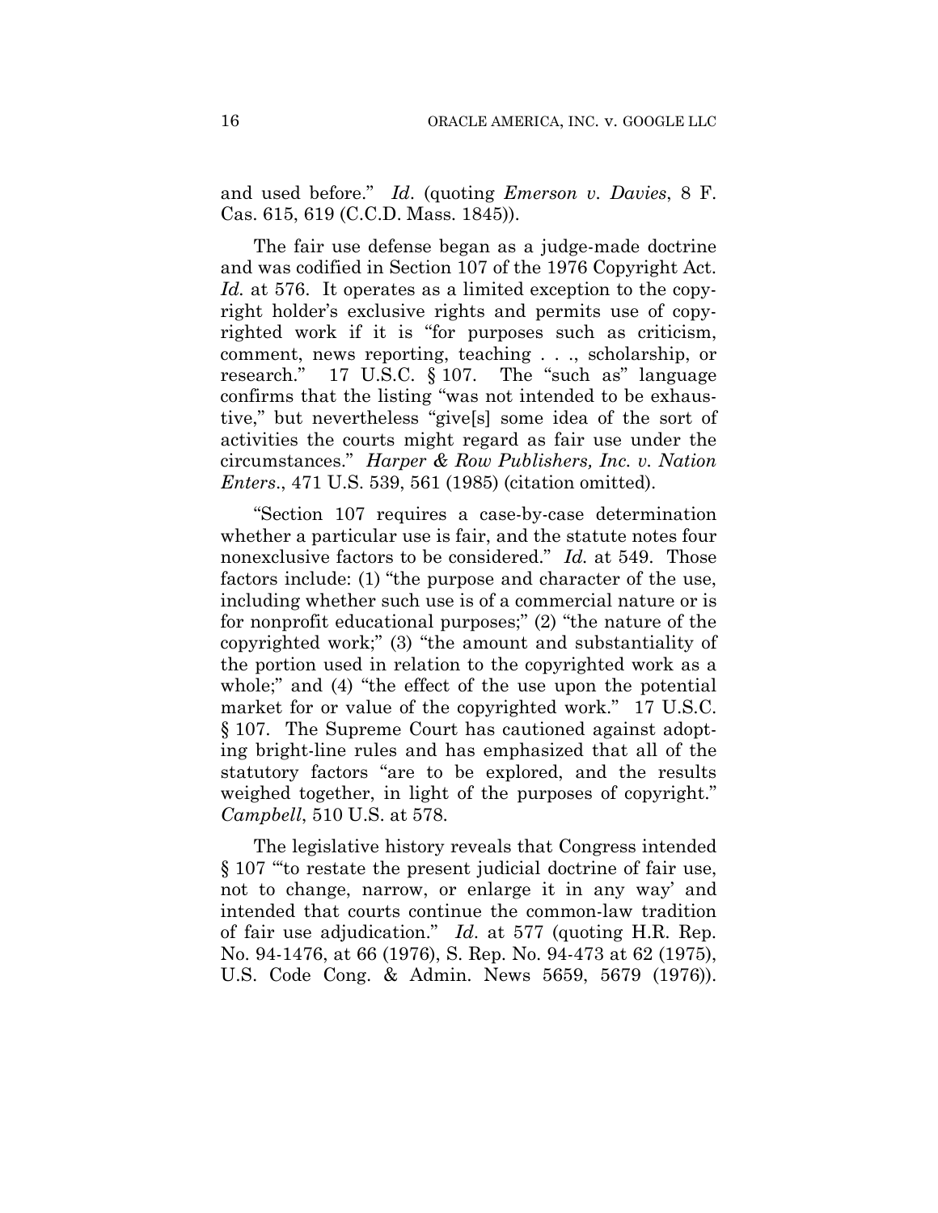and used before." *Id*. (quoting *Emerson v. Davies*, 8 F. Cas. 615, 619 (C.C.D. Mass. 1845)).

The fair use defense began as a judge-made doctrine and was codified in Section 107 of the 1976 Copyright Act. *Id.* at 576. It operates as a limited exception to the copyright holder's exclusive rights and permits use of copyrighted work if it is "for purposes such as criticism, comment, news reporting, teaching . . ., scholarship, or research." 17 U.S.C. § 107. The "such as" language confirms that the listing "was not intended to be exhaustive," but nevertheless "give[s] some idea of the sort of activities the courts might regard as fair use under the circumstances." *Harper & Row Publishers, Inc. v. Nation Enters*., 471 U.S. 539, 561 (1985) (citation omitted).

"Section 107 requires a case-by-case determination whether a particular use is fair, and the statute notes four nonexclusive factors to be considered." *Id.* at 549. Those factors include: (1) "the purpose and character of the use, including whether such use is of a commercial nature or is for nonprofit educational purposes;" (2) "the nature of the copyrighted work;" (3) "the amount and substantiality of the portion used in relation to the copyrighted work as a whole;" and (4) "the effect of the use upon the potential market for or value of the copyrighted work." 17 U.S.C. § 107. The Supreme Court has cautioned against adopting bright-line rules and has emphasized that all of the statutory factors "are to be explored, and the results weighed together, in light of the purposes of copyright." *Campbell*, 510 U.S. at 578.

The legislative history reveals that Congress intended § 107 "'to restate the present judicial doctrine of fair use, not to change, narrow, or enlarge it in any way' and intended that courts continue the common-law tradition of fair use adjudication." *Id*. at 577 (quoting H.R. Rep. No. 94-1476, at 66 (1976), S. Rep. No. 94-473 at 62 (1975), U.S. Code Cong. & Admin. News 5659, 5679 (1976)).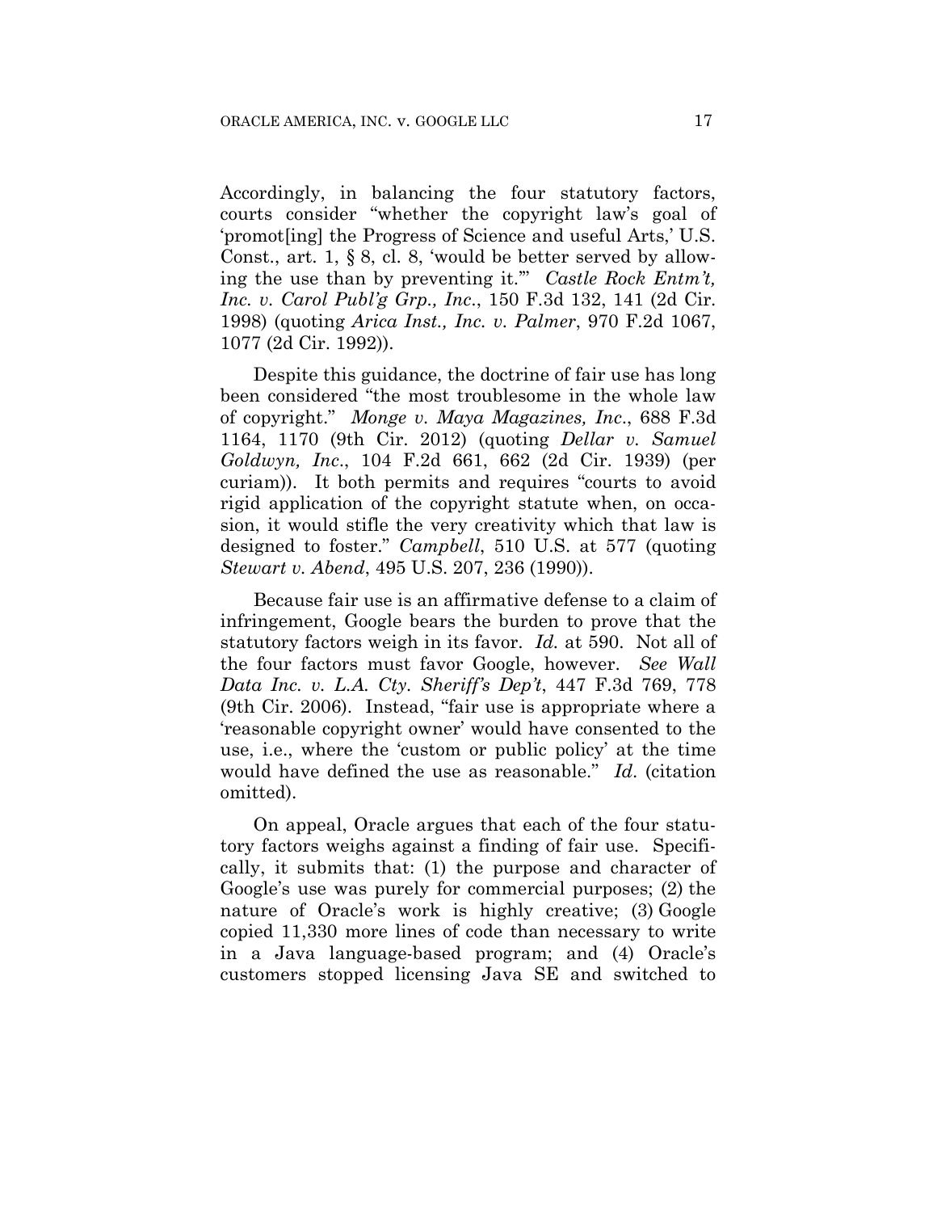Accordingly, in balancing the four statutory factors, courts consider "whether the copyright law's goal of 'promot[ing] the Progress of Science and useful Arts,' U.S. Const., art. 1, § 8, cl. 8, 'would be better served by allowing the use than by preventing it.'" *Castle Rock Entm't, Inc. v. Carol Publ'g Grp., Inc.*, 150 F.3d 132, 141 (2d Cir. 1998) (quoting *Arica Inst., Inc. v. Palmer*, 970 F.2d 1067, 1077 (2d Cir. 1992)).

Despite this guidance, the doctrine of fair use has long been considered "the most troublesome in the whole law of copyright." *Monge v. Maya Magazines, Inc.*, 688 F.3d 1164, 1170 (9th Cir. 2012) (quoting *Dellar v. Samuel Goldwyn, Inc.*, 104 F.2d 661, 662 (2d Cir. 1939) (per curiam)). It both permits and requires "courts to avoid rigid application of the copyright statute when, on occasion, it would stifle the very creativity which that law is designed to foster." *Campbell*, 510 U.S. at 577 (quoting *Stewart v. Abend*, 495 U.S. 207, 236 (1990)).

Because fair use is an affirmative defense to a claim of infringement, Google bears the burden to prove that the statutory factors weigh in its favor. *Id.* at 590. Not all of the four factors must favor Google, however. *See Wall Data Inc. v. L.A. Cty. Sheriff's Dep't*, 447 F.3d 769, 778 (9th Cir. 2006). Instead, "fair use is appropriate where a 'reasonable copyright owner' would have consented to the use, i.e., where the 'custom or public policy' at the time would have defined the use as reasonable." *Id.* (citation omitted).

On appeal, Oracle argues that each of the four statutory factors weighs against a finding of fair use. Specifically, it submits that: (1) the purpose and character of Google's use was purely for commercial purposes; (2) the nature of Oracle's work is highly creative; (3) Google copied 11,330 more lines of code than necessary to write in a Java language-based program; and (4) Oracle's customers stopped licensing Java SE and switched to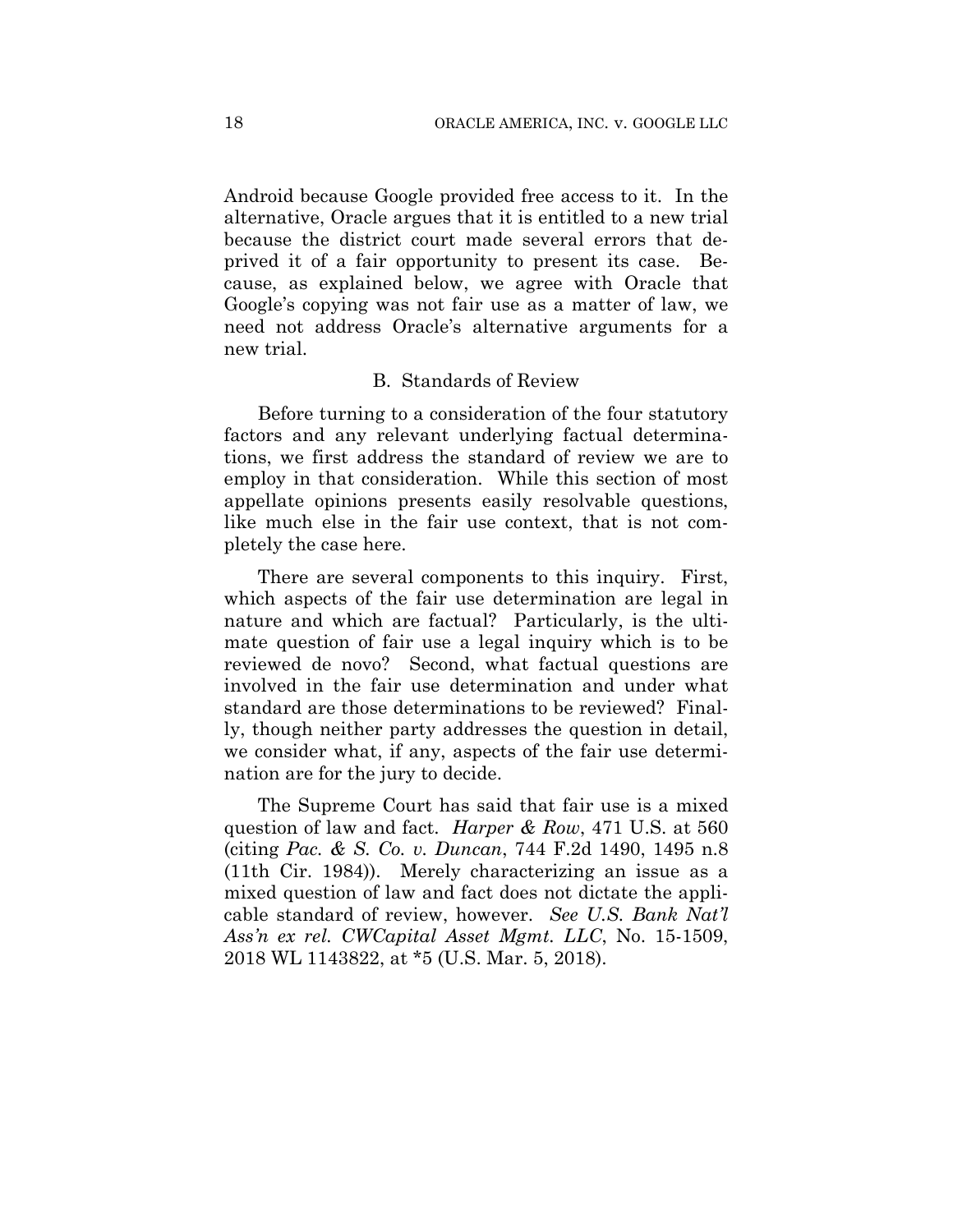Android because Google provided free access to it. In the alternative, Oracle argues that it is entitled to a new trial because the district court made several errors that deprived it of a fair opportunity to present its case. Because, as explained below, we agree with Oracle that Google's copying was not fair use as a matter of law, we need not address Oracle's alternative arguments for a new trial.

### B. Standards of Review

Before turning to a consideration of the four statutory factors and any relevant underlying factual determinations, we first address the standard of review we are to employ in that consideration. While this section of most appellate opinions presents easily resolvable questions, like much else in the fair use context, that is not completely the case here.

There are several components to this inquiry. First, which aspects of the fair use determination are legal in nature and which are factual? Particularly, is the ultimate question of fair use a legal inquiry which is to be reviewed de novo? Second, what factual questions are involved in the fair use determination and under what standard are those determinations to be reviewed? Finally, though neither party addresses the question in detail, we consider what, if any, aspects of the fair use determination are for the jury to decide.

The Supreme Court has said that fair use is a mixed question of law and fact. *Harper & Row*, 471 U.S. at 560 (citing *Pac. & S. Co. v. Duncan*, 744 F.2d 1490, 1495 n.8 (11th Cir. 1984)). Merely characterizing an issue as a mixed question of law and fact does not dictate the applicable standard of review, however. *See U.S. Bank Nat'l Ass'n ex rel. CWCapital Asset Mgmt. LLC*, No. 15-1509, 2018 WL 1143822, at *5 (U.S. Mar. 5, 2018).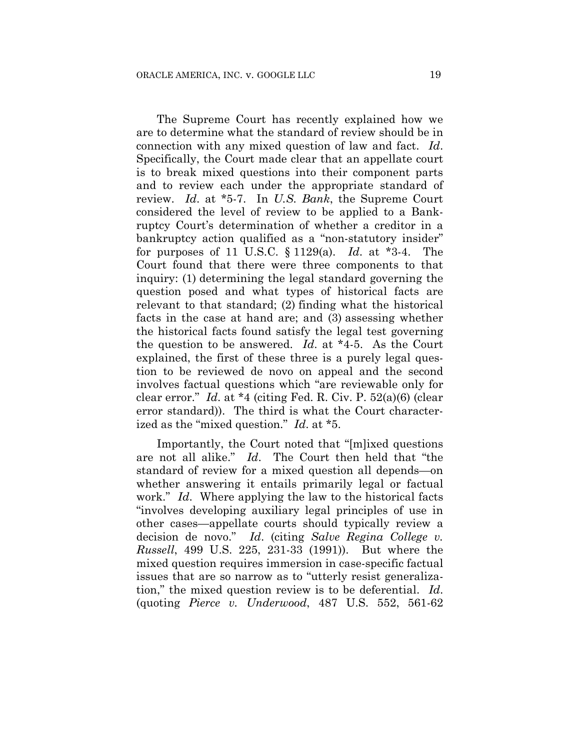The Supreme Court has recently explained how we are to determine what the standard of review should be in connection with any mixed question of law and fact. *Id*. Specifically, the Court made clear that an appellate court is to break mixed questions into their component parts and to review each under the appropriate standard of review. *Id*. at *5-7. In *U.S. Bank*, the Supreme Court considered the level of review to be applied to a Bankruptcy Court's determination of whether a creditor in a bankruptcy action qualified as a "non-statutory insider" for purposes of 11 U.S.C. § 1129(a). *Id*. at *3-4. The Court found that there were three components to that inquiry: (1) determining the legal standard governing the question posed and what types of historical facts are relevant to that standard; (2) finding what the historical facts in the case at hand are; and (3) assessing whether the historical facts found satisfy the legal test governing the question to be answered. *Id*. at *4-5. As the Court explained, the first of these three is a purely legal question to be reviewed de novo on appeal and the second involves factual questions which "are reviewable only for clear error." *Id*. at *4 (citing Fed. R. Civ. P. 52(a)(6) (clear error standard)). The third is what the Court characterized as the "mixed question." *Id*. at *5.

Importantly, the Court noted that "[m]ixed questions are not all alike." *Id*. The Court then held that "the standard of review for a mixed question all depends—on whether answering it entails primarily legal or factual work." *Id*. Where applying the law to the historical facts "involves developing auxiliary legal principles of use in other cases—appellate courts should typically review a decision de novo." *Id*. (citing *Salve Regina College v. Russell*, 499 U.S. 225, 231-33 (1991)). But where the mixed question requires immersion in case-specific factual issues that are so narrow as to "utterly resist generalization," the mixed question review is to be deferential. *Id*. (quoting *Pierce v. Underwood*, 487 U.S. 552, 561-62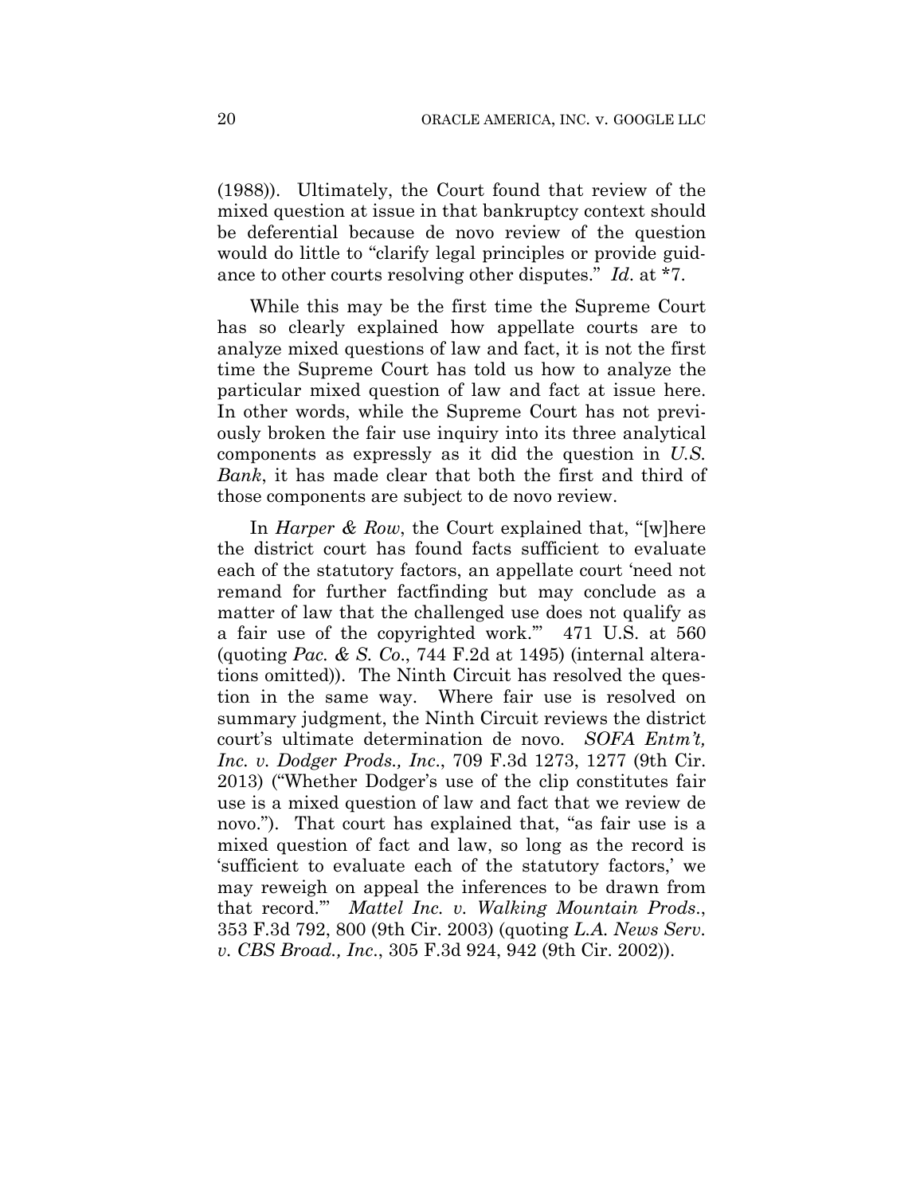(1988)). Ultimately, the Court found that review of the mixed question at issue in that bankruptcy context should be deferential because de novo review of the question would do little to "clarify legal principles or provide guidance to other courts resolving other disputes." *Id*. at *7.

While this may be the first time the Supreme Court has so clearly explained how appellate courts are to analyze mixed questions of law and fact, it is not the first time the Supreme Court has told us how to analyze the particular mixed question of law and fact at issue here. In other words, while the Supreme Court has not previously broken the fair use inquiry into its three analytical components as expressly as it did the question in *U.S. Bank*, it has made clear that both the first and third of those components are subject to de novo review.

In *Harper & Row*, the Court explained that, "[w]here the district court has found facts sufficient to evaluate each of the statutory factors, an appellate court 'need not remand for further factfinding but may conclude as a matter of law that the challenged use does not qualify as a fair use of the copyrighted work.'" 471 U.S. at 560 (quoting *Pac. & S. Co*., 744 F.2d at 1495) (internal alterations omitted)). The Ninth Circuit has resolved the question in the same way. Where fair use is resolved on summary judgment, the Ninth Circuit reviews the district court's ultimate determination de novo. *SOFA Entm't, Inc. v. Dodger Prods., Inc*., 709 F.3d 1273, 1277 (9th Cir. 2013) ("Whether Dodger's use of the clip constitutes fair use is a mixed question of law and fact that we review de novo."). That court has explained that, "as fair use is a mixed question of fact and law, so long as the record is 'sufficient to evaluate each of the statutory factors,' we may reweigh on appeal the inferences to be drawn from that record.'" *Mattel Inc. v. Walking Mountain Prods*., 353 F.3d 792, 800 (9th Cir. 2003) (quoting *L.A. News Serv. v. CBS Broad., Inc*., 305 F.3d 924, 942 (9th Cir. 2002)).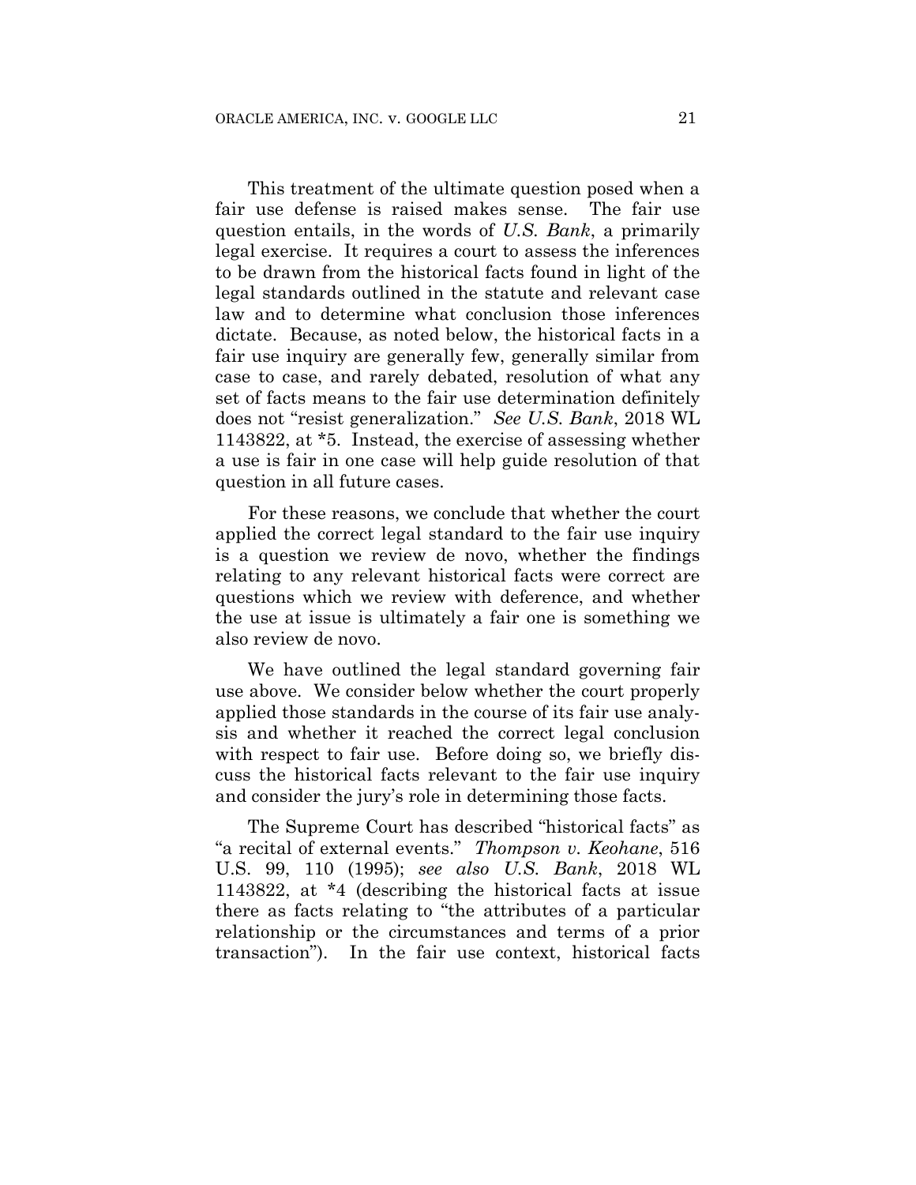This treatment of the ultimate question posed when a fair use defense is raised makes sense. The fair use question entails, in the words of *U.S. Bank*, a primarily legal exercise. It requires a court to assess the inferences to be drawn from the historical facts found in light of the legal standards outlined in the statute and relevant case law and to determine what conclusion those inferences dictate. Because, as noted below, the historical facts in a fair use inquiry are generally few, generally similar from case to case, and rarely debated, resolution of what any set of facts means to the fair use determination definitely does not "resist generalization." *See U.S. Bank*, 2018 WL 1143822, at *5. Instead, the exercise of assessing whether a use is fair in one case will help guide resolution of that question in all future cases.

For these reasons, we conclude that whether the court applied the correct legal standard to the fair use inquiry is a question we review de novo, whether the findings relating to any relevant historical facts were correct are questions which we review with deference, and whether the use at issue is ultimately a fair one is something we also review de novo.

We have outlined the legal standard governing fair use above. We consider below whether the court properly applied those standards in the course of its fair use analysis and whether it reached the correct legal conclusion with respect to fair use. Before doing so, we briefly discuss the historical facts relevant to the fair use inquiry and consider the jury's role in determining those facts.

The Supreme Court has described "historical facts" as "a recital of external events." *Thompson v. Keohane*, 516 U.S. 99, 110 (1995); *see also U.S. Bank*, 2018 WL 1143822, at *4 (describing the historical facts at issue there as facts relating to "the attributes of a particular relationship or the circumstances and terms of a prior transaction"). In the fair use context, historical facts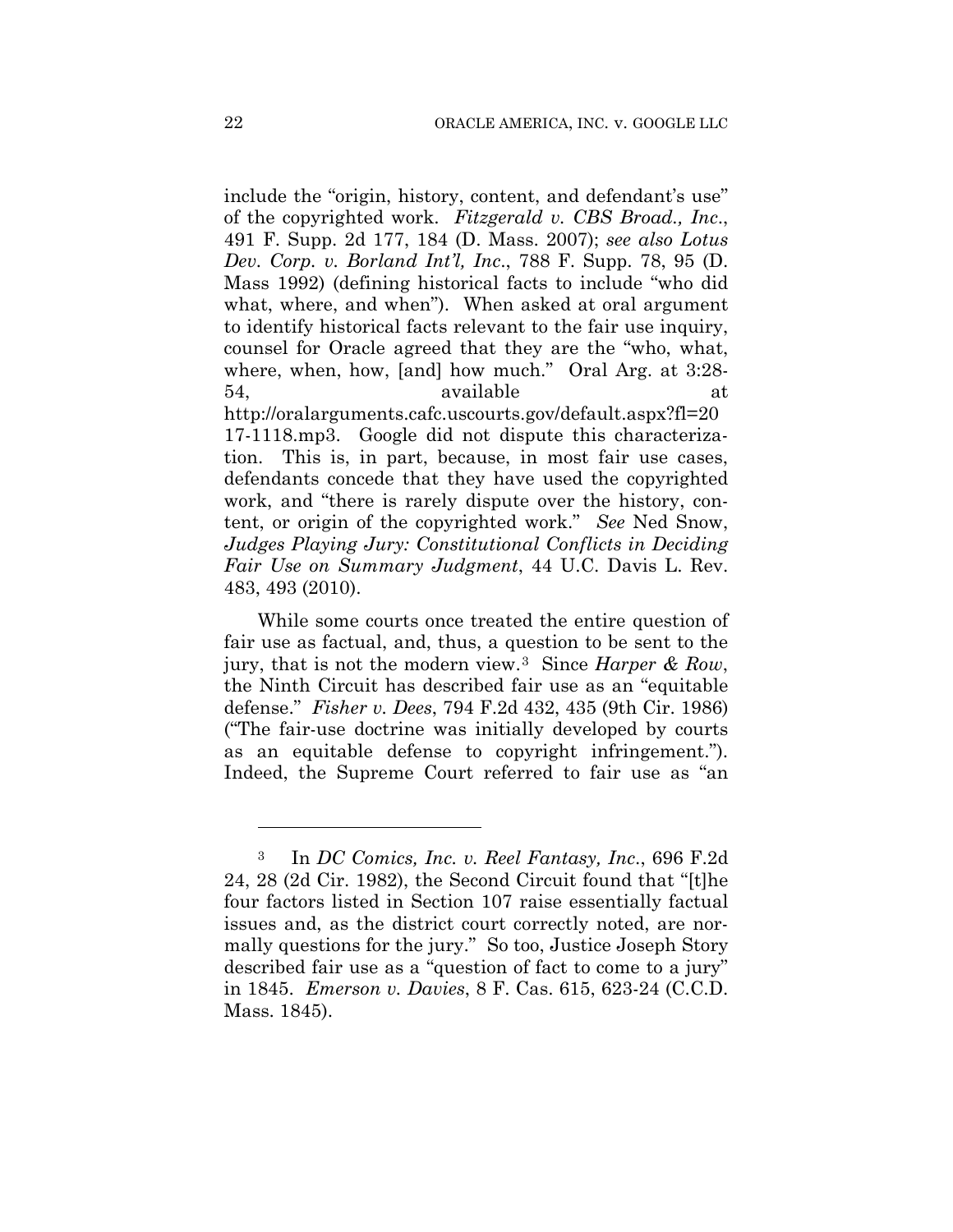include the "origin, history, content, and defendant's use" of the copyrighted work. *Fitzgerald v. CBS Broad., Inc.*, 491 F. Supp. 2d 177, 184 (D. Mass. 2007); *see also Lotus Dev. Corp. v. Borland Int'l, Inc.*, 788 F. Supp. 78, 95 (D. Mass 1992) (defining historical facts to include "who did what, where, and when"). When asked at oral argument to identify historical facts relevant to the fair use inquiry, counsel for Oracle agreed that they are the "who, what, where, when, how, [and] how much." Oral Arg. at 3:28-54, available at http://oralarguments.cafc.uscourts.gov/default.aspx?fl=2017-1118.mp3. Google did not dispute this characterization. This is, in part, because, in most fair use cases, defendants concede that they have used the copyrighted work, and "there is rarely dispute over the history, content, or origin of the copyrighted work." *See* Ned Snow, *Judges Playing Jury: Constitutional Conflicts in Deciding Fair Use on Summary Judgment*, 44 U.C. Davis L. Rev. 483, 493 (2010).

While some courts once treated the entire question of fair use as factual, and, thus, a question to be sent to the jury, that is not the modern view.[3] Since *Harper & Row*, the Ninth Circuit has described fair use as an "equitable defense." *Fisher v. Dees*, 794 F.2d 432, 435 (9th Cir. 1986) ("The fair-use doctrine was initially developed by courts as an equitable defense to copyright infringement."). Indeed, the Supreme Court referred to fair use as "an

---

[3] In *DC Comics, Inc. v. Reel Fantasy, Inc.*, 696 F.2d 24, 28 (2d Cir. 1982), the Second Circuit found that "[t]he four factors listed in Section 107 raise essentially factual issues and, as the district court correctly noted, are normally questions for the jury." So too, Justice Joseph Story described fair use as a "question of fact to come to a jury" in 1845. *Emerson v. Davies*, 8 F. Cas. 615, 623-24 (C.C.D. Mass. 1845).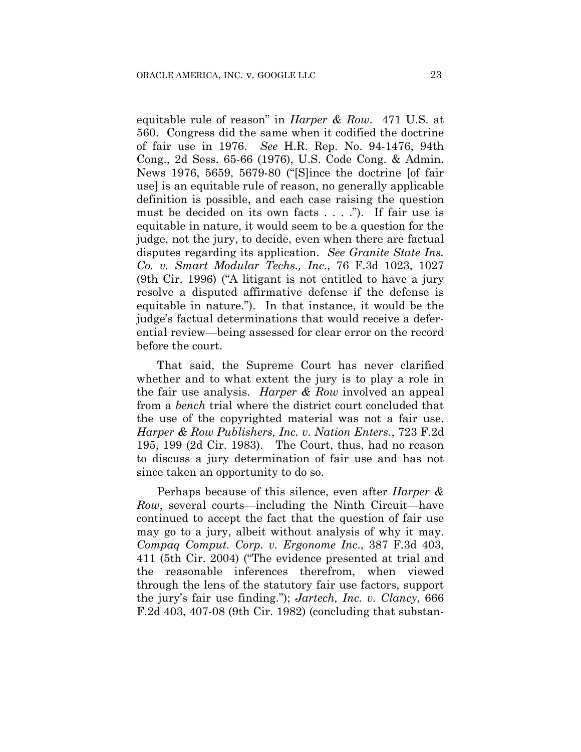equitable rule of reason" in *Harper & Row*. 471 U.S. at 560. Congress did the same when it codified the doctrine of fair use in 1976. *See* H.R. Rep. No. 94-1476, 94th Cong., 2d Sess. 65-66 (1976), U.S. Code Cong. & Admin. News 1976, 5659, 5679-80 ("[S]ince the doctrine [of fair use] is an equitable rule of reason, no generally applicable definition is possible, and each case raising the question must be decided on its own facts . . . ."). If fair use is equitable in nature, it would seem to be a question for the judge, not the jury, to decide, even when there are factual disputes regarding its application. *See Granite State Ins. Co. v. Smart Modular Techs., Inc.*, 76 F.3d 1023, 1027 (9th Cir. 1996) ("A litigant is not entitled to have a jury resolve a disputed affirmative defense if the defense is equitable in nature."). In that instance, it would be the judge's factual determinations that would receive a deferential review—being assessed for clear error on the record before the court.

That said, the Supreme Court has never clarified whether and to what extent the jury is to play a role in the fair use analysis. *Harper & Row* involved an appeal from a *bench* trial where the district court concluded that the use of the copyrighted material was not a fair use. *Harper & Row Publishers, Inc. v. Nation Enters.*, 723 F.2d 195, 199 (2d Cir. 1983). The Court, thus, had no reason to discuss a jury determination of fair use and has not since taken an opportunity to do so.

Perhaps because of this silence, even after *Harper & Row*, several courts—including the Ninth Circuit—have continued to accept the fact that the question of fair use may go to a jury, albeit without analysis of why it may. *Compaq Comput. Corp. v. Ergonome Inc.*, 387 F.3d 403, 411 (5th Cir. 2004) ("The evidence presented at trial and the reasonable inferences therefrom, when viewed through the lens of the statutory fair use factors, support the jury's fair use finding."); *Jartech, Inc. v. Clancy*, 666 F.2d 403, 407-08 (9th Cir. 1982) (concluding that substan-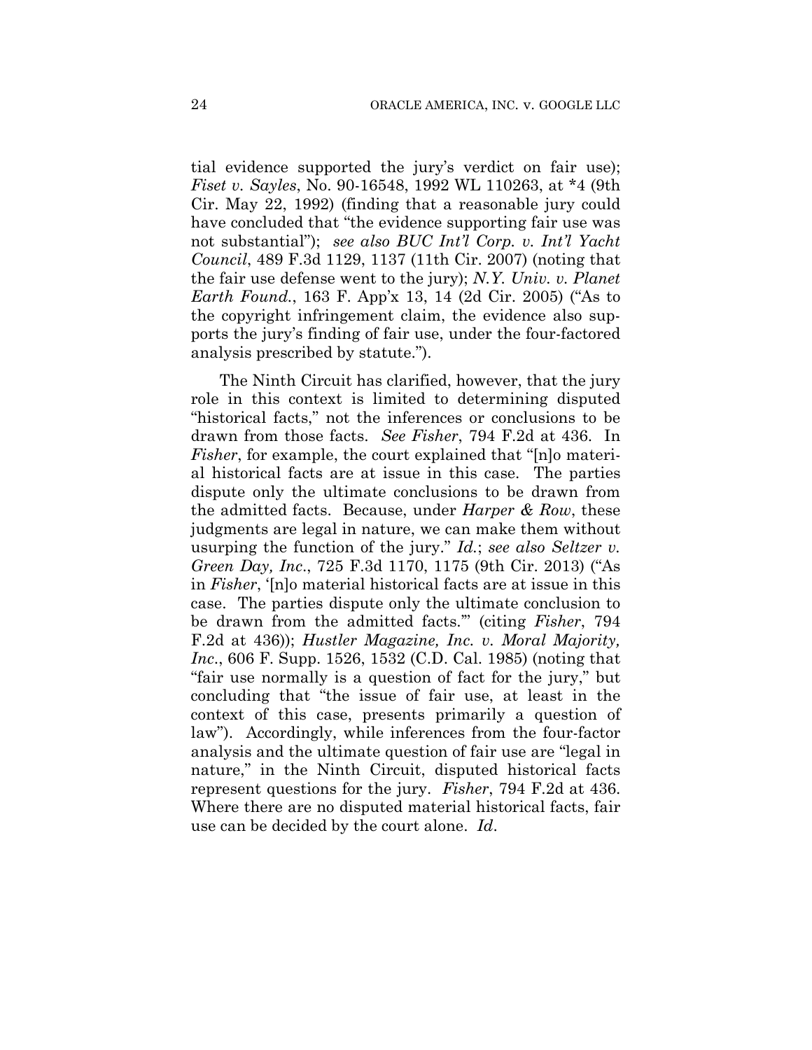tial evidence supported the jury's verdict on fair use); *Fiset v. Sayles*, No. 90-16548, 1992 WL 110263, at *4 (9th Cir. May 22, 1992) (finding that a reasonable jury could have concluded that "the evidence supporting fair use was not substantial"); *see also BUC Int'l Corp. v. Int'l Yacht Council*, 489 F.3d 1129, 1137 (11th Cir. 2007) (noting that the fair use defense went to the jury); *N.Y. Univ. v. Planet Earth Found.*, 163 F. App'x 13, 14 (2d Cir. 2005) ("As to the copyright infringement claim, the evidence also supports the jury's finding of fair use, under the four-factored analysis prescribed by statute.").

The Ninth Circuit has clarified, however, that the jury role in this context is limited to determining disputed "historical facts," not the inferences or conclusions to be drawn from those facts. *See Fisher*, 794 F.2d at 436. In *Fisher*, for example, the court explained that "[n]o material historical facts are at issue in this case. The parties dispute only the ultimate conclusions to be drawn from the admitted facts. Because, under *Harper & Row*, these judgments are legal in nature, we can make them without usurping the function of the jury." *Id.*; *see also Seltzer v. Green Day, Inc.*, 725 F.3d 1170, 1175 (9th Cir. 2013) ("As in *Fisher*, '[n]o material historical facts are at issue in this case. The parties dispute only the ultimate conclusion to be drawn from the admitted facts.'" (citing *Fisher*, 794 F.2d at 436)); *Hustler Magazine, Inc. v. Moral Majority, Inc.*, 606 F. Supp. 1526, 1532 (C.D. Cal. 1985) (noting that "fair use normally is a question of fact for the jury," but concluding that "the issue of fair use, at least in the context of this case, presents primarily a question of law"). Accordingly, while inferences from the four-factor analysis and the ultimate question of fair use are "legal in nature," in the Ninth Circuit, disputed historical facts represent questions for the jury. *Fisher*, 794 F.2d at 436. Where there are no disputed material historical facts, fair use can be decided by the court alone. *Id*.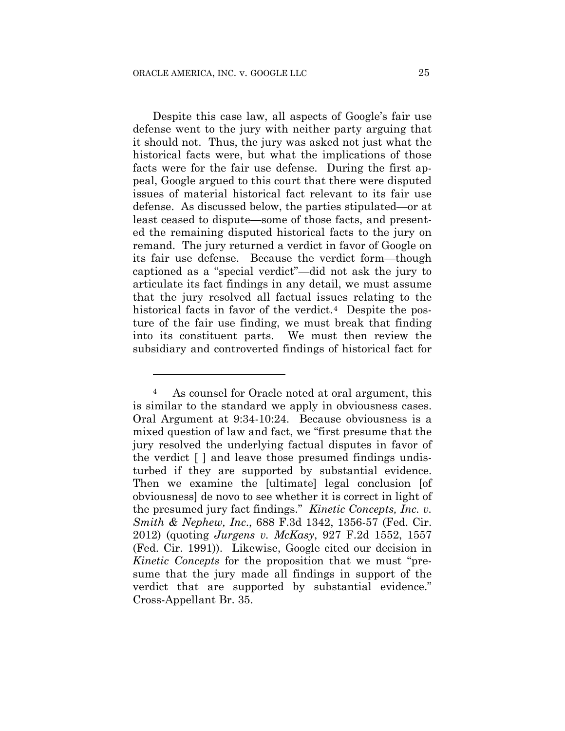Despite this case law, all aspects of Google's fair use defense went to the jury with neither party arguing that it should not. Thus, the jury was asked not just what the historical facts were, but what the implications of those facts were for the fair use defense. During the first appeal, Google argued to this court that there were disputed issues of material historical fact relevant to its fair use defense. As discussed below, the parties stipulated—or at least ceased to dispute—some of those facts, and presented the remaining disputed historical facts to the jury on remand. The jury returned a verdict in favor of Google on its fair use defense. Because the verdict form—though captioned as a "special verdict"—did not ask the jury to articulate its fact findings in any detail, we must assume that the jury resolved all factual issues relating to the historical facts in favor of the verdict.[4] Despite the posture of the fair use finding, we must break that finding into its constituent parts. We must then review the subsidiary and controverted findings of historical fact for

---

[4] As counsel for Oracle noted at oral argument, this is similar to the standard we apply in obviousness cases. Oral Argument at 9:34-10:24. Because obviousness is a mixed question of law and fact, we "first presume that the jury resolved the underlying factual disputes in favor of the verdict [ ] and leave those presumed findings undisturbed if they are supported by substantial evidence. Then we examine the [ultimate] legal conclusion [of obviousness] de novo to see whether it is correct in light of the presumed jury fact findings." *Kinetic Concepts, Inc. v. Smith & Nephew, Inc.*, 688 F.3d 1342, 1356-57 (Fed. Cir. 2012) (quoting *Jurgens v. McKasy*, 927 F.2d 1552, 1557 (Fed. Cir. 1991)). Likewise, Google cited our decision in *Kinetic Concepts* for the proposition that we must "presume that the jury made all findings in support of the verdict that are supported by substantial evidence." Cross-Appellant Br. 35.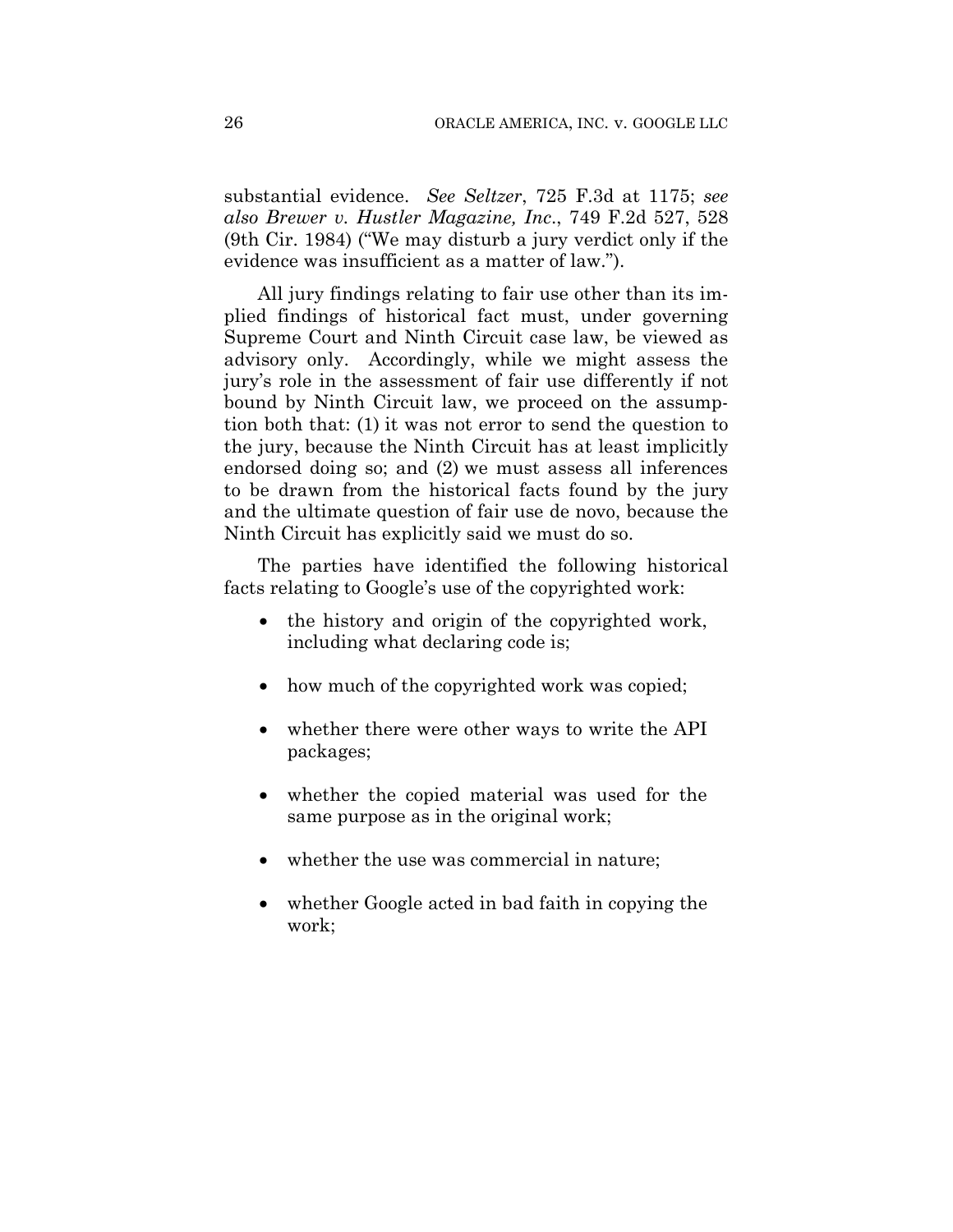substantial evidence. *See Seltzer*, 725 F.3d at 1175; *see also Brewer v. Hustler Magazine, Inc*., 749 F.2d 527, 528 (9th Cir. 1984) ("We may disturb a jury verdict only if the evidence was insufficient as a matter of law.").

All jury findings relating to fair use other than its implied findings of historical fact must, under governing Supreme Court and Ninth Circuit case law, be viewed as advisory only. Accordingly, while we might assess the jury's role in the assessment of fair use differently if not bound by Ninth Circuit law, we proceed on the assumption both that: (1) it was not error to send the question to the jury, because the Ninth Circuit has at least implicitly endorsed doing so; and (2) we must assess all inferences to be drawn from the historical facts found by the jury and the ultimate question of fair use de novo, because the Ninth Circuit has explicitly said we must do so.

The parties have identified the following historical facts relating to Google's use of the copyrighted work:

- the history and origin of the copyrighted work, including what declaring code is;
- how much of the copyrighted work was copied;
- whether there were other ways to write the API packages;
- whether the copied material was used for the same purpose as in the original work;
- whether the use was commercial in nature;
- whether Google acted in bad faith in copying the work;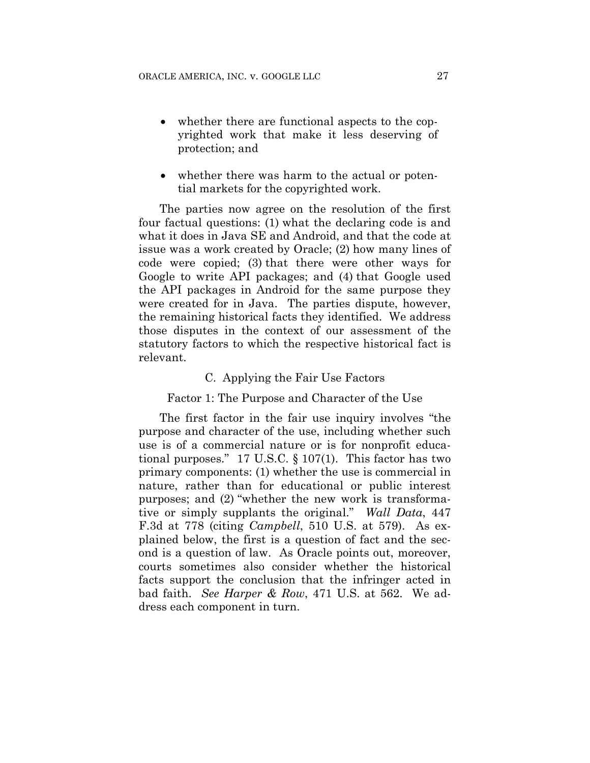- whether there are functional aspects to the copyrighted work that make it less deserving of protection; and

- whether there was harm to the actual or potential markets for the copyrighted work.

The parties now agree on the resolution of the first four factual questions: (1) what the declaring code is and what it does in Java SE and Android, and that the code at issue was a work created by Oracle; (2) how many lines of code were copied; (3) that there were other ways for Google to write API packages; and (4) that Google used the API packages in Android for the same purpose they were created for in Java. The parties dispute, however, the remaining historical facts they identified. We address those disputes in the context of our assessment of the statutory factors to which the respective historical fact is relevant.

## C. Applying the Fair Use Factors

### Factor 1: The Purpose and Character of the Use

The first factor in the fair use inquiry involves "the purpose and character of the use, including whether such use is of a commercial nature or is for nonprofit educational purposes." 17 U.S.C. § 107(1). This factor has two primary components: (1) whether the use is commercial in nature, rather than for educational or public interest purposes; and (2) "whether the new work is transformative or simply supplants the original." *Wall Data*, 447 F.3d at 778 (citing *Campbell*, 510 U.S. at 579). As explained below, the first is a question of fact and the second is a question of law. As Oracle points out, moreover, courts sometimes also consider whether the historical facts support the conclusion that the infringer acted in bad faith. *See Harper & Row*, 471 U.S. at 562. We address each component in turn.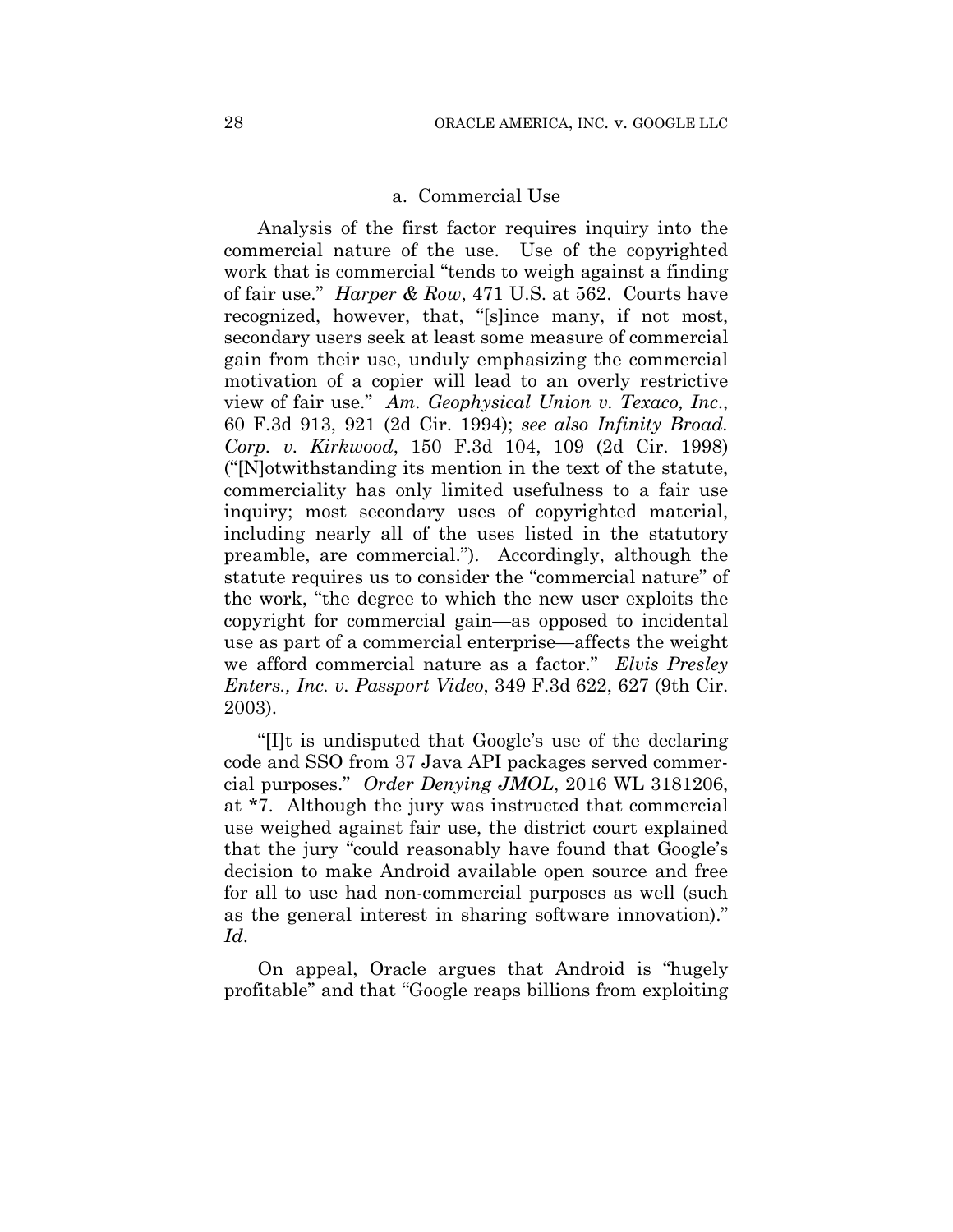### a. Commercial Use

Analysis of the first factor requires inquiry into the commercial nature of the use. Use of the copyrighted work that is commercial "tends to weigh against a finding of fair use." *Harper & Row*, 471 U.S. at 562. Courts have recognized, however, that, "[s]ince many, if not most, secondary users seek at least some measure of commercial gain from their use, unduly emphasizing the commercial motivation of a copier will lead to an overly restrictive view of fair use." *Am. Geophysical Union v. Texaco, Inc.*, 60 F.3d 913, 921 (2d Cir. 1994); *see also Infinity Broad. Corp. v. Kirkwood*, 150 F.3d 104, 109 (2d Cir. 1998) ("[N]otwithstanding its mention in the text of the statute, commerciality has only limited usefulness to a fair use inquiry; most secondary uses of copyrighted material, including nearly all of the uses listed in the statutory preamble, are commercial."). Accordingly, although the statute requires us to consider the "commercial nature" of the work, "the degree to which the new user exploits the copyright for commercial gain—as opposed to incidental use as part of a commercial enterprise—affects the weight we afford commercial nature as a factor." *Elvis Presley Enters., Inc. v. Passport Video*, 349 F.3d 622, 627 (9th Cir. 2003).

"[I]t is undisputed that Google's use of the declaring code and SSO from 37 Java API packages served commercial purposes." *Order Denying JMOL*, 2016 WL 3181206, at \*7. Although the jury was instructed that commercial use weighed against fair use, the district court explained that the jury "could reasonably have found that Google's decision to make Android available open source and free for all to use had non-commercial purposes as well (such as the general interest in sharing software innovation)." *Id.*

On appeal, Oracle argues that Android is "hugely profitable" and that "Google reaps billions from exploiting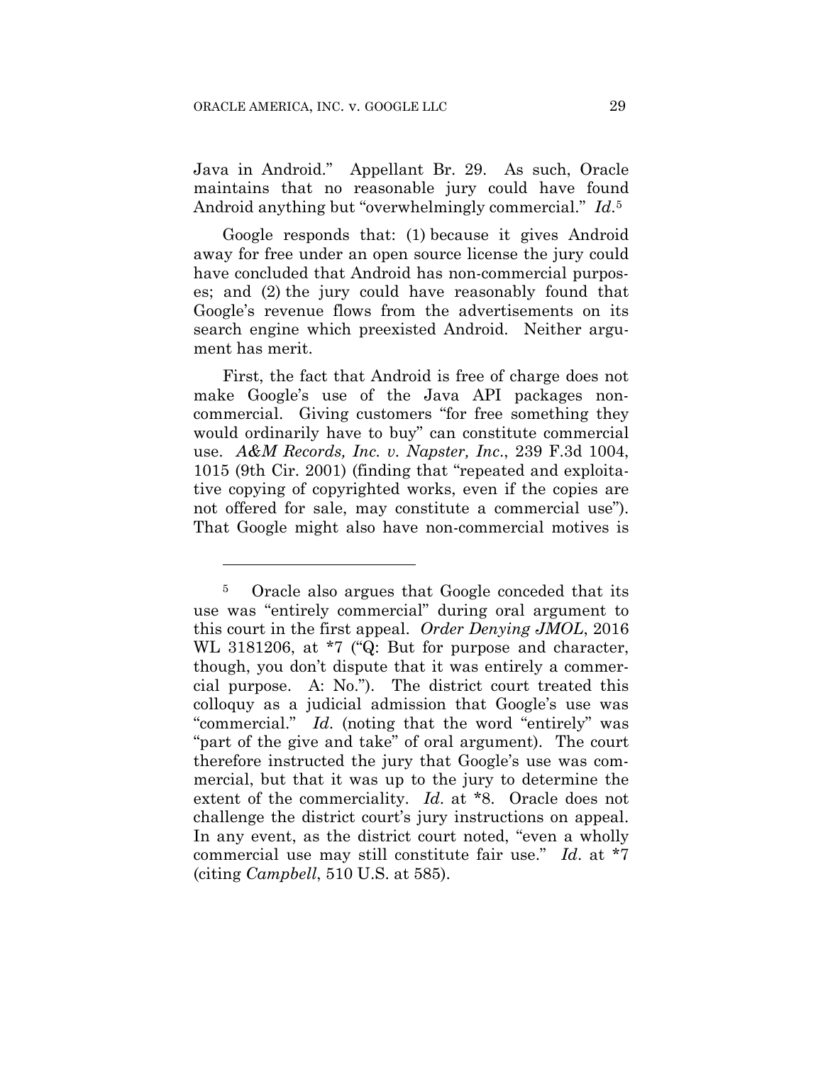Java in Android." Appellant Br. 29. As such, Oracle maintains that no reasonable jury could have found Android anything but "overwhelmingly commercial." *Id*.[5]

Google responds that: (1) because it gives Android away for free under an open source license the jury could have concluded that Android has non-commercial purposes; and (2) the jury could have reasonably found that Google's revenue flows from the advertisements on its search engine which preexisted Android. Neither argument has merit.

First, the fact that Android is free of charge does not make Google's use of the Java API packages non-commercial. Giving customers "for free something they would ordinarily have to buy" can constitute commercial use. *A&M Records, Inc. v. Napster, Inc*., 239 F.3d 1004, 1015 (9th Cir. 2001) (finding that "repeated and exploitative copying of copyrighted works, even if the copies are not offered for sale, may constitute a commercial use"). That Google might also have non-commercial motives is

---

[5] Oracle also argues that Google conceded that its use was "entirely commercial" during oral argument to this court in the first appeal. *Order Denying JMOL*, 2016 WL 3181206, at *7 ("Q: But for purpose and character, though, you don't dispute that it was entirely a commercial purpose. A: No."). The district court treated this colloquy as a judicial admission that Google's use was "commercial." *Id*. (noting that the word "entirely" was "part of the give and take" of oral argument). The court therefore instructed the jury that Google's use was commercial, but that it was up to the jury to determine the extent of the commerciality. *Id*. at *8. Oracle does not challenge the district court's jury instructions on appeal. In any event, as the district court noted, "even a wholly commercial use may still constitute fair use." *Id*. at *7 (citing *Campbell*, 510 U.S. at 585).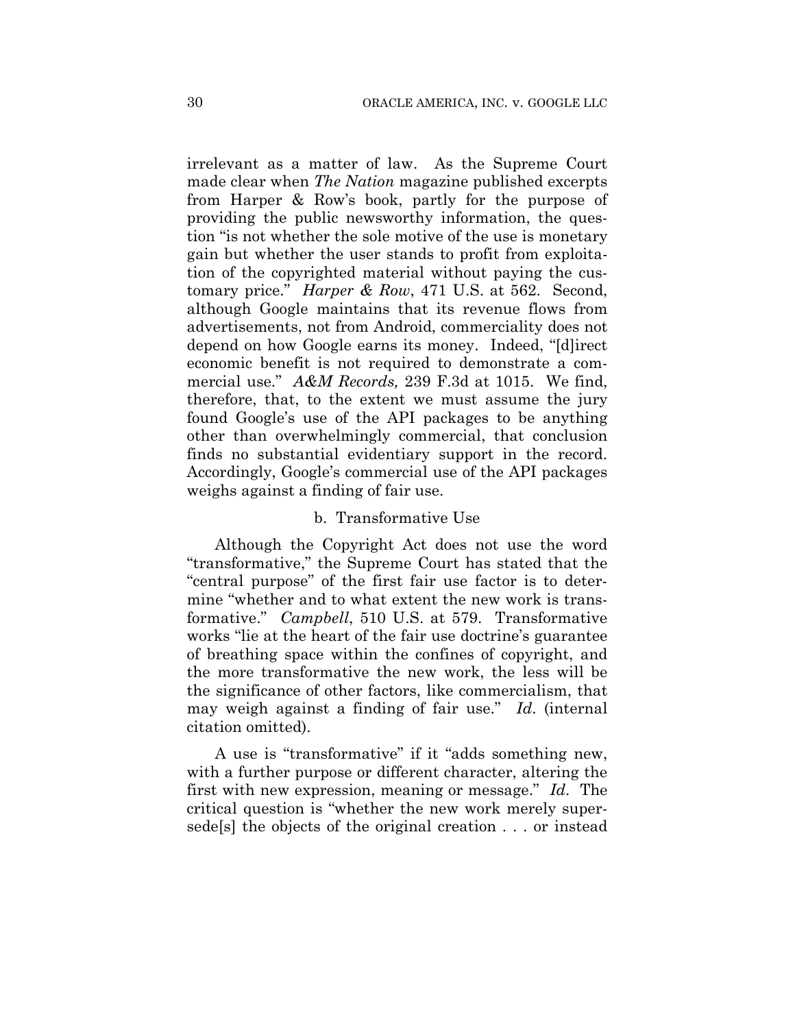irrelevant as a matter of law. As the Supreme Court made clear when *The Nation* magazine published excerpts from Harper & Row's book, partly for the purpose of providing the public newsworthy information, the question "is not whether the sole motive of the use is monetary gain but whether the user stands to profit from exploitation of the copyrighted material without paying the customary price." *Harper & Row*, 471 U.S. at 562. Second, although Google maintains that its revenue flows from advertisements, not from Android, commerciality does not depend on how Google earns its money. Indeed, "[d]irect economic benefit is not required to demonstrate a commercial use." *A&M Records,* 239 F.3d at 1015. We find, therefore, that, to the extent we must assume the jury found Google's use of the API packages to be anything other than overwhelmingly commercial, that conclusion finds no substantial evidentiary support in the record. Accordingly, Google's commercial use of the API packages weighs against a finding of fair use.

b. Transformative Use

Although the Copyright Act does not use the word "transformative," the Supreme Court has stated that the "central purpose" of the first fair use factor is to determine "whether and to what extent the new work is transformative." *Campbell*, 510 U.S. at 579. Transformative works "lie at the heart of the fair use doctrine's guarantee of breathing space within the confines of copyright, and the more transformative the new work, the less will be the significance of other factors, like commercialism, that may weigh against a finding of fair use." *Id.* (internal citation omitted).

A use is "transformative" if it "adds something new, with a further purpose or different character, altering the first with new expression, meaning or message." *Id.* The critical question is "whether the new work merely supersede[s] the objects of the original creation . . . or instead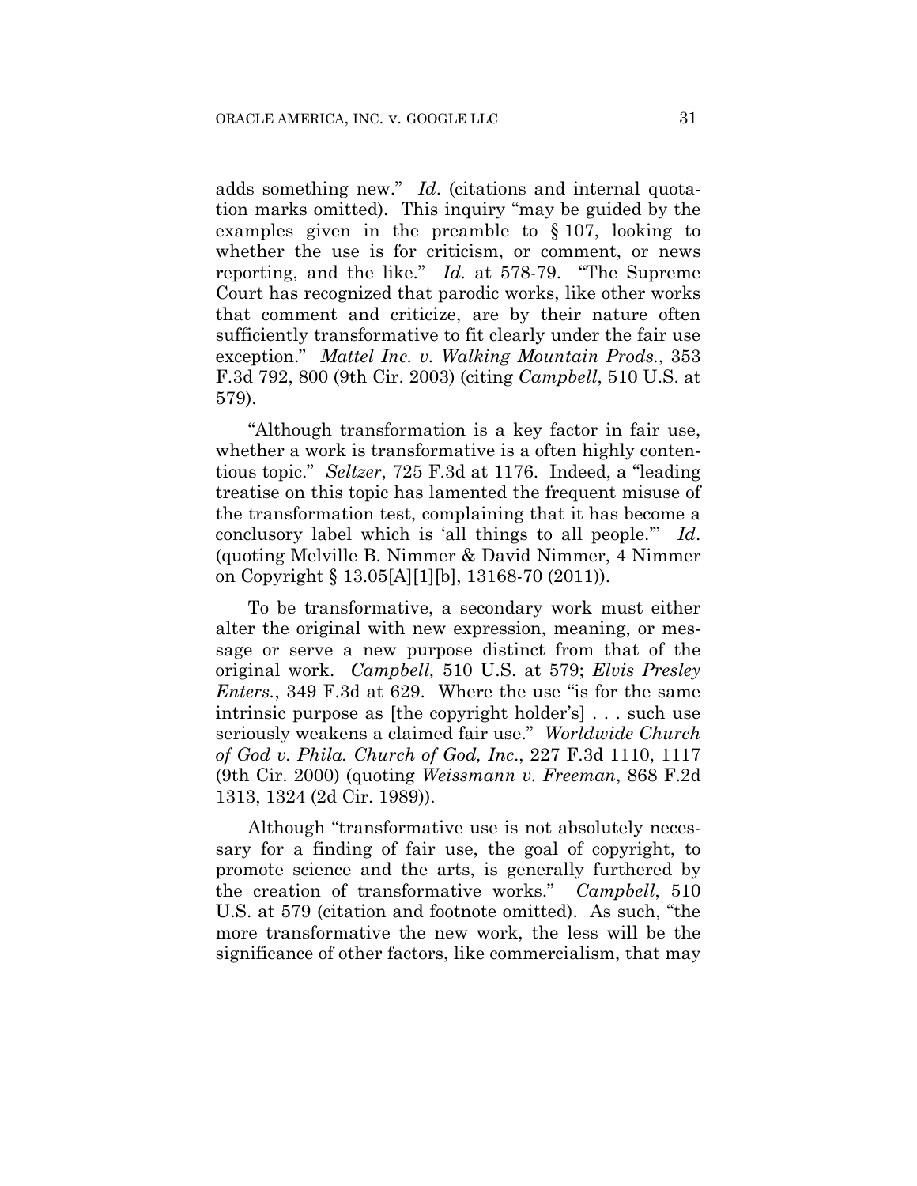adds something new." *Id*. (citations and internal quotation marks omitted). This inquiry "may be guided by the examples given in the preamble to § 107, looking to whether the use is for criticism, or comment, or news reporting, and the like." *Id.* at 578-79. "The Supreme Court has recognized that parodic works, like other works that comment and criticize, are by their nature often sufficiently transformative to fit clearly under the fair use exception." *Mattel Inc. v. Walking Mountain Prods.*, 353 F.3d 792, 800 (9th Cir. 2003) (citing *Campbell*, 510 U.S. at 579).

"Although transformation is a key factor in fair use, whether a work is transformative is a often highly contentious topic." *Seltzer*, 725 F.3d at 1176. Indeed, a "leading treatise on this topic has lamented the frequent misuse of the transformation test, complaining that it has become a conclusory label which is 'all things to all people.'" *Id*. (quoting Melville B. Nimmer & David Nimmer, 4 Nimmer on Copyright § 13.05[A][1][b], 13168-70 (2011)).

To be transformative, a secondary work must either alter the original with new expression, meaning, or message or serve a new purpose distinct from that of the original work. *Campbell,* 510 U.S. at 579; *Elvis Presley Enters.*, 349 F.3d at 629. Where the use "is for the same intrinsic purpose as [the copyright holder's] . . . such use seriously weakens a claimed fair use." *Worldwide Church of God v. Phila. Church of God, Inc*., 227 F.3d 1110, 1117 (9th Cir. 2000) (quoting *Weissmann v. Freeman*, 868 F.2d 1313, 1324 (2d Cir. 1989)).

Although "transformative use is not absolutely necessary for a finding of fair use, the goal of copyright, to promote science and the arts, is generally furthered by the creation of transformative works." *Campbell*, 510 U.S. at 579 (citation and footnote omitted). As such, "the more transformative the new work, the less will be the significance of other factors, like commercialism, that may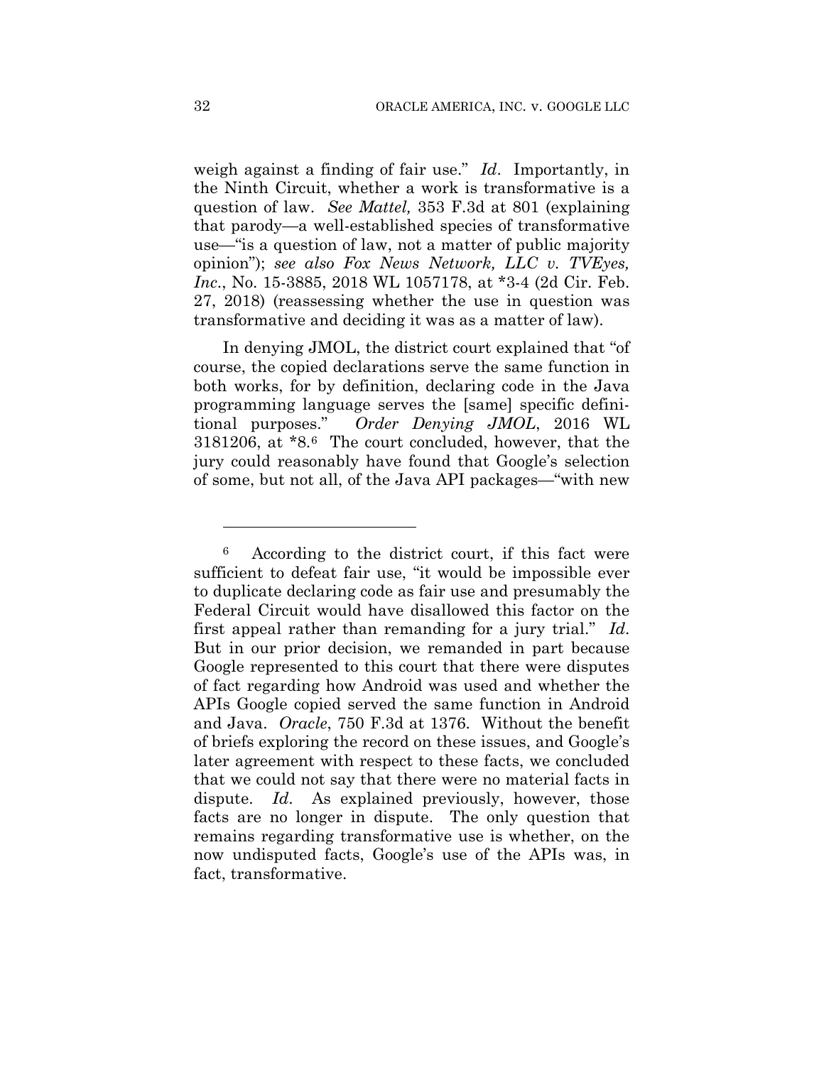weigh against a finding of fair use." *Id*. Importantly, in the Ninth Circuit, whether a work is transformative is a question of law. *See Mattel,* 353 F.3d at 801 (explaining that parody—a well-established species of transformative use—"is a question of law, not a matter of public majority opinion"); *see also Fox News Network, LLC v. TVEyes, Inc*., No. 15-3885, 2018 WL 1057178, at *3-4 (2d Cir. Feb. 27, 2018) (reassessing whether the use in question was transformative and deciding it was as a matter of law).

In denying JMOL, the district court explained that "of course, the copied declarations serve the same function in both works, for by definition, declaring code in the Java programming language serves the [same] specific definitional purposes." *Order Denying JMOL*, 2016 WL 3181206, at *8.[6] The court concluded, however, that the jury could reasonably have found that Google's selection of some, but not all, of the Java API packages—"with new

---

[6] According to the district court, if this fact were sufficient to defeat fair use, "it would be impossible ever to duplicate declaring code as fair use and presumably the Federal Circuit would have disallowed this factor on the first appeal rather than remanding for a jury trial." *Id.* But in our prior decision, we remanded in part because Google represented to this court that there were disputes of fact regarding how Android was used and whether the APIs Google copied served the same function in Android and Java. *Oracle*, 750 F.3d at 1376. Without the benefit of briefs exploring the record on these issues, and Google's later agreement with respect to these facts, we concluded that we could not say that there were no material facts in dispute. *Id*. As explained previously, however, those facts are no longer in dispute. The only question that remains regarding transformative use is whether, on the now undisputed facts, Google's use of the APIs was, in fact, transformative.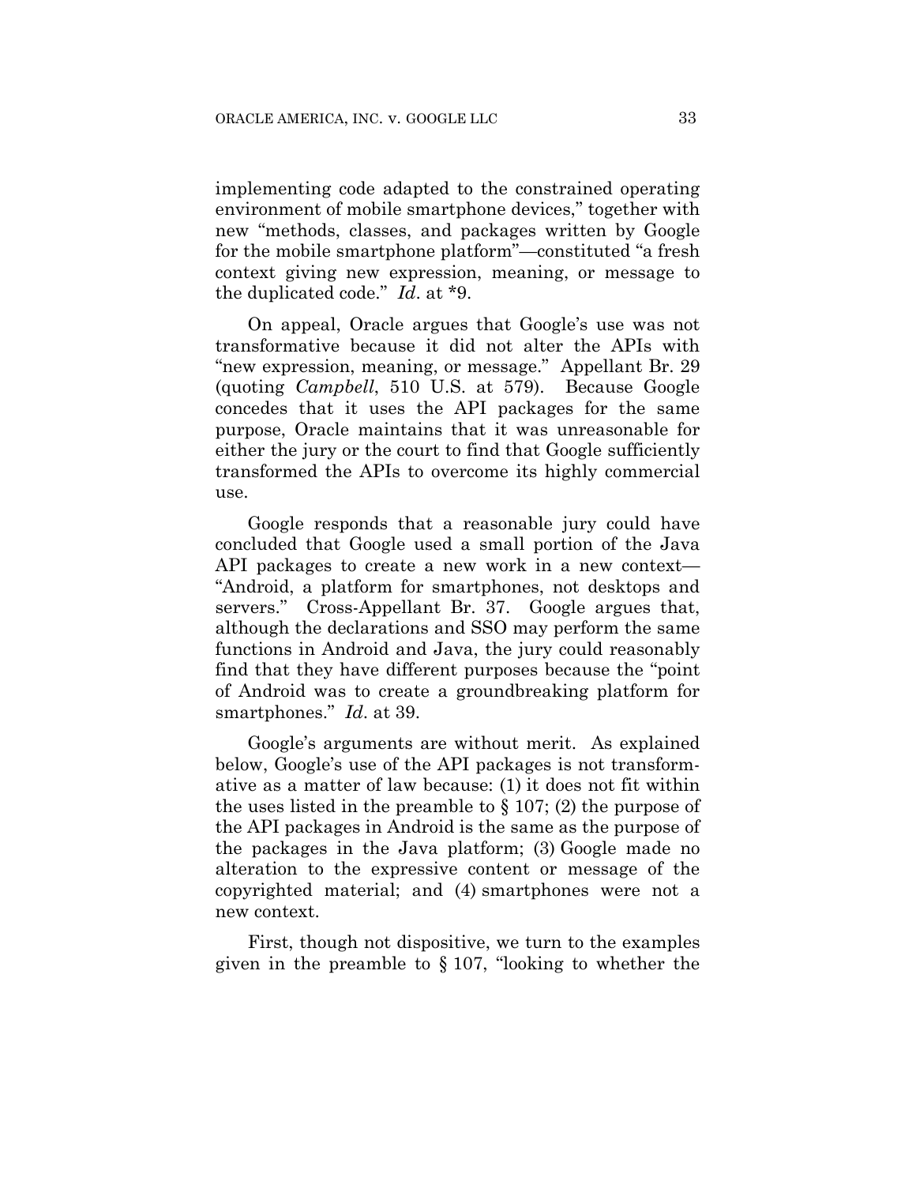implementing code adapted to the constrained operating environment of mobile smartphone devices," together with new "methods, classes, and packages written by Google for the mobile smartphone platform"—constituted "a fresh context giving new expression, meaning, or message to the duplicated code." *Id*. at *9.

On appeal, Oracle argues that Google's use was not transformative because it did not alter the APIs with "new expression, meaning, or message." Appellant Br. 29 (quoting *Campbell*, 510 U.S. at 579). Because Google concedes that it uses the API packages for the same purpose, Oracle maintains that it was unreasonable for either the jury or the court to find that Google sufficiently transformed the APIs to overcome its highly commercial use.

Google responds that a reasonable jury could have concluded that Google used a small portion of the Java API packages to create a new work in a new context—"Android, a platform for smartphones, not desktops and servers." Cross-Appellant Br. 37. Google argues that, although the declarations and SSO may perform the same functions in Android and Java, the jury could reasonably find that they have different purposes because the "point of Android was to create a groundbreaking platform for smartphones." *Id*. at 39.

Google's arguments are without merit. As explained below, Google's use of the API packages is not transformative as a matter of law because: (1) it does not fit within the uses listed in the preamble to § 107; (2) the purpose of the API packages in Android is the same as the purpose of the packages in the Java platform; (3) Google made no alteration to the expressive content or message of the copyrighted material; and (4) smartphones were not a new context.

First, though not dispositive, we turn to the examples given in the preamble to § 107, "looking to whether the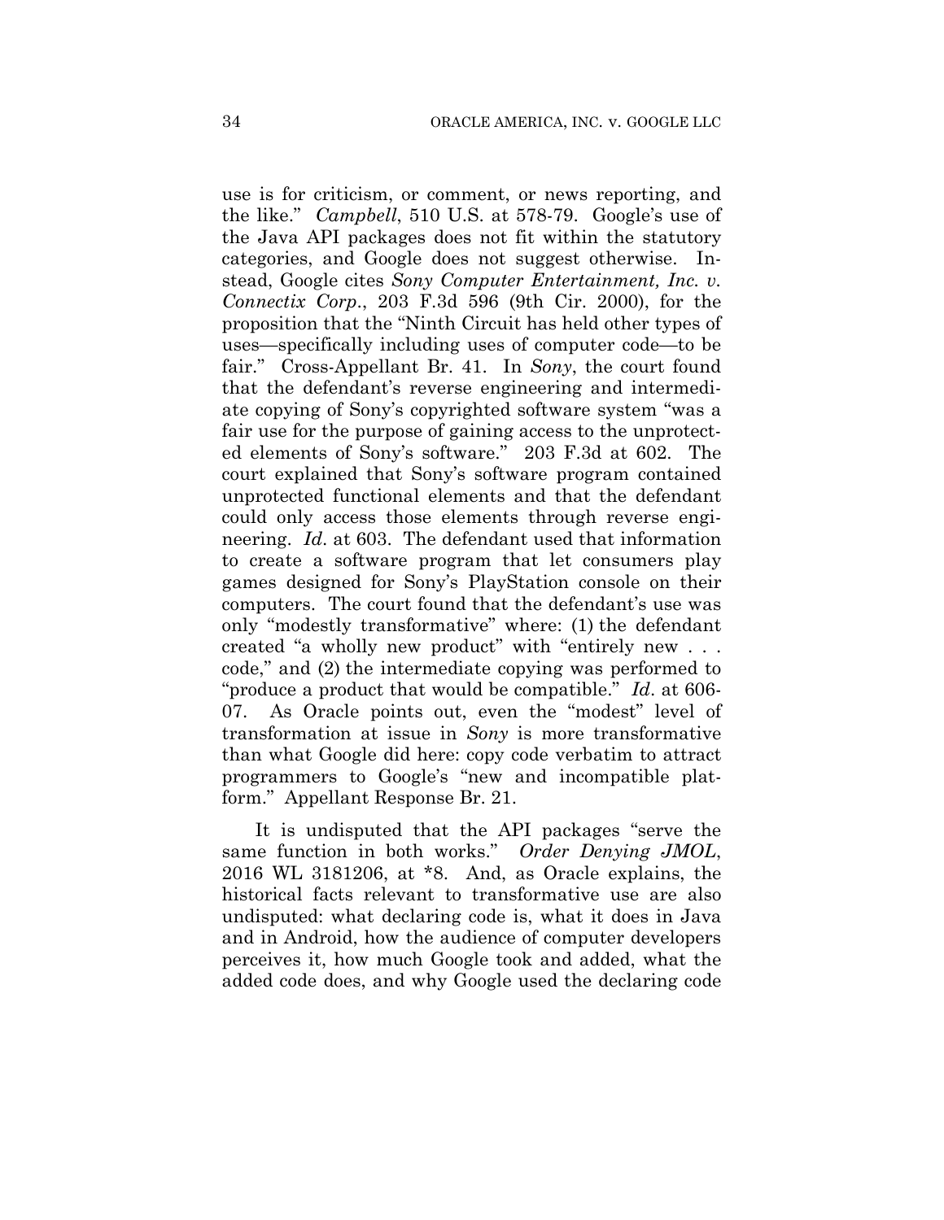use is for criticism, or comment, or news reporting, and the like." *Campbell*, 510 U.S. at 578-79. Google's use of the Java API packages does not fit within the statutory categories, and Google does not suggest otherwise. Instead, Google cites *Sony Computer Entertainment, Inc. v. Connectix Corp*., 203 F.3d 596 (9th Cir. 2000), for the proposition that the "Ninth Circuit has held other types of uses—specifically including uses of computer code—to be fair." Cross-Appellant Br. 41. In *Sony*, the court found that the defendant's reverse engineering and intermediate copying of Sony's copyrighted software system "was a fair use for the purpose of gaining access to the unprotected elements of Sony's software." 203 F.3d at 602. The court explained that Sony's software program contained unprotected functional elements and that the defendant could only access those elements through reverse engineering. *Id*. at 603. The defendant used that information to create a software program that let consumers play games designed for Sony's PlayStation console on their computers. The court found that the defendant's use was only "modestly transformative" where: (1) the defendant created "a wholly new product" with "entirely new . . . code," and (2) the intermediate copying was performed to "produce a product that would be compatible." *Id*. at 606-07. As Oracle points out, even the "modest" level of transformation at issue in *Sony* is more transformative than what Google did here: copy code verbatim to attract programmers to Google's "new and incompatible platform." Appellant Response Br. 21.

It is undisputed that the API packages "serve the same function in both works." *Order Denying JMOL*, 2016 WL 3181206, at *8. And, as Oracle explains, the historical facts relevant to transformative use are also undisputed: what declaring code is, what it does in Java and in Android, how the audience of computer developers perceives it, how much Google took and added, what the added code does, and why Google used the declaring code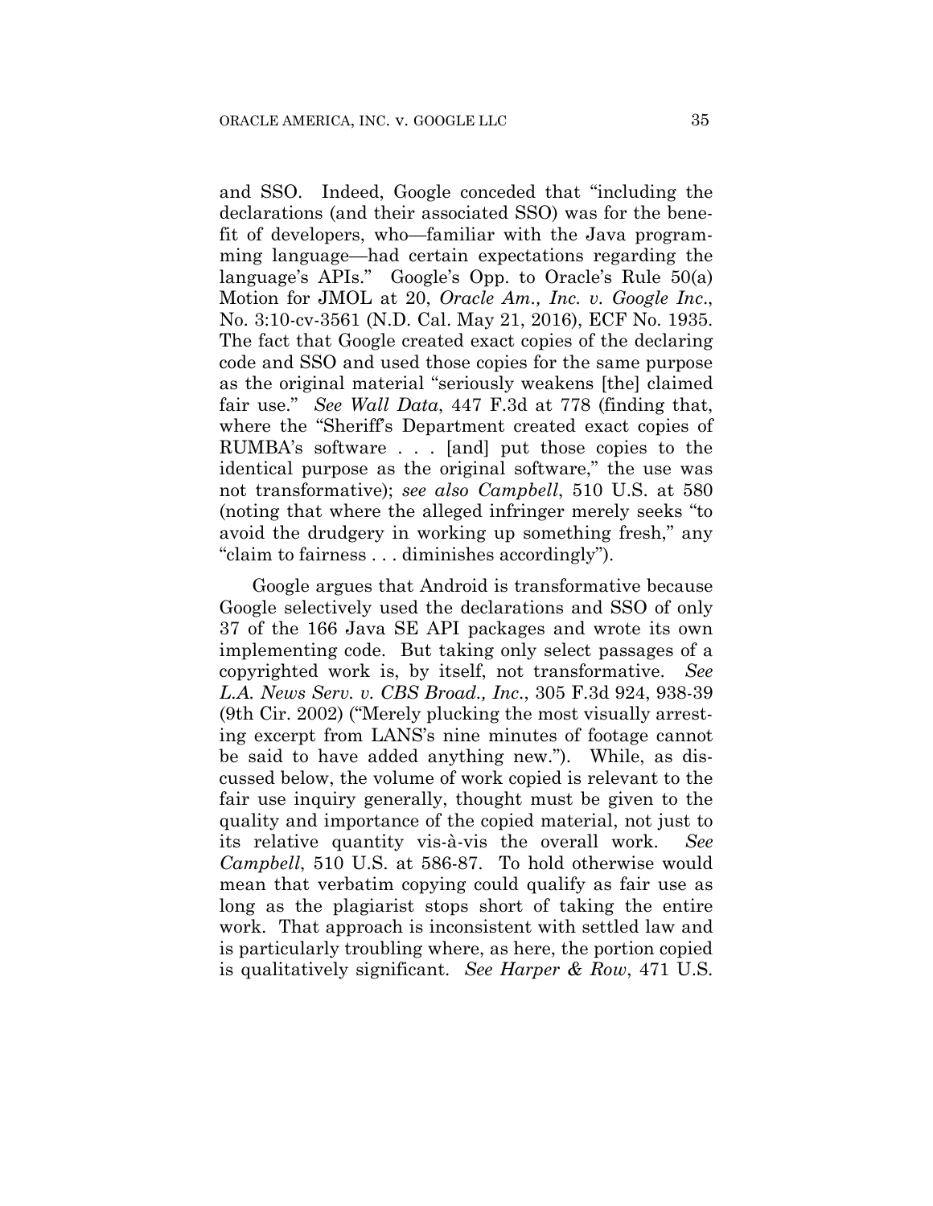and SSO. Indeed, Google conceded that "including the declarations (and their associated SSO) was for the benefit of developers, who—familiar with the Java programming language—had certain expectations regarding the language's APIs." Google's Opp. to Oracle's Rule 50(a) Motion for JMOL at 20, *Oracle Am., Inc. v. Google Inc.*, No. 3:10-cv-3561 (N.D. Cal. May 21, 2016), ECF No. 1935. The fact that Google created exact copies of the declaring code and SSO and used those copies for the same purpose as the original material "seriously weakens [the] claimed fair use." *See Wall Data*, 447 F.3d at 778 (finding that, where the "Sheriff's Department created exact copies of RUMBA's software . . . [and] put those copies to the identical purpose as the original software," the use was not transformative); *see also Campbell*, 510 U.S. at 580 (noting that where the alleged infringer merely seeks "to avoid the drudgery in working up something fresh," any "claim to fairness . . . diminishes accordingly").

Google argues that Android is transformative because Google selectively used the declarations and SSO of only 37 of the 166 Java SE API packages and wrote its own implementing code. But taking only select passages of a copyrighted work is, by itself, not transformative. *See L.A. News Serv. v. CBS Broad., Inc.*, 305 F.3d 924, 938-39 (9th Cir. 2002) ("Merely plucking the most visually arresting excerpt from LANS's nine minutes of footage cannot be said to have added anything new."). While, as discussed below, the volume of work copied is relevant to the fair use inquiry generally, thought must be given to the quality and importance of the copied material, not just to its relative quantity vis-à-vis the overall work. *See Campbell*, 510 U.S. at 586-87. To hold otherwise would mean that verbatim copying could qualify as fair use as long as the plagiarist stops short of taking the entire work. That approach is inconsistent with settled law and is particularly troubling where, as here, the portion copied is qualitatively significant. *See Harper & Row*, 471 U.S.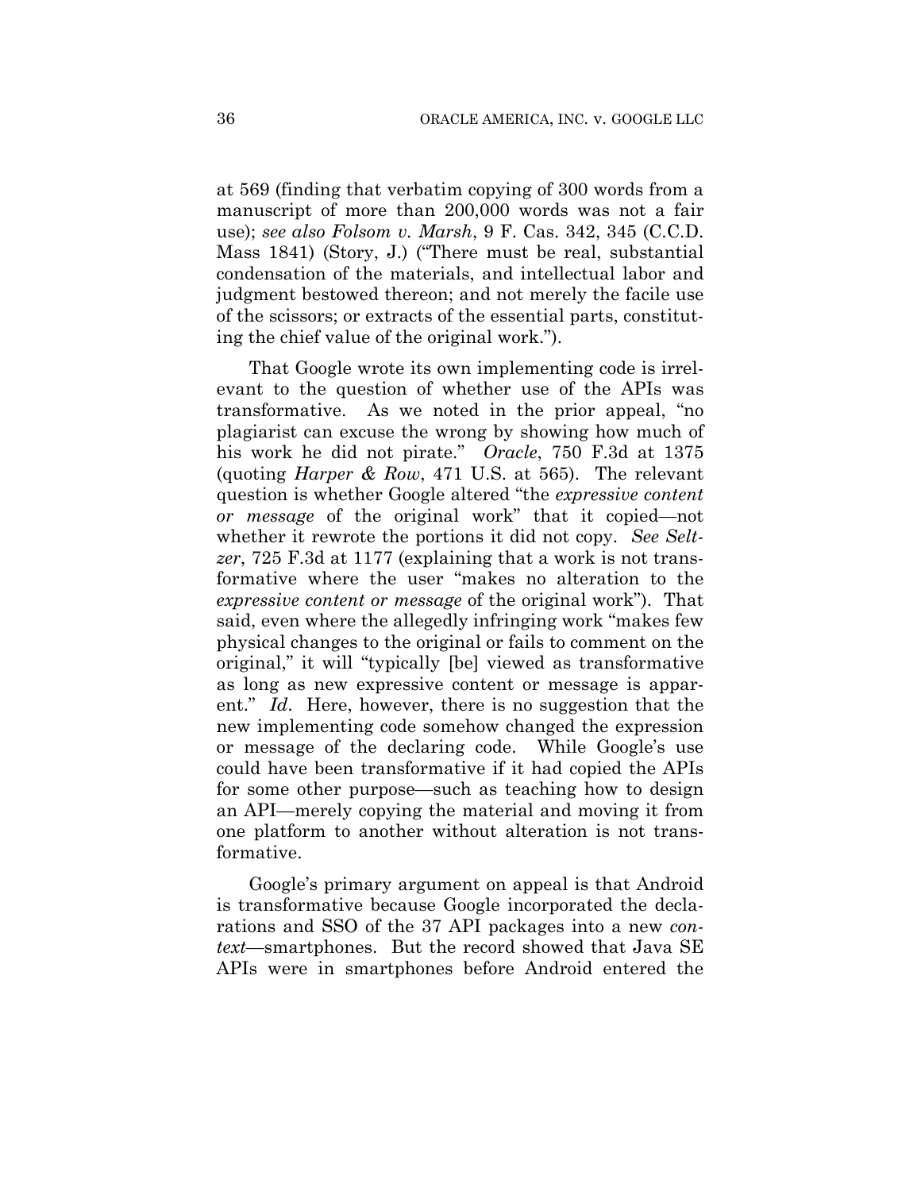at 569 (finding that verbatim copying of 300 words from a manuscript of more than 200,000 words was not a fair use); *see also Folsom v. Marsh*, 9 F. Cas. 342, 345 (C.C.D. Mass 1841) (Story, J.) ("There must be real, substantial condensation of the materials, and intellectual labor and judgment bestowed thereon; and not merely the facile use of the scissors; or extracts of the essential parts, constituting the chief value of the original work.").

That Google wrote its own implementing code is irrelevant to the question of whether use of the APIs was transformative. As we noted in the prior appeal, "no plagiarist can excuse the wrong by showing how much of his work he did not pirate." *Oracle*, 750 F.3d at 1375 (quoting *Harper & Row*, 471 U.S. at 565). The relevant question is whether Google altered "the *expressive content or message* of the original work" that it copied—not whether it rewrote the portions it did not copy. *See Seltzer*, 725 F.3d at 1177 (explaining that a work is not transformative where the user "makes no alteration to the *expressive content or message* of the original work"). That said, even where the allegedly infringing work "makes few physical changes to the original or fails to comment on the original," it will "typically [be] viewed as transformative as long as new expressive content or message is apparent." *Id.* Here, however, there is no suggestion that the new implementing code somehow changed the expression or message of the declaring code. While Google's use could have been transformative if it had copied the APIs for some other purpose—such as teaching how to design an API—merely copying the material and moving it from one platform to another without alteration is not transformative.

Google's primary argument on appeal is that Android is transformative because Google incorporated the declarations and SSO of the 37 API packages into a new *context*—smartphones. But the record showed that Java SE APIs were in smartphones before Android entered the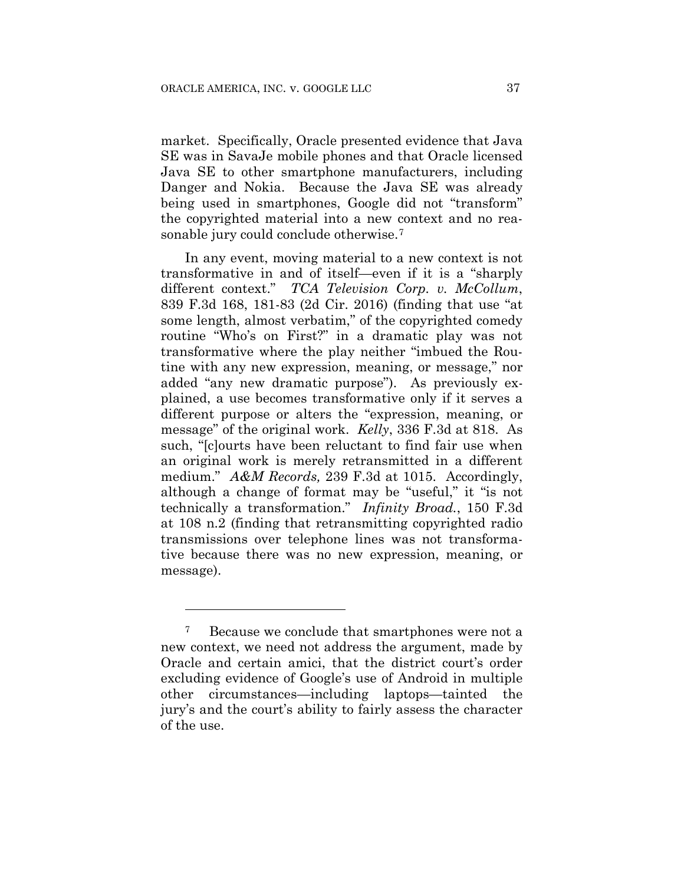market. Specifically, Oracle presented evidence that Java SE was in SavaJe mobile phones and that Oracle licensed Java SE to other smartphone manufacturers, including Danger and Nokia. Because the Java SE was already being used in smartphones, Google did not "transform" the copyrighted material into a new context and no reasonable jury could conclude otherwise.[7]

In any event, moving material to a new context is not transformative in and of itself—even if it is a "sharply different context." *TCA Television Corp. v. McCollum*, 839 F.3d 168, 181-83 (2d Cir. 2016) (finding that use "at some length, almost verbatim," of the copyrighted comedy routine "Who's on First?" in a dramatic play was not transformative where the play neither "imbued the Routine with any new expression, meaning, or message," nor added "any new dramatic purpose"). As previously explained, a use becomes transformative only if it serves a different purpose or alters the "expression, meaning, or message" of the original work. *Kelly*, 336 F.3d at 818. As such, "[c]ourts have been reluctant to find fair use when an original work is merely retransmitted in a different medium." *A&M Records,* 239 F.3d at 1015. Accordingly, although a change of format may be "useful," it "is not technically a transformation." *Infinity Broad.*, 150 F.3d at 108 n.2 (finding that retransmitting copyrighted radio transmissions over telephone lines was not transformative because there was no new expression, meaning, or message).

---

[7] Because we conclude that smartphones were not a new context, we need not address the argument, made by Oracle and certain amici, that the district court's order excluding evidence of Google's use of Android in multiple other circumstances—including laptops—tainted the jury's and the court's ability to fairly assess the character of the use.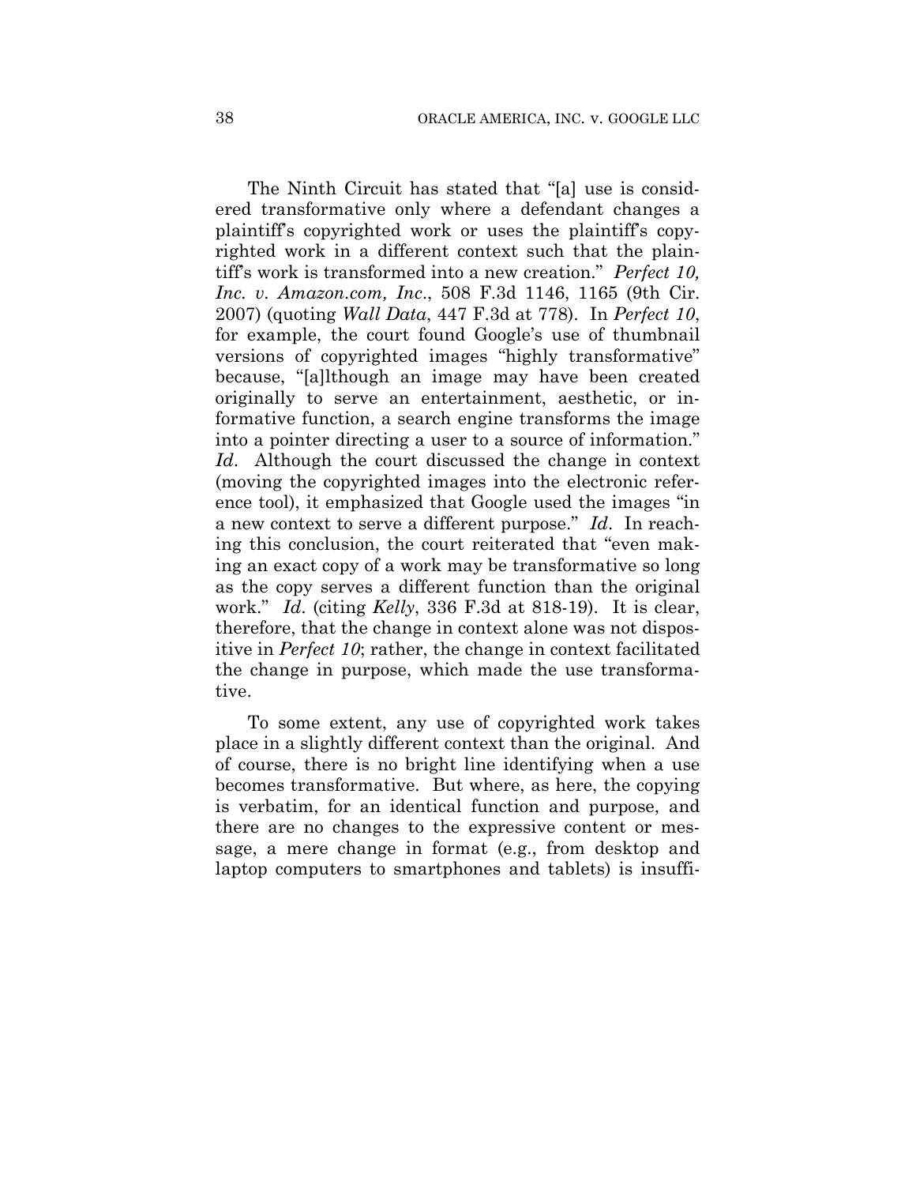The Ninth Circuit has stated that "[a] use is considered transformative only where a defendant changes a plaintiff's copyrighted work or uses the plaintiff's copyrighted work in a different context such that the plaintiff's work is transformed into a new creation." *Perfect 10, Inc. v. Amazon.com, Inc.*, 508 F.3d 1146, 1165 (9th Cir. 2007) (quoting *Wall Data*, 447 F.3d at 778). In *Perfect 10*, for example, the court found Google's use of thumbnail versions of copyrighted images "highly transformative" because, "[a]lthough an image may have been created originally to serve an entertainment, aesthetic, or informative function, a search engine transforms the image into a pointer directing a user to a source of information." *Id*. Although the court discussed the change in context (moving the copyrighted images into the electronic reference tool), it emphasized that Google used the images "in a new context to serve a different purpose." *Id*. In reaching this conclusion, the court reiterated that "even making an exact copy of a work may be transformative so long as the copy serves a different function than the original work." *Id*. (citing *Kelly*, 336 F.3d at 818-19). It is clear, therefore, that the change in context alone was not dispositive in *Perfect 10*; rather, the change in context facilitated the change in purpose, which made the use transformative.

To some extent, any use of copyrighted work takes place in a slightly different context than the original. And of course, there is no bright line identifying when a use becomes transformative. But where, as here, the copying is verbatim, for an identical function and purpose, and there are no changes to the expressive content or message, a mere change in format (e.g., from desktop and laptop computers to smartphones and tablets) is insuffi-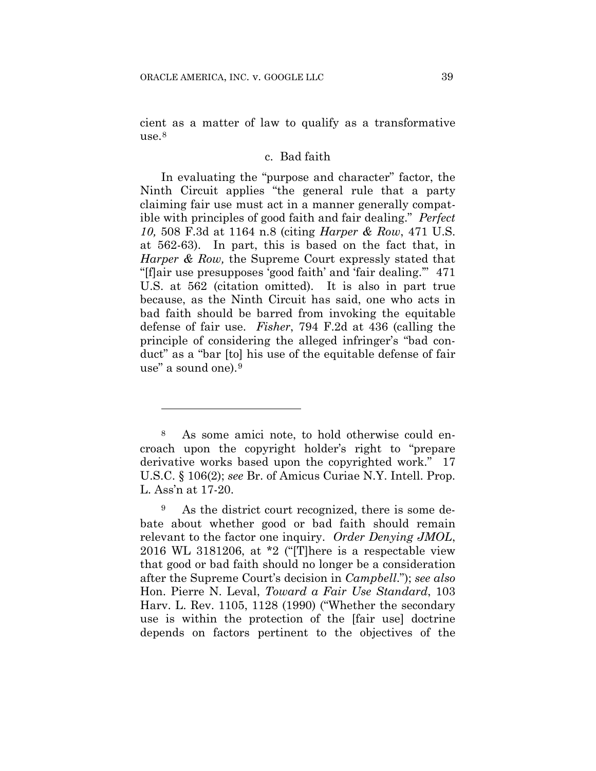cient as a matter of law to qualify as a transformative use.[8]

### c. Bad faith

In evaluating the "purpose and character" factor, the Ninth Circuit applies "the general rule that a party claiming fair use must act in a manner generally compatible with principles of good faith and fair dealing." *Perfect 10,* 508 F.3d at 1164 n.8 (citing *Harper & Row*, 471 U.S. at 562-63). In part, this is based on the fact that, in *Harper & Row,* the Supreme Court expressly stated that "[f]air use presupposes 'good faith' and 'fair dealing.'" 471 U.S. at 562 (citation omitted). It is also in part true because, as the Ninth Circuit has said, one who acts in bad faith should be barred from invoking the equitable defense of fair use. *Fisher*, 794 F.2d at 436 (calling the principle of considering the alleged infringer's "bad conduct" as a "bar [to] his use of the equitable defense of fair use" a sound one).[9]

---

[8] As some amici note, to hold otherwise could encroach upon the copyright holder's right to "prepare derivative works based upon the copyrighted work." 17 U.S.C. § 106(2); *see* Br. of Amicus Curiae N.Y. Intell. Prop. L. Ass'n at 17-20.

[9] As the district court recognized, there is some debate about whether good or bad faith should remain relevant to the factor one inquiry. *Order Denying JMOL*, 2016 WL 3181206, at *2 ("[T]here is a respectable view that good or bad faith should no longer be a consideration after the Supreme Court's decision in *Campbell*."); *see also* Hon. Pierre N. Leval, *Toward a Fair Use Standard*, 103 Harv. L. Rev. 1105, 1128 (1990) ("Whether the secondary use is within the protection of the [fair use] doctrine depends on factors pertinent to the objectives of the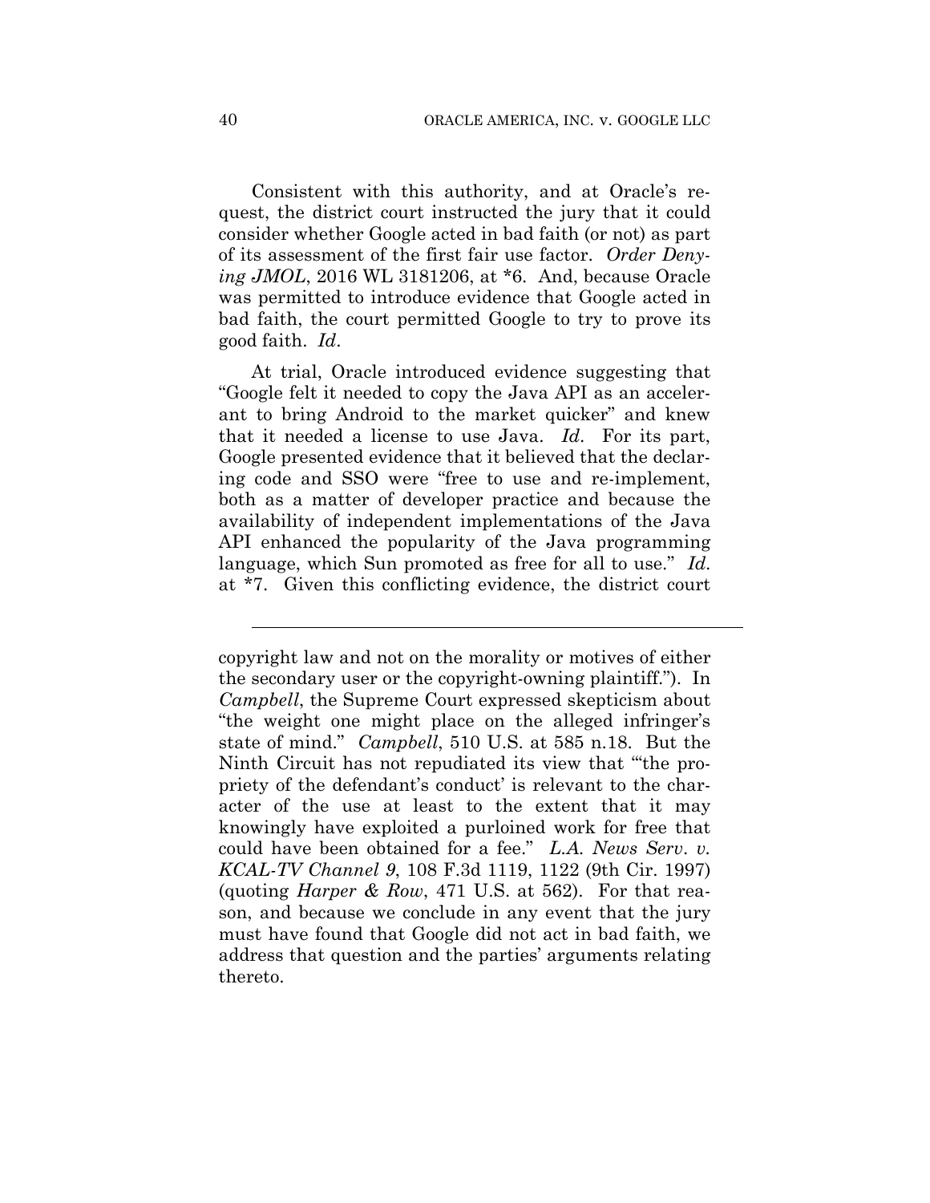Consistent with this authority, and at Oracle's request, the district court instructed the jury that it could consider whether Google acted in bad faith (or not) as part of its assessment of the first fair use factor. *Order Denying JMOL*, 2016 WL 3181206, at *6. And, because Oracle was permitted to introduce evidence that Google acted in bad faith, the court permitted Google to try to prove its good faith. *Id*.

At trial, Oracle introduced evidence suggesting that "Google felt it needed to copy the Java API as an accelerant to bring Android to the market quicker" and knew that it needed a license to use Java. *Id*. For its part, Google presented evidence that it believed that the declaring code and SSO were "free to use and re-implement, both as a matter of developer practice and because the availability of independent implementations of the Java API enhanced the popularity of the Java programming language, which Sun promoted as free for all to use." *Id*. at *7. Given this conflicting evidence, the district court

---

copyright law and not on the morality or motives of either the secondary user or the copyright-owning plaintiff."). In *Campbell*, the Supreme Court expressed skepticism about "the weight one might place on the alleged infringer's state of mind." *Campbell*, 510 U.S. at 585 n.18. But the Ninth Circuit has not repudiated its view that "'the propriety of the defendant's conduct' is relevant to the character of the use at least to the extent that it may knowingly have exploited a purloined work for free that could have been obtained for a fee." *L.A. News Serv. v. KCAL-TV Channel 9*, 108 F.3d 1119, 1122 (9th Cir. 1997) (quoting *Harper & Row*, 471 U.S. at 562). For that reason, and because we conclude in any event that the jury must have found that Google did not act in bad faith, we address that question and the parties' arguments relating thereto.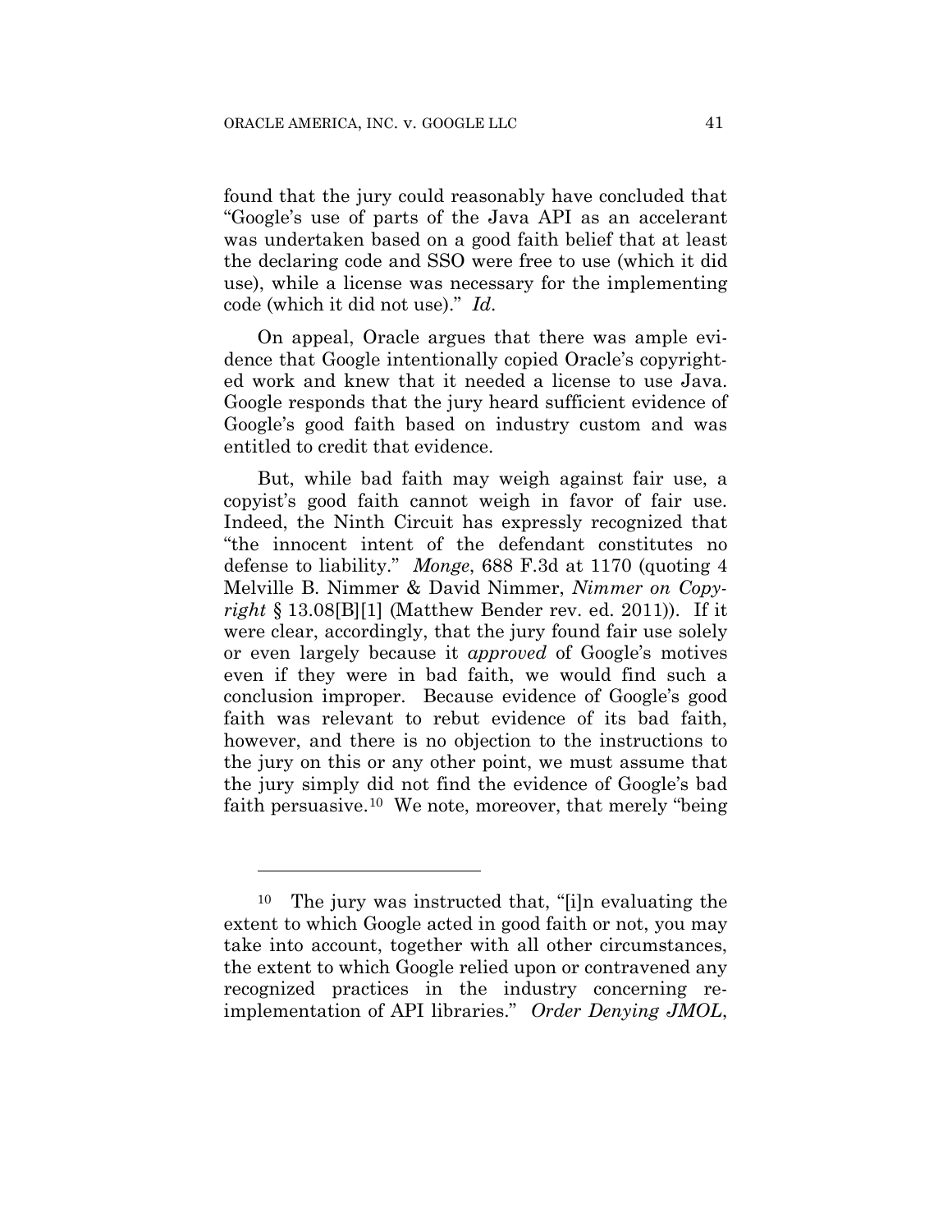found that the jury could reasonably have concluded that "Google's use of parts of the Java API as an accelerant was undertaken based on a good faith belief that at least the declaring code and SSO were free to use (which it did use), while a license was necessary for the implementing code (which it did not use)." *Id*.

On appeal, Oracle argues that there was ample evidence that Google intentionally copied Oracle's copyrighted work and knew that it needed a license to use Java. Google responds that the jury heard sufficient evidence of Google's good faith based on industry custom and was entitled to credit that evidence.

But, while bad faith may weigh against fair use, a copyist's good faith cannot weigh in favor of fair use. Indeed, the Ninth Circuit has expressly recognized that "the innocent intent of the defendant constitutes no defense to liability." *Monge*, 688 F.3d at 1170 (quoting 4 Melville B. Nimmer & David Nimmer, *Nimmer on Copyright* § 13.08[B][1] (Matthew Bender rev. ed. 2011)). If it were clear, accordingly, that the jury found fair use solely or even largely because it *approved* of Google's motives even if they were in bad faith, we would find such a conclusion improper. Because evidence of Google's good faith was relevant to rebut evidence of its bad faith, however, and there is no objection to the instructions to the jury on this or any other point, we must assume that the jury simply did not find the evidence of Google's bad faith persuasive.[10] We note, moreover, that merely "being

---

[10] The jury was instructed that, "[i]n evaluating the extent to which Google acted in good faith or not, you may take into account, together with all other circumstances, the extent to which Google relied upon or contravened any recognized practices in the industry concerning re-implementation of API libraries." *Order Denying JMOL*,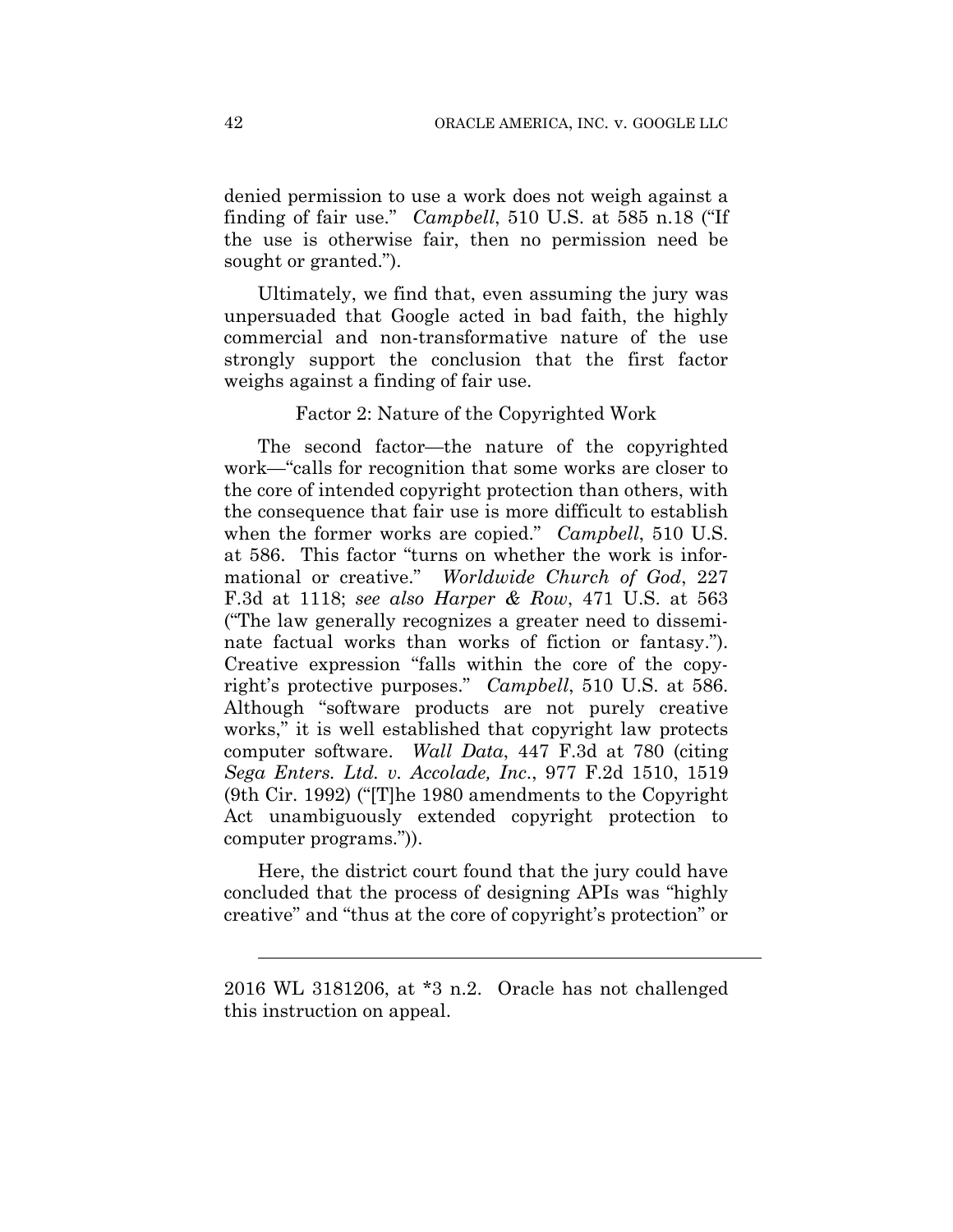denied permission to use a work does not weigh against a finding of fair use." *Campbell*, 510 U.S. at 585 n.18 ("If the use is otherwise fair, then no permission need be sought or granted.").

Ultimately, we find that, even assuming the jury was unpersuaded that Google acted in bad faith, the highly commercial and non-transformative nature of the use strongly support the conclusion that the first factor weighs against a finding of fair use.

Factor 2: Nature of the Copyrighted Work

The second factor—the nature of the copyrighted work—"calls for recognition that some works are closer to the core of intended copyright protection than others, with the consequence that fair use is more difficult to establish when the former works are copied." *Campbell*, 510 U.S. at 586. This factor "turns on whether the work is informational or creative." *Worldwide Church of God*, 227 F.3d at 1118; *see also Harper & Row*, 471 U.S. at 563 ("The law generally recognizes a greater need to disseminate factual works than works of fiction or fantasy."). Creative expression "falls within the core of the copyright's protective purposes." *Campbell*, 510 U.S. at 586. Although "software products are not purely creative works," it is well established that copyright law protects computer software. *Wall Data*, 447 F.3d at 780 (citing *Sega Enters. Ltd. v. Accolade, Inc.*, 977 F.2d 1510, 1519 (9th Cir. 1992) ("[T]he 1980 amendments to the Copyright Act unambiguously extended copyright protection to computer programs.")).

Here, the district court found that the jury could have concluded that the process of designing APIs was "highly creative" and "thus at the core of copyright's protection" or

---

2016 WL 3181206, at *3 n.2. Oracle has not challenged this instruction on appeal.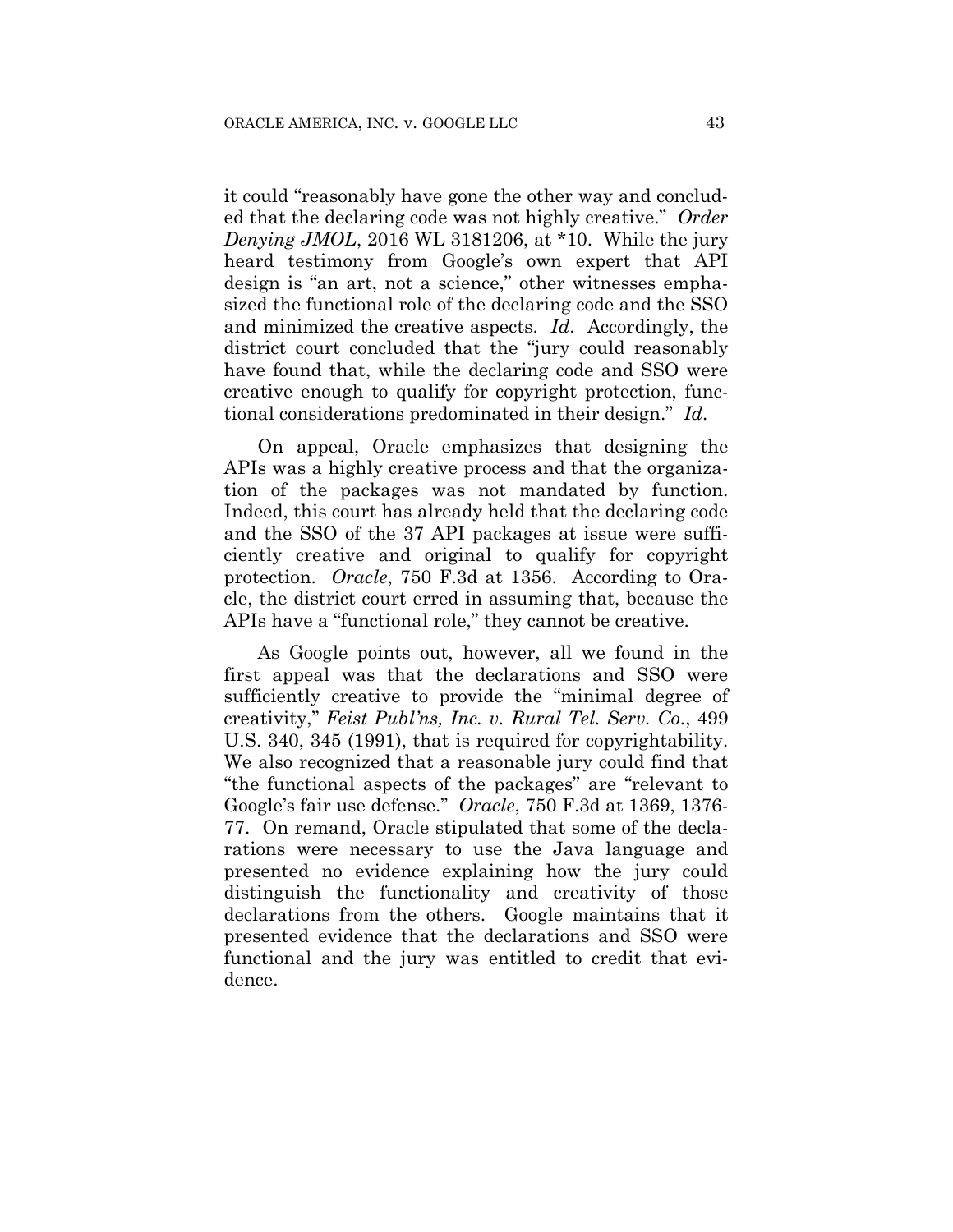it could "reasonably have gone the other way and concluded that the declaring code was not highly creative." *Order Denying JMOL*, 2016 WL 3181206, at *10. While the jury heard testimony from Google's own expert that API design is "an art, not a science," other witnesses emphasized the functional role of the declaring code and the SSO and minimized the creative aspects. *Id*. Accordingly, the district court concluded that the "jury could reasonably have found that, while the declaring code and SSO were creative enough to qualify for copyright protection, functional considerations predominated in their design." *Id*.

On appeal, Oracle emphasizes that designing the APIs was a highly creative process and that the organization of the packages was not mandated by function. Indeed, this court has already held that the declaring code and the SSO of the 37 API packages at issue were sufficiently creative and original to qualify for copyright protection. *Oracle*, 750 F.3d at 1356. According to Oracle, the district court erred in assuming that, because the APIs have a "functional role," they cannot be creative.

As Google points out, however, all we found in the first appeal was that the declarations and SSO were sufficiently creative to provide the "minimal degree of creativity," *Feist Publ'ns, Inc. v. Rural Tel. Serv. Co.*, 499 U.S. 340, 345 (1991), that is required for copyrightability. We also recognized that a reasonable jury could find that "the functional aspects of the packages" are "relevant to Google's fair use defense." *Oracle*, 750 F.3d at 1369, 1376-77. On remand, Oracle stipulated that some of the declarations were necessary to use the Java language and presented no evidence explaining how the jury could distinguish the functionality and creativity of those declarations from the others. Google maintains that it presented evidence that the declarations and SSO were functional and the jury was entitled to credit that evidence.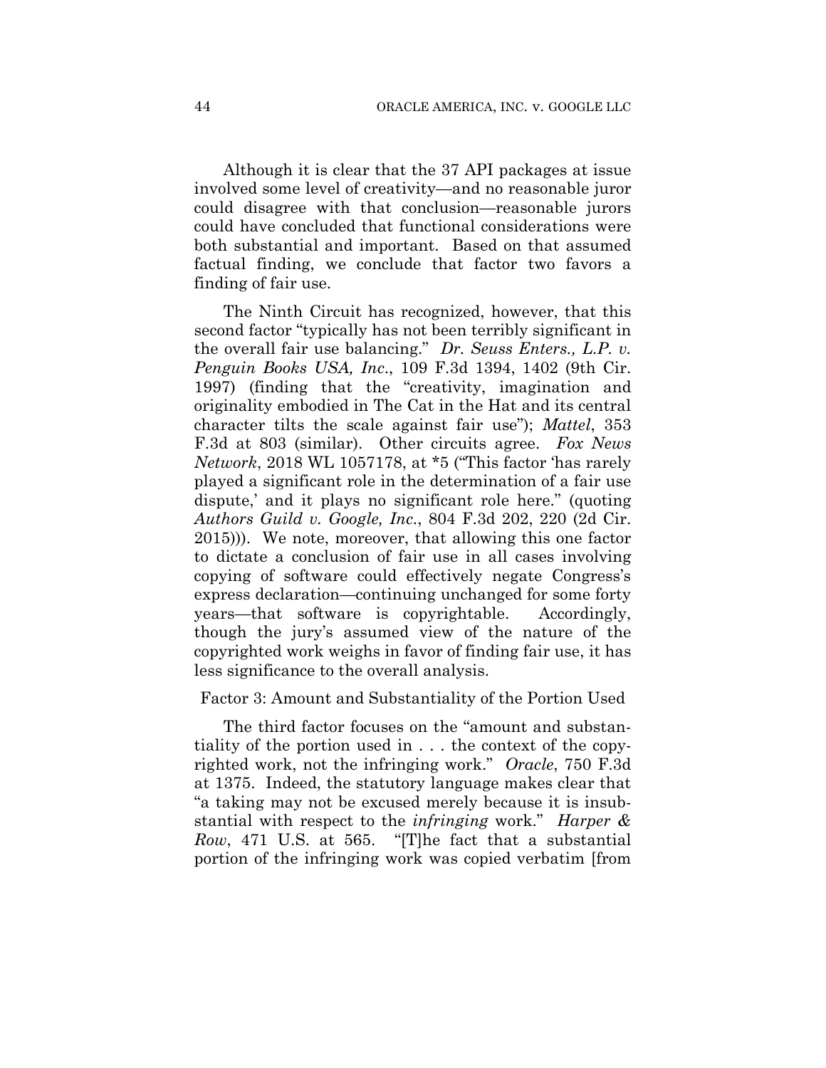Although it is clear that the 37 API packages at issue involved some level of creativity—and no reasonable juror could disagree with that conclusion—reasonable jurors could have concluded that functional considerations were both substantial and important. Based on that assumed factual finding, we conclude that factor two favors a finding of fair use.

The Ninth Circuit has recognized, however, that this second factor "typically has not been terribly significant in the overall fair use balancing." *Dr. Seuss Enters., L.P. v. Penguin Books USA, Inc.*, 109 F.3d 1394, 1402 (9th Cir. 1997) (finding that the "creativity, imagination and originality embodied in The Cat in the Hat and its central character tilts the scale against fair use"); *Mattel*, 353 F.3d at 803 (similar). Other circuits agree. *Fox News Network*, 2018 WL 1057178, at *5 ("This factor 'has rarely played a significant role in the determination of a fair use dispute,' and it plays no significant role here." (quoting *Authors Guild v. Google, Inc.*, 804 F.3d 202, 220 (2d Cir. 2015))). We note, moreover, that allowing this one factor to dictate a conclusion of fair use in all cases involving copying of software could effectively negate Congress's express declaration—continuing unchanged for some forty years—that software is copyrightable. Accordingly, though the jury's assumed view of the nature of the copyrighted work weighs in favor of finding fair use, it has less significance to the overall analysis.

Factor 3: Amount and Substantiality of the Portion Used

The third factor focuses on the "amount and substantiality of the portion used in . . . the context of the copyrighted work, not the infringing work." *Oracle*, 750 F.3d at 1375. Indeed, the statutory language makes clear that "a taking may not be excused merely because it is insubstantial with respect to the *infringing* work." *Harper & Row*, 471 U.S. at 565. "[T]he fact that a substantial portion of the infringing work was copied verbatim [from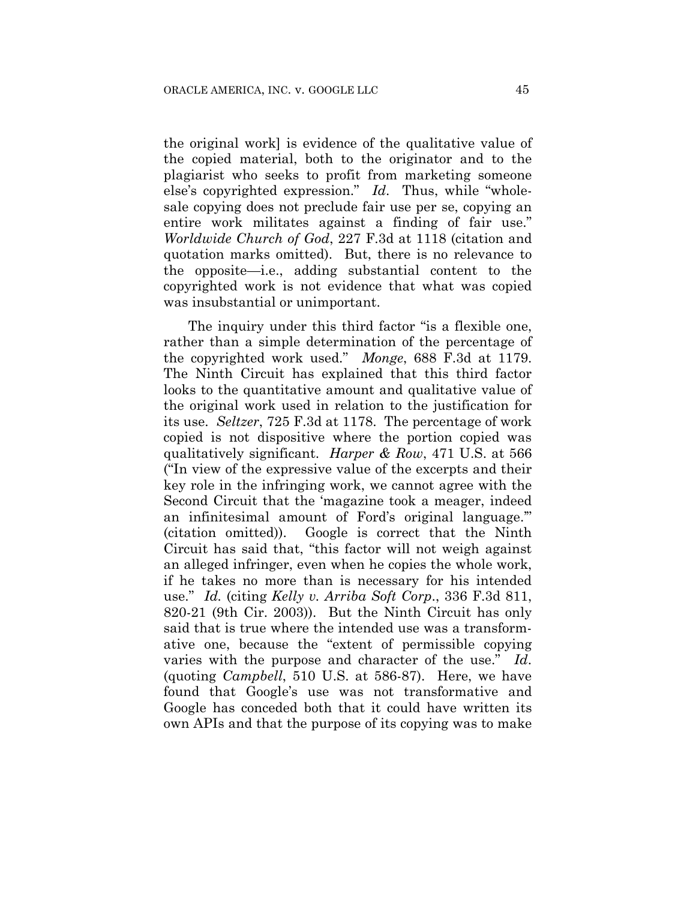the original work] is evidence of the qualitative value of the copied material, both to the originator and to the plagiarist who seeks to profit from marketing someone else's copyrighted expression." *Id*. Thus, while "wholesale copying does not preclude fair use per se, copying an entire work militates against a finding of fair use." *Worldwide Church of God*, 227 F.3d at 1118 (citation and quotation marks omitted). But, there is no relevance to the opposite—i.e., adding substantial content to the copyrighted work is not evidence that what was copied was insubstantial or unimportant.

The inquiry under this third factor "is a flexible one, rather than a simple determination of the percentage of the copyrighted work used." *Monge*, 688 F.3d at 1179. The Ninth Circuit has explained that this third factor looks to the quantitative amount and qualitative value of the original work used in relation to the justification for its use. *Seltzer*, 725 F.3d at 1178. The percentage of work copied is not dispositive where the portion copied was qualitatively significant. *Harper & Row*, 471 U.S. at 566 ("In view of the expressive value of the excerpts and their key role in the infringing work, we cannot agree with the Second Circuit that the 'magazine took a meager, indeed an infinitesimal amount of Ford's original language.'" (citation omitted)). Google is correct that the Ninth Circuit has said that, "this factor will not weigh against an alleged infringer, even when he copies the whole work, if he takes no more than is necessary for his intended use." *Id.* (citing *Kelly v. Arriba Soft Corp*., 336 F.3d 811, 820-21 (9th Cir. 2003)). But the Ninth Circuit has only said that is true where the intended use was a transformative one, because the "extent of permissible copying varies with the purpose and character of the use." *Id*. (quoting *Campbell*, 510 U.S. at 586-87). Here, we have found that Google's use was not transformative and Google has conceded both that it could have written its own APIs and that the purpose of its copying was to make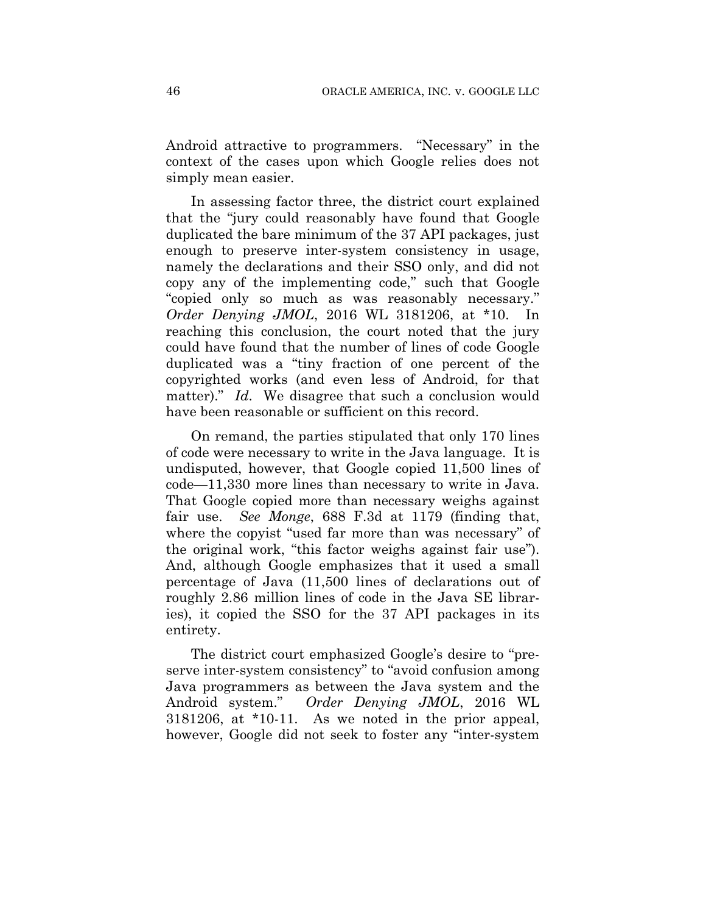Android attractive to programmers. "Necessary" in the context of the cases upon which Google relies does not simply mean easier.

In assessing factor three, the district court explained that the "jury could reasonably have found that Google duplicated the bare minimum of the 37 API packages, just enough to preserve inter-system consistency in usage, namely the declarations and their SSO only, and did not copy any of the implementing code," such that Google "copied only so much as was reasonably necessary." *Order Denying JMOL*, 2016 WL 3181206, at *10. In reaching this conclusion, the court noted that the jury could have found that the number of lines of code Google duplicated was a "tiny fraction of one percent of the copyrighted works (and even less of Android, for that matter)." *Id*. We disagree that such a conclusion would have been reasonable or sufficient on this record.

On remand, the parties stipulated that only 170 lines of code were necessary to write in the Java language. It is undisputed, however, that Google copied 11,500 lines of code—11,330 more lines than necessary to write in Java. That Google copied more than necessary weighs against fair use. *See Monge*, 688 F.3d at 1179 (finding that, where the copyist "used far more than was necessary" of the original work, "this factor weighs against fair use"). And, although Google emphasizes that it used a small percentage of Java (11,500 lines of declarations out of roughly 2.86 million lines of code in the Java SE libraries), it copied the SSO for the 37 API packages in its entirety.

The district court emphasized Google's desire to "preserve inter-system consistency" to "avoid confusion among Java programmers as between the Java system and the Android system." *Order Denying JMOL*, 2016 WL 3181206, at *10-11. As we noted in the prior appeal, however, Google did not seek to foster any "inter-system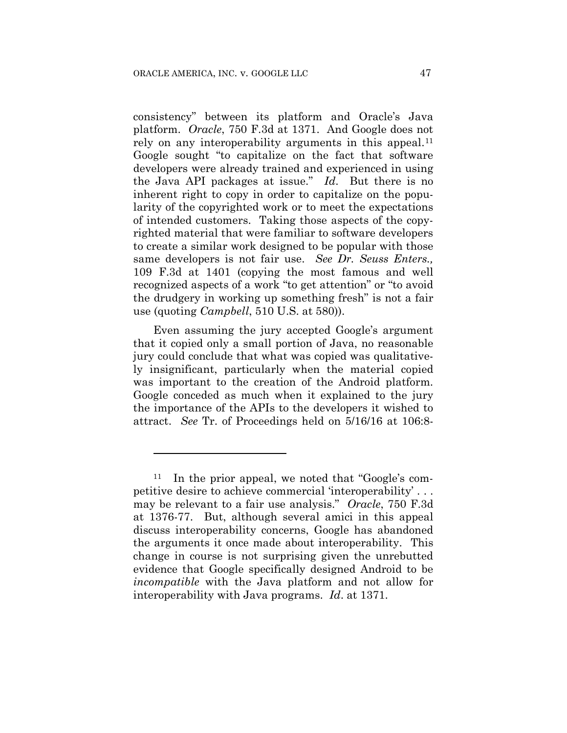consistency" between its platform and Oracle's Java platform. *Oracle*, 750 F.3d at 1371. And Google does not rely on any interoperability arguments in this appeal.[11] Google sought "to capitalize on the fact that software developers were already trained and experienced in using the Java API packages at issue." *Id*. But there is no inherent right to copy in order to capitalize on the popularity of the copyrighted work or to meet the expectations of intended customers. Taking those aspects of the copyrighted material that were familiar to software developers to create a similar work designed to be popular with those same developers is not fair use. *See Dr. Seuss Enters.,* 109 F.3d at 1401 (copying the most famous and well recognized aspects of a work "to get attention" or "to avoid the drudgery in working up something fresh" is not a fair use (quoting *Campbell*, 510 U.S. at 580)).

Even assuming the jury accepted Google's argument that it copied only a small portion of Java, no reasonable jury could conclude that what was copied was qualitatively insignificant, particularly when the material copied was important to the creation of the Android platform. Google conceded as much when it explained to the jury the importance of the APIs to the developers it wished to attract. *See* Tr. of Proceedings held on 5/16/16 at 106:8-

---

[11] In the prior appeal, we noted that "Google's competitive desire to achieve commercial 'interoperability' . . . may be relevant to a fair use analysis." *Oracle*, 750 F.3d at 1376-77. But, although several amici in this appeal discuss interoperability concerns, Google has abandoned the arguments it once made about interoperability. This change in course is not surprising given the unrebutted evidence that Google specifically designed Android to be *incompatible* with the Java platform and not allow for interoperability with Java programs. *Id*. at 1371.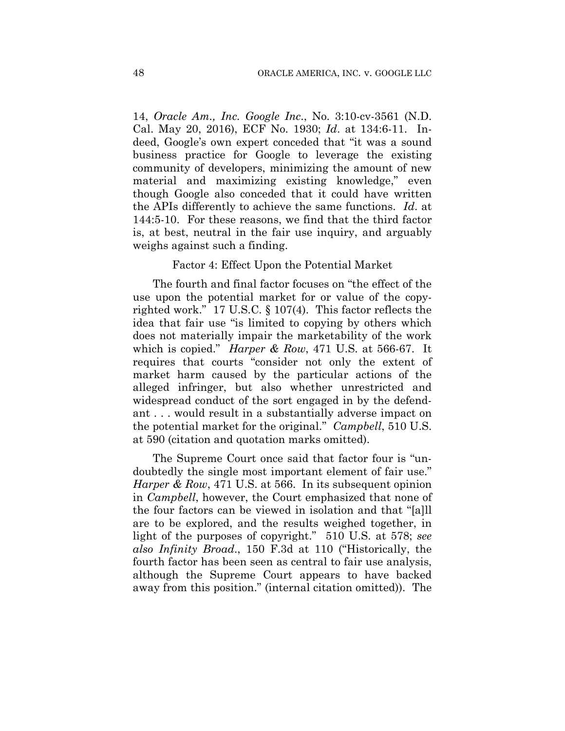14, *Oracle Am., Inc. Google Inc.*, No. 3:10-cv-3561 (N.D. Cal. May 20, 2016), ECF No. 1930; *Id*. at 134:6-11. Indeed, Google's own expert conceded that "it was a sound business practice for Google to leverage the existing community of developers, minimizing the amount of new material and maximizing existing knowledge," even though Google also conceded that it could have written the APIs differently to achieve the same functions. *Id*. at 144:5-10. For these reasons, we find that the third factor is, at best, neutral in the fair use inquiry, and arguably weighs against such a finding.

Factor 4: Effect Upon the Potential Market

The fourth and final factor focuses on "the effect of the use upon the potential market for or value of the copyrighted work." 17 U.S.C. § 107(4). This factor reflects the idea that fair use "is limited to copying by others which does not materially impair the marketability of the work which is copied." *Harper & Row*, 471 U.S. at 566-67. It requires that courts "consider not only the extent of market harm caused by the particular actions of the alleged infringer, but also whether unrestricted and widespread conduct of the sort engaged in by the defendant . . . would result in a substantially adverse impact on the potential market for the original." *Campbell*, 510 U.S. at 590 (citation and quotation marks omitted).

The Supreme Court once said that factor four is "undoubtedly the single most important element of fair use." *Harper & Row*, 471 U.S. at 566. In its subsequent opinion in *Campbell*, however, the Court emphasized that none of the four factors can be viewed in isolation and that "[a]ll are to be explored, and the results weighed together, in light of the purposes of copyright." 510 U.S. at 578; *see also Infinity Broad.*, 150 F.3d at 110 ("Historically, the fourth factor has been seen as central to fair use analysis, although the Supreme Court appears to have backed away from this position." (internal citation omitted)). The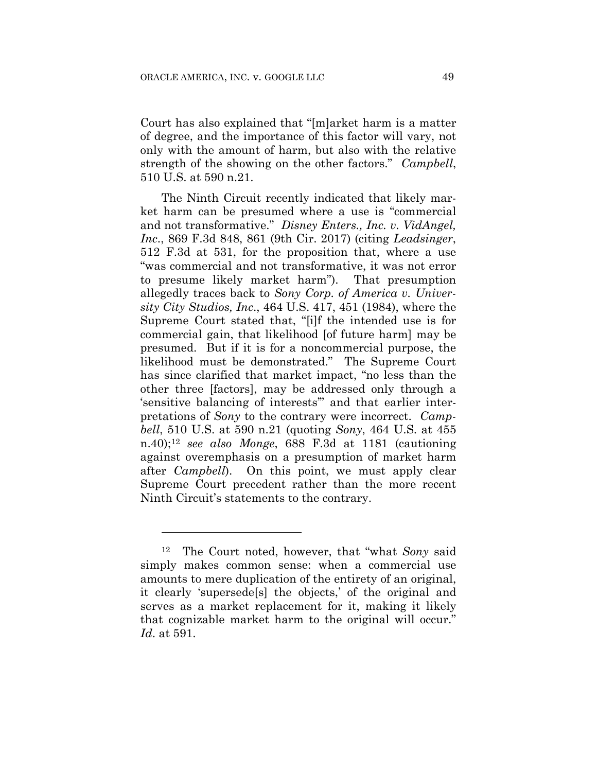Court has also explained that "[m]arket harm is a matter of degree, and the importance of this factor will vary, not only with the amount of harm, but also with the relative strength of the showing on the other factors." *Campbell*, 510 U.S. at 590 n.21.

The Ninth Circuit recently indicated that likely market harm can be presumed where a use is "commercial and not transformative." *Disney Enters., Inc. v. VidAngel, Inc.*, 869 F.3d 848, 861 (9th Cir. 2017) (citing *Leadsinger*, 512 F.3d at 531, for the proposition that, where a use "was commercial and not transformative, it was not error to presume likely market harm"). That presumption allegedly traces back to *Sony Corp. of America v. University City Studios, Inc.*, 464 U.S. 417, 451 (1984), where the Supreme Court stated that, "[i]f the intended use is for commercial gain, that likelihood [of future harm] may be presumed. But if it is for a noncommercial purpose, the likelihood must be demonstrated." The Supreme Court has since clarified that market impact, "no less than the other three [factors], may be addressed only through a 'sensitive balancing of interests'" and that earlier interpretations of *Sony* to the contrary were incorrect. *Campbell*, 510 U.S. at 590 n.21 (quoting *Sony*, 464 U.S. at 455 n.40);[12] *see also Monge*, 688 F.3d at 1181 (cautioning against overemphasis on a presumption of market harm after *Campbell*). On this point, we must apply clear Supreme Court precedent rather than the more recent Ninth Circuit's statements to the contrary.

---

[12] The Court noted, however, that "what *Sony* said simply makes common sense: when a commercial use amounts to mere duplication of the entirety of an original, it clearly 'supersede[s] the objects,' of the original and serves as a market replacement for it, making it likely that cognizable market harm to the original will occur." *Id*. at 591.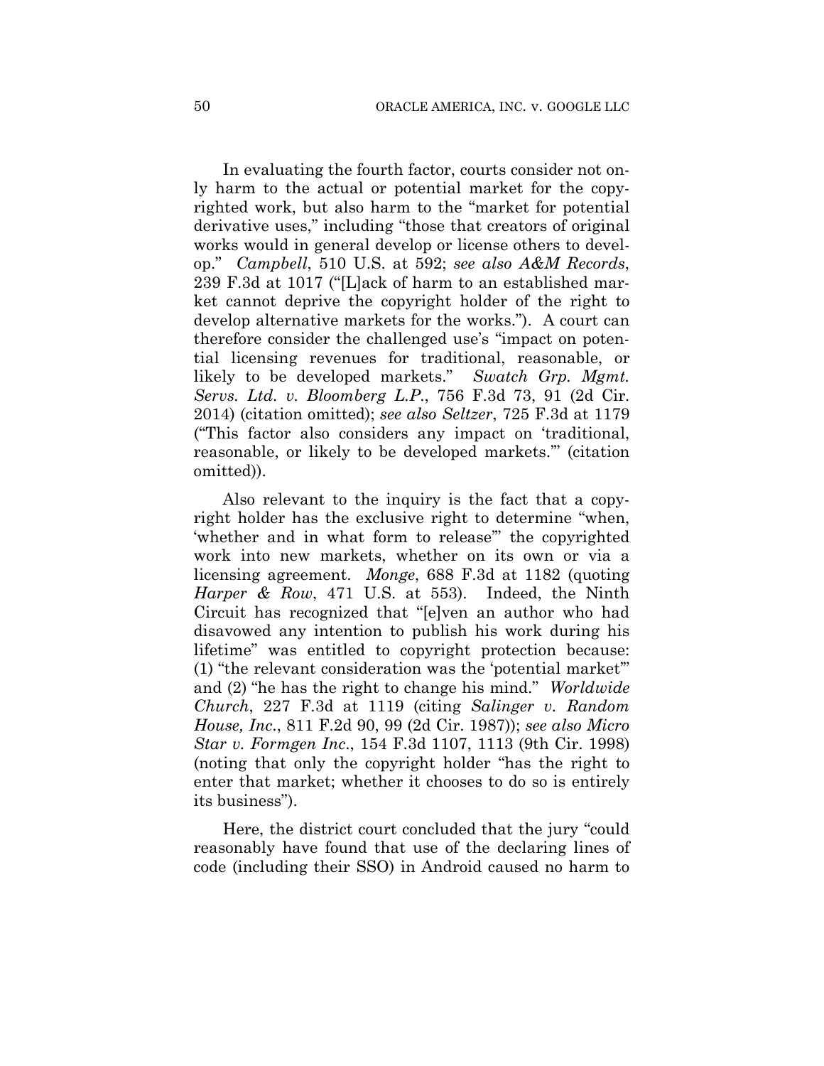In evaluating the fourth factor, courts consider not only harm to the actual or potential market for the copyrighted work, but also harm to the "market for potential derivative uses," including "those that creators of original works would in general develop or license others to develop." *Campbell*, 510 U.S. at 592; *see also A&M Records*, 239 F.3d at 1017 ("[L]ack of harm to an established market cannot deprive the copyright holder of the right to develop alternative markets for the works."). A court can therefore consider the challenged use's "impact on potential licensing revenues for traditional, reasonable, or likely to be developed markets." *Swatch Grp. Mgmt. Servs. Ltd. v. Bloomberg L.P.*, 756 F.3d 73, 91 (2d Cir. 2014) (citation omitted); *see also Seltzer*, 725 F.3d at 1179 ("This factor also considers any impact on 'traditional, reasonable, or likely to be developed markets.'" (citation omitted)).

Also relevant to the inquiry is the fact that a copyright holder has the exclusive right to determine "when, 'whether and in what form to release'" the copyrighted work into new markets, whether on its own or via a licensing agreement. *Monge*, 688 F.3d at 1182 (quoting *Harper & Row*, 471 U.S. at 553). Indeed, the Ninth Circuit has recognized that "[e]ven an author who had disavowed any intention to publish his work during his lifetime" was entitled to copyright protection because: (1) "the relevant consideration was the 'potential market'" and (2) "he has the right to change his mind." *Worldwide Church*, 227 F.3d at 1119 (citing *Salinger v. Random House, Inc.*, 811 F.2d 90, 99 (2d Cir. 1987)); *see also Micro Star v. Formgen Inc.*, 154 F.3d 1107, 1113 (9th Cir. 1998) (noting that only the copyright holder "has the right to enter that market; whether it chooses to do so is entirely its business").

Here, the district court concluded that the jury "could reasonably have found that use of the declaring lines of code (including their SSO) in Android caused no harm to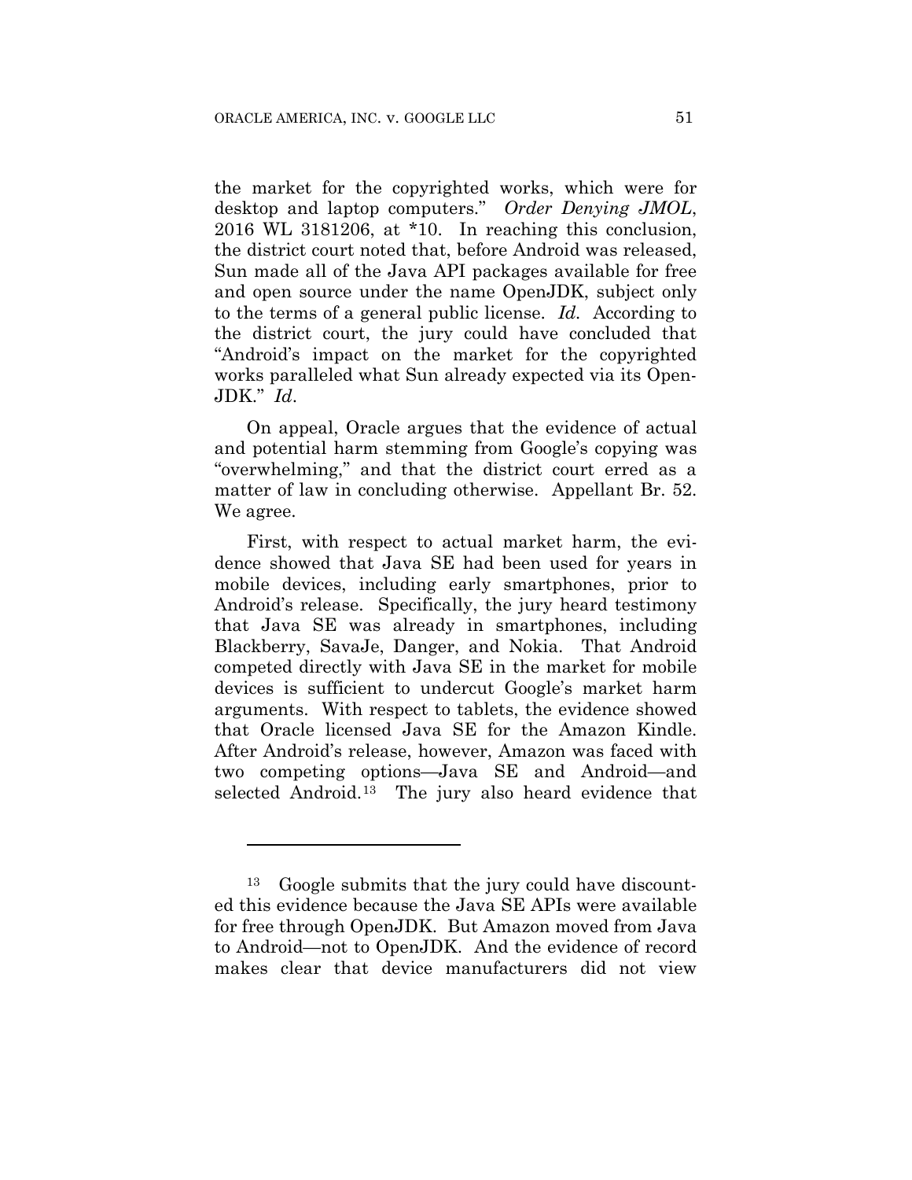the market for the copyrighted works, which were for desktop and laptop computers." *Order Denying JMOL*, 2016 WL 3181206, at *10. In reaching this conclusion, the district court noted that, before Android was released, Sun made all of the Java API packages available for free and open source under the name OpenJDK, subject only to the terms of a general public license. *Id*. According to the district court, the jury could have concluded that "Android's impact on the market for the copyrighted works paralleled what Sun already expected via its Open-JDK." *Id*.

On appeal, Oracle argues that the evidence of actual and potential harm stemming from Google's copying was "overwhelming," and that the district court erred as a matter of law in concluding otherwise. Appellant Br. 52. We agree.

First, with respect to actual market harm, the evidence showed that Java SE had been used for years in mobile devices, including early smartphones, prior to Android's release. Specifically, the jury heard testimony that Java SE was already in smartphones, including Blackberry, SavaJe, Danger, and Nokia. That Android competed directly with Java SE in the market for mobile devices is sufficient to undercut Google's market harm arguments. With respect to tablets, the evidence showed that Oracle licensed Java SE for the Amazon Kindle. After Android's release, however, Amazon was faced with two competing options—Java SE and Android—and selected Android.[13] The jury also heard evidence that

---

[13] Google submits that the jury could have discounted this evidence because the Java SE APIs were available for free through OpenJDK. But Amazon moved from Java to Android—not to OpenJDK. And the evidence of record makes clear that device manufacturers did not view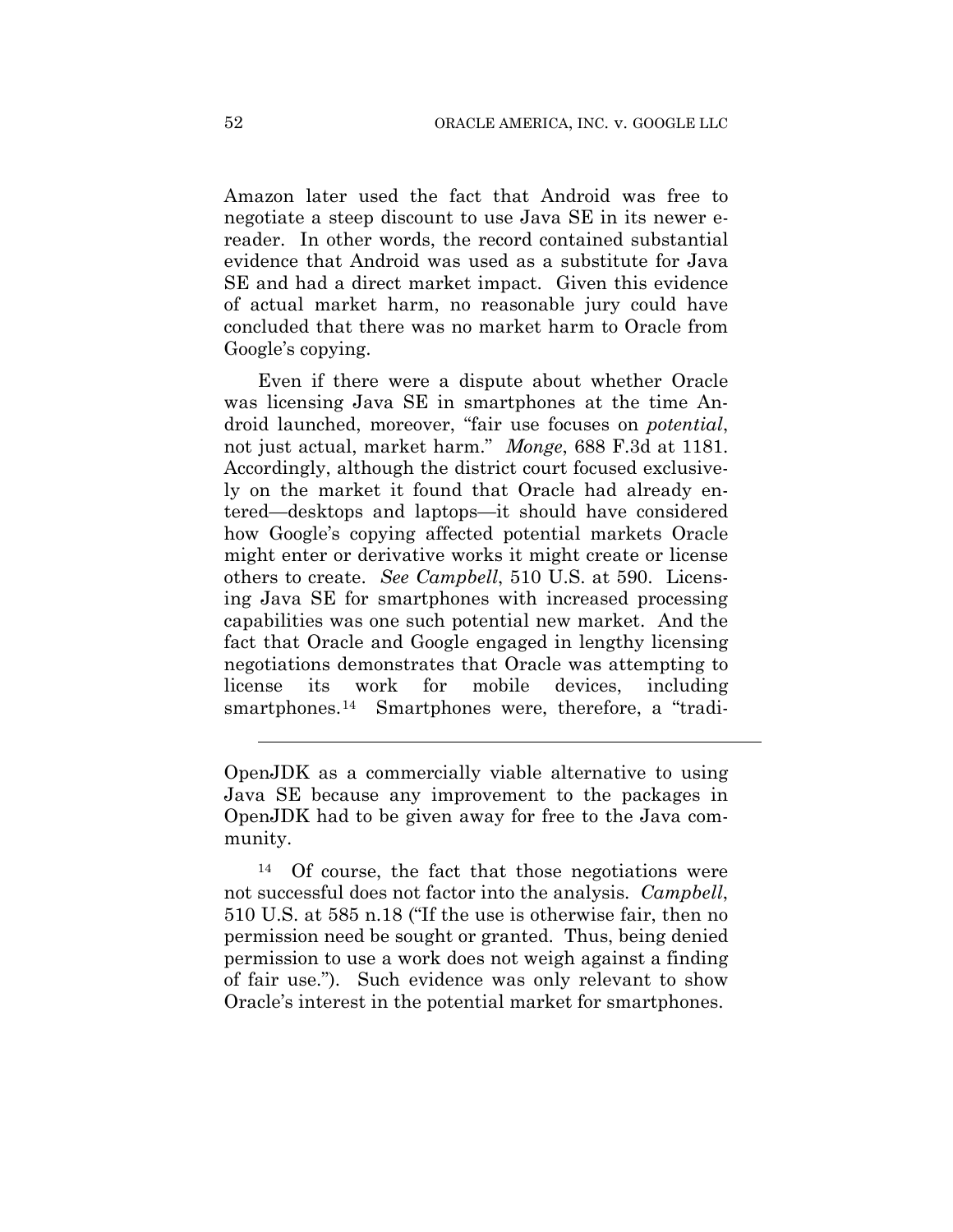Amazon later used the fact that Android was free to negotiate a steep discount to use Java SE in its newer e-reader. In other words, the record contained substantial evidence that Android was used as a substitute for Java SE and had a direct market impact. Given this evidence of actual market harm, no reasonable jury could have concluded that there was no market harm to Oracle from Google's copying.

Even if there were a dispute about whether Oracle was licensing Java SE in smartphones at the time Android launched, moreover, "fair use focuses on *potential*, not just actual, market harm." *Monge*, 688 F.3d at 1181. Accordingly, although the district court focused exclusively on the market it found that Oracle had already entered—desktops and laptops—it should have considered how Google's copying affected potential markets Oracle might enter or derivative works it might create or license others to create. *See Campbell*, 510 U.S. at 590. Licensing Java SE for smartphones with increased processing capabilities was one such potential new market. And the fact that Oracle and Google engaged in lengthy licensing negotiations demonstrates that Oracle was attempting to license its work for mobile devices, including smartphones.[14] Smartphones were, therefore, a "tradi-

---

OpenJDK as a commercially viable alternative to using Java SE because any improvement to the packages in OpenJDK had to be given away for free to the Java community.

[14] Of course, the fact that those negotiations were not successful does not factor into the analysis. *Campbell*, 510 U.S. at 585 n.18 ("If the use is otherwise fair, then no permission need be sought or granted. Thus, being denied permission to use a work does not weigh against a finding of fair use."). Such evidence was only relevant to show Oracle's interest in the potential market for smartphones.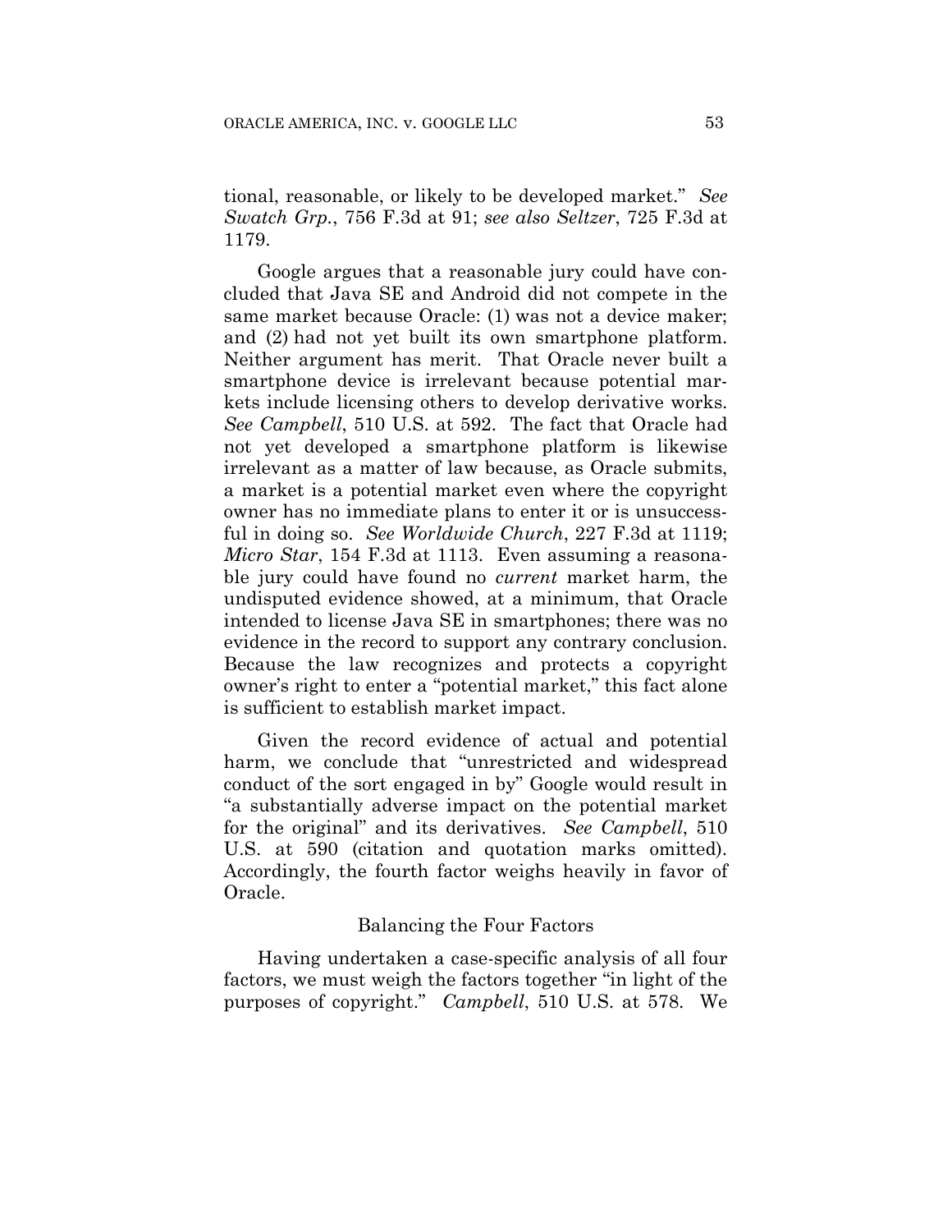tional, reasonable, or likely to be developed market." *See Swatch Grp.*, 756 F.3d at 91; *see also Seltzer*, 725 F.3d at 1179.

Google argues that a reasonable jury could have concluded that Java SE and Android did not compete in the same market because Oracle: (1) was not a device maker; and (2) had not yet built its own smartphone platform. Neither argument has merit. That Oracle never built a smartphone device is irrelevant because potential markets include licensing others to develop derivative works. *See Campbell*, 510 U.S. at 592. The fact that Oracle had not yet developed a smartphone platform is likewise irrelevant as a matter of law because, as Oracle submits, a market is a potential market even where the copyright owner has no immediate plans to enter it or is unsuccessful in doing so. *See Worldwide Church*, 227 F.3d at 1119; *Micro Star*, 154 F.3d at 1113. Even assuming a reasonable jury could have found no *current* market harm, the undisputed evidence showed, at a minimum, that Oracle intended to license Java SE in smartphones; there was no evidence in the record to support any contrary conclusion. Because the law recognizes and protects a copyright owner's right to enter a "potential market," this fact alone is sufficient to establish market impact.

Given the record evidence of actual and potential harm, we conclude that "unrestricted and widespread conduct of the sort engaged in by" Google would result in "a substantially adverse impact on the potential market for the original" and its derivatives. *See Campbell*, 510 U.S. at 590 (citation and quotation marks omitted). Accordingly, the fourth factor weighs heavily in favor of Oracle.

### Balancing the Four Factors

Having undertaken a case-specific analysis of all four factors, we must weigh the factors together "in light of the purposes of copyright." *Campbell*, 510 U.S. at 578. We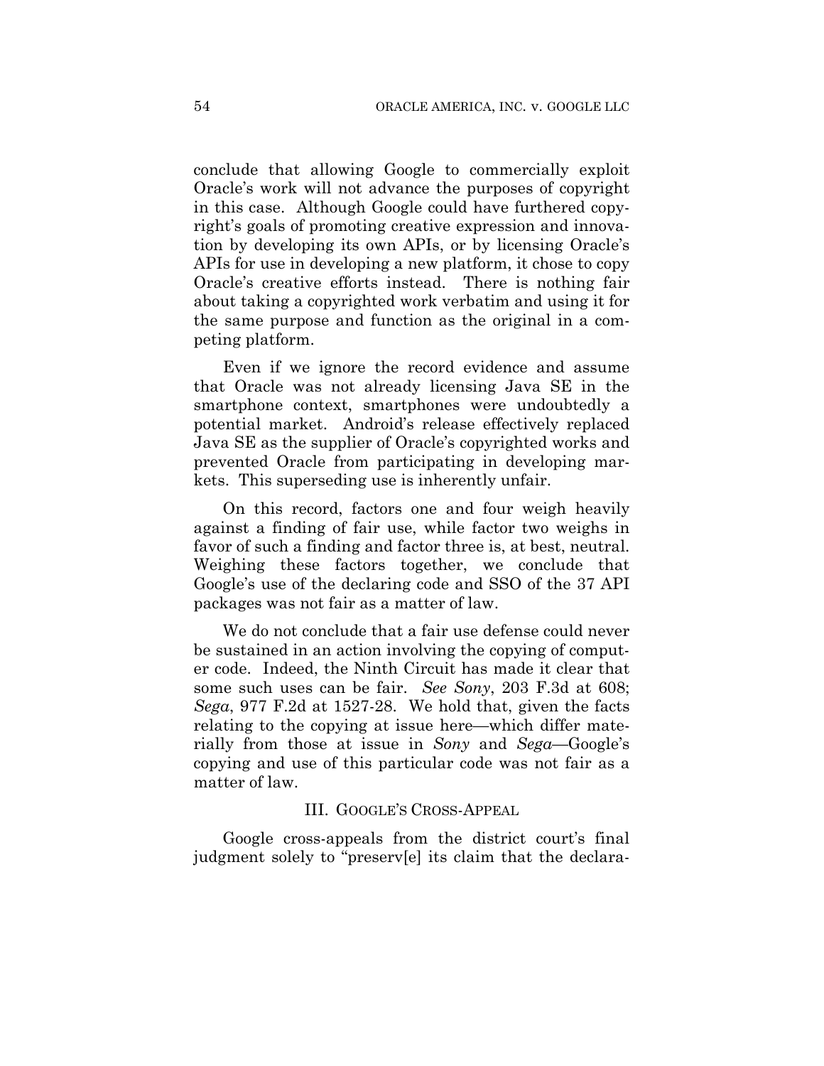conclude that allowing Google to commercially exploit Oracle's work will not advance the purposes of copyright in this case. Although Google could have furthered copyright's goals of promoting creative expression and innovation by developing its own APIs, or by licensing Oracle's APIs for use in developing a new platform, it chose to copy Oracle's creative efforts instead. There is nothing fair about taking a copyrighted work verbatim and using it for the same purpose and function as the original in a competing platform.

Even if we ignore the record evidence and assume that Oracle was not already licensing Java SE in the smartphone context, smartphones were undoubtedly a potential market. Android's release effectively replaced Java SE as the supplier of Oracle's copyrighted works and prevented Oracle from participating in developing markets. This superseding use is inherently unfair.

On this record, factors one and four weigh heavily against a finding of fair use, while factor two weighs in favor of such a finding and factor three is, at best, neutral. Weighing these factors together, we conclude that Google's use of the declaring code and SSO of the 37 API packages was not fair as a matter of law.

We do not conclude that a fair use defense could never be sustained in an action involving the copying of computer code. Indeed, the Ninth Circuit has made it clear that some such uses can be fair. *See Sony*, 203 F.3d at 608; *Sega*, 977 F.2d at 1527-28. We hold that, given the facts relating to the copying at issue here—which differ materially from those at issue in *Sony* and *Sega*—Google's copying and use of this particular code was not fair as a matter of law.

## III. GOOGLE'S CROSS-APPEAL

Google cross-appeals from the district court's final judgment solely to "preserv[e] its claim that the declara-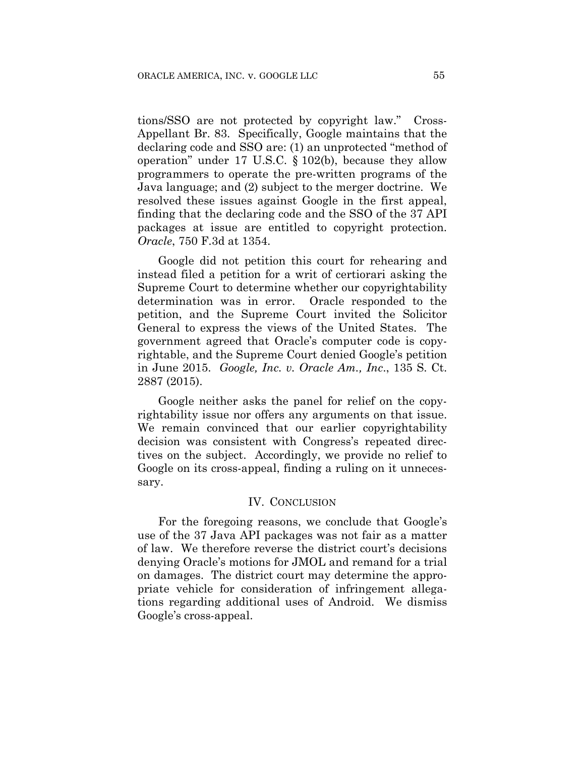tions/SSO are not protected by copyright law." Cross-Appellant Br. 83. Specifically, Google maintains that the declaring code and SSO are: (1) an unprotected "method of operation" under 17 U.S.C. § 102(b), because they allow programmers to operate the pre-written programs of the Java language; and (2) subject to the merger doctrine. We resolved these issues against Google in the first appeal, finding that the declaring code and the SSO of the 37 API packages at issue are entitled to copyright protection. *Oracle*, 750 F.3d at 1354.

Google did not petition this court for rehearing and instead filed a petition for a writ of certiorari asking the Supreme Court to determine whether our copyrightability determination was in error. Oracle responded to the petition, and the Supreme Court invited the Solicitor General to express the views of the United States. The government agreed that Oracle's computer code is copyrightable, and the Supreme Court denied Google's petition in June 2015. *Google, Inc. v. Oracle Am., Inc.*, 135 S. Ct. 2887 (2015).

Google neither asks the panel for relief on the copyrightability issue nor offers any arguments on that issue. We remain convinced that our earlier copyrightability decision was consistent with Congress's repeated directives on the subject. Accordingly, we provide no relief to Google on its cross-appeal, finding a ruling on it unnecessary.

## IV. Conclusion

For the foregoing reasons, we conclude that Google's use of the 37 Java API packages was not fair as a matter of law. We therefore reverse the district court's decisions denying Oracle's motions for JMOL and remand for a trial on damages. The district court may determine the appropriate vehicle for consideration of infringement allegations regarding additional uses of Android. We dismiss Google's cross-appeal.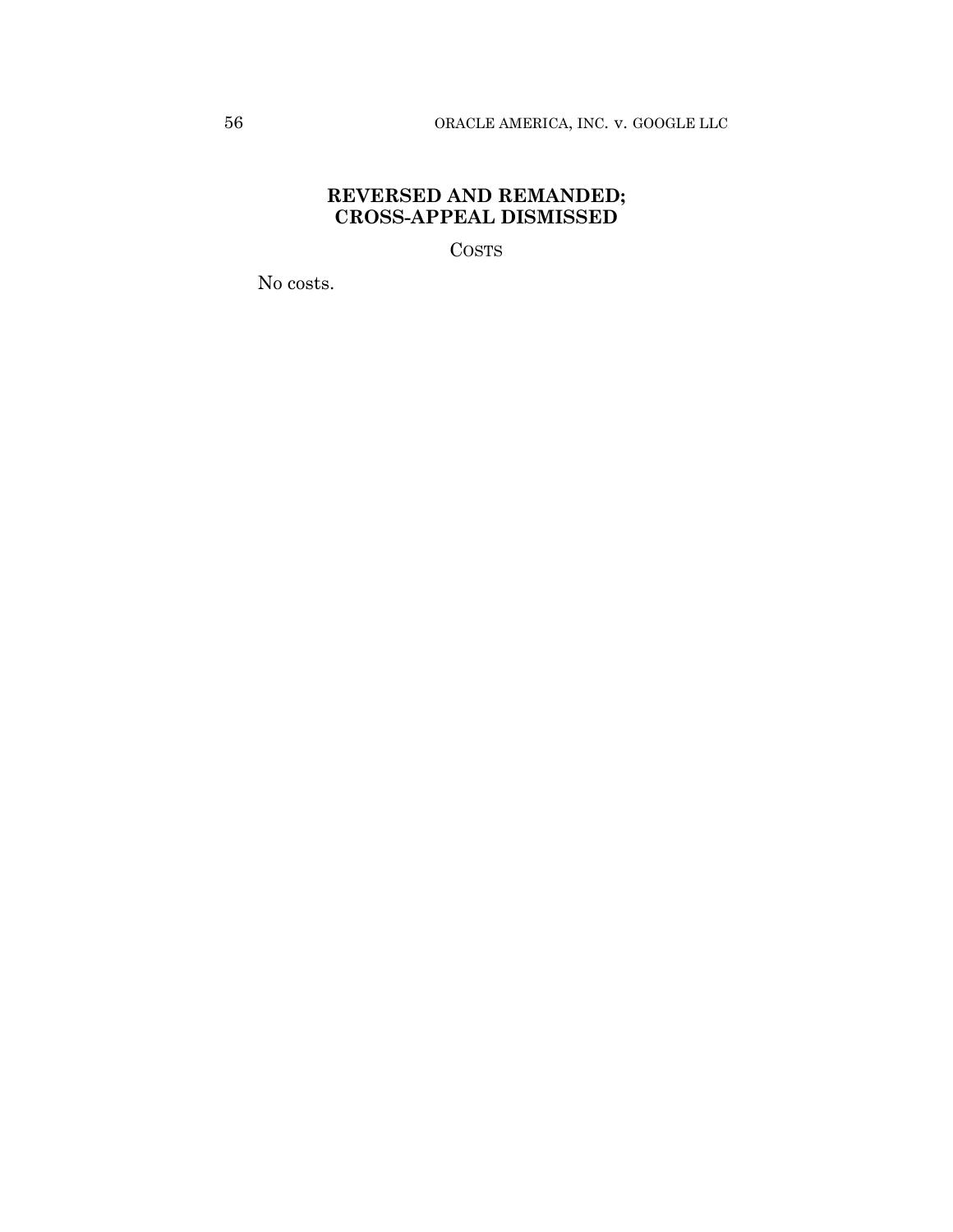**REVERSED AND REMANDED;**
**CROSS-APPEAL DISMISSED**

COSTS

No costs.